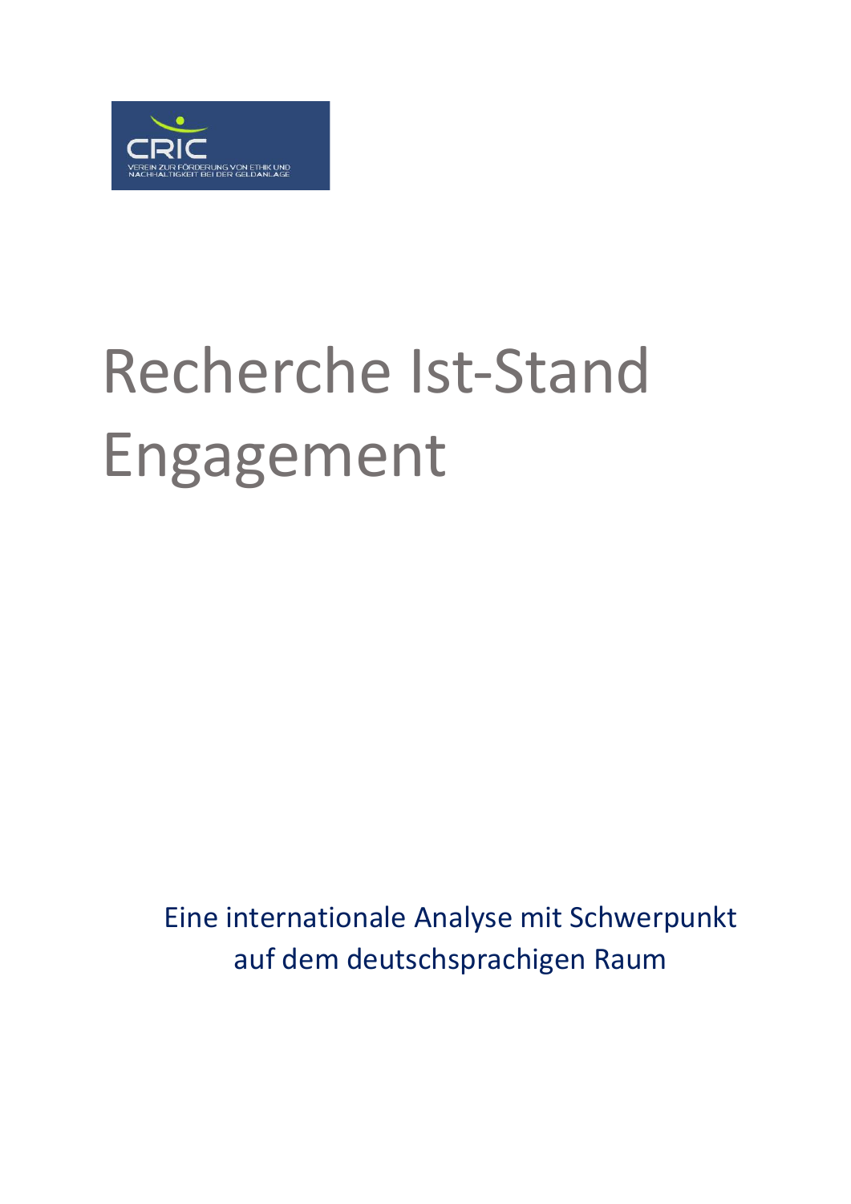CRIC

VEREIN ZUR FÖRDERUNG VON ETHIK UND NACHHALTIGKEIT BEI DER GELDANLAGE

# Recherche Ist-Stand Engagement

Eine internationale Analyse mit Schwerpunkt auf dem deutschsprachigen Raum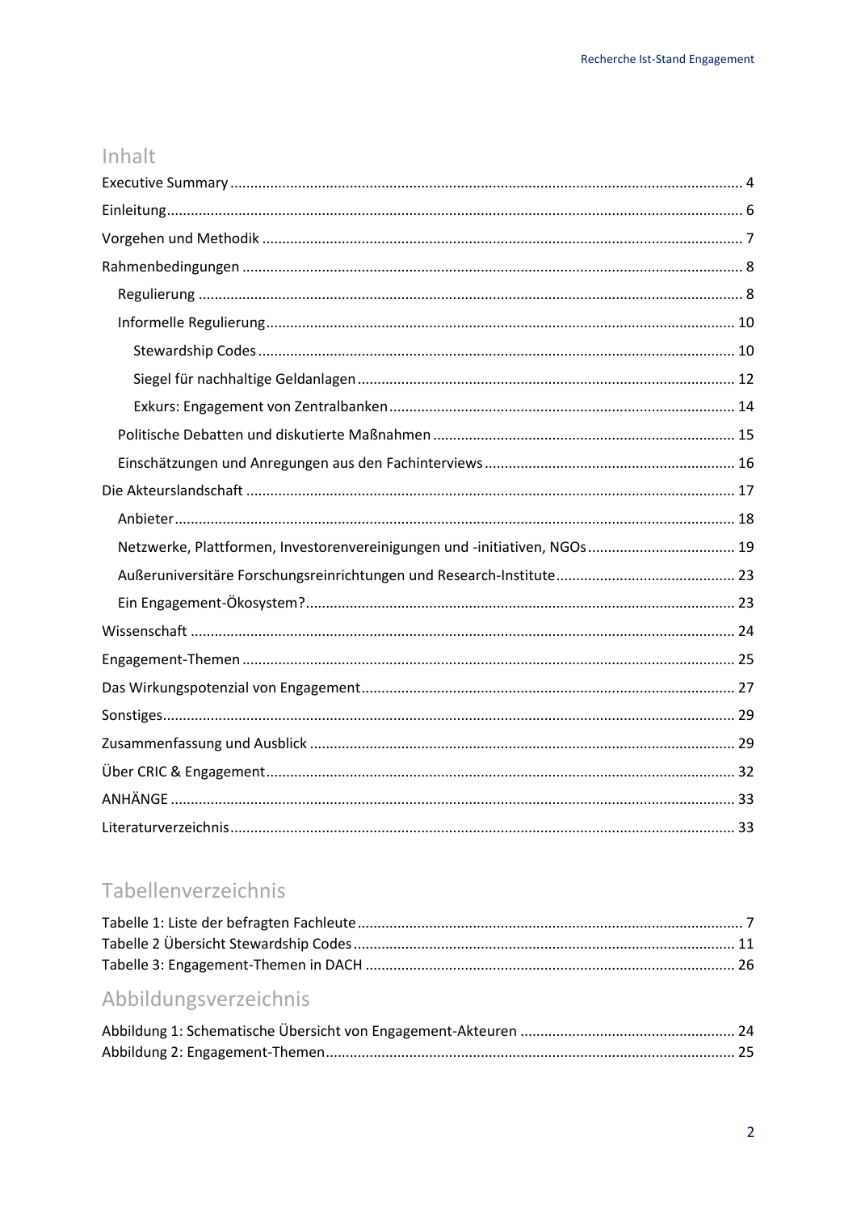# Inhalt

Executive Summary ... 4
Einleitung ... 6
Vorgehen und Methodik ... 7
Rahmenbedingungen ... 8
  Regulierung ... 8
  Informelle Regulierung ... 10
    Stewardship Codes ... 10
    Siegel für nachhaltige Geldanlagen ... 12
    Exkurs: Engagement von Zentralbanken ... 14
  Politische Debatten und diskutierte Maßnahmen ... 15
  Einschätzungen und Anregungen aus den Fachinterviews ... 16
Die Akteurslandschaft ... 17
  Anbieter ... 18
  Netzwerke, Plattformen, Investorenvereinigungen und -initiativen, NGOs ... 19
  Außeruniversitäre Forschungsreinrichtungen und Research-Institute ... 23
  Ein Engagement-Ökosystem? ... 23
Wissenschaft ... 24
Engagement-Themen ... 25
Das Wirkungspotenzial von Engagement ... 27
Sonstiges ... 29
Zusammenfassung und Ausblick ... 29
Über CRIC & Engagement ... 32
ANHÄNGE ... 33
Literaturverzeichnis ... 33

# Tabellenverzeichnis

Tabelle 1: Liste der befragten Fachleute ... 7
Tabelle 2 Übersicht Stewardship Codes ... 11
Tabelle 3: Engagement-Themen in DACH ... 26

# Abbildungsverzeichnis

Abbildung 1: Schematische Übersicht von Engagement-Akteuren ... 24
Abbildung 2: Engagement-Themen ... 25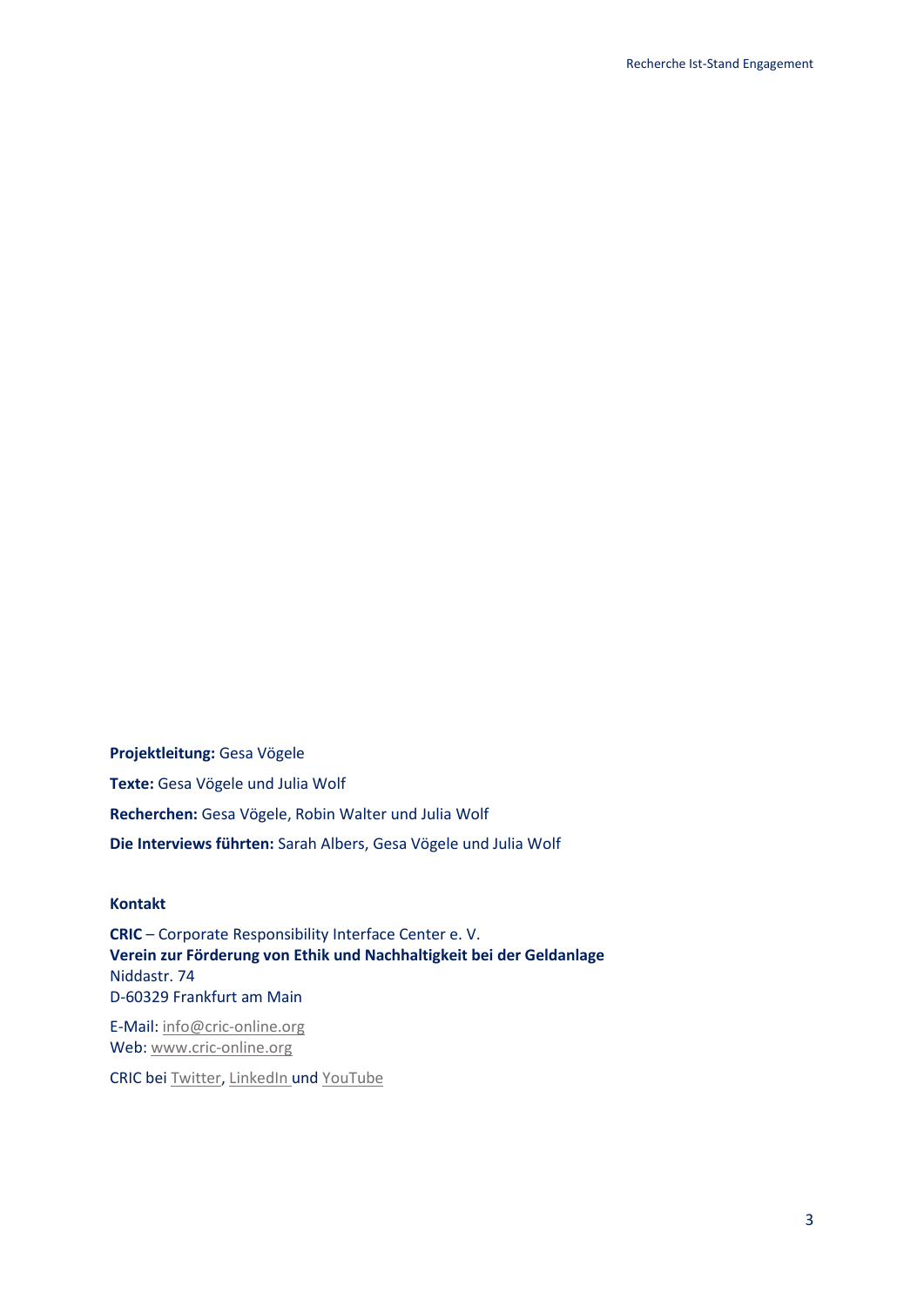**Projektleitung:** Gesa Vögele

**Texte:** Gesa Vögele und Julia Wolf

**Recherchen:** Gesa Vögele, Robin Walter und Julia Wolf

**Die Interviews führten:** Sarah Albers, Gesa Vögele und Julia Wolf

**Kontakt**

**CRIC** – Corporate Responsibility Interface Center e. V.
**Verein zur Förderung von Ethik und Nachhaltigkeit bei der Geldanlage**
Niddastr. 74
D-60329 Frankfurt am Main

E-Mail: info@cric-online.org
Web: www.cric-online.org

CRIC bei Twitter, LinkedIn und YouTube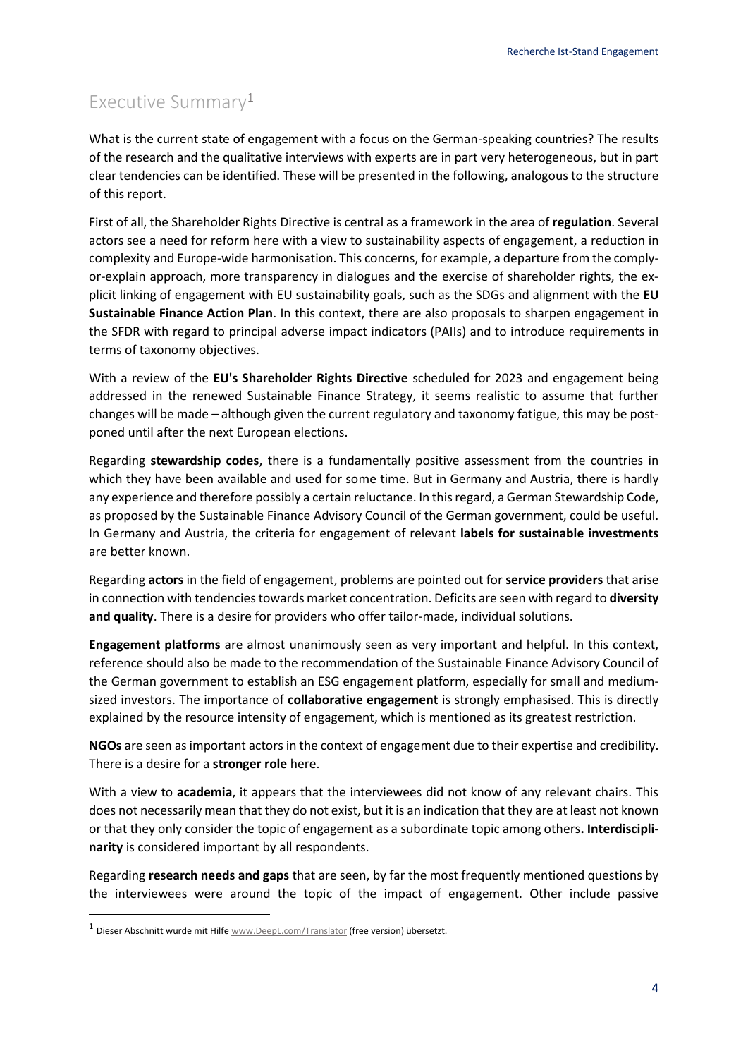# Executive Summary[1]

What is the current state of engagement with a focus on the German-speaking countries? The results of the research and the qualitative interviews with experts are in part very heterogeneous, but in part clear tendencies can be identified. These will be presented in the following, analogous to the structure of this report.

First of all, the Shareholder Rights Directive is central as a framework in the area of **regulation**. Several actors see a need for reform here with a view to sustainability aspects of engagement, a reduction in complexity and Europe-wide harmonisation. This concerns, for example, a departure from the comply-or-explain approach, more transparency in dialogues and the exercise of shareholder rights, the explicit linking of engagement with EU sustainability goals, such as the SDGs and alignment with the **EU Sustainable Finance Action Plan**. In this context, there are also proposals to sharpen engagement in the SFDR with regard to principal adverse impact indicators (PAIIs) and to introduce requirements in terms of taxonomy objectives.

With a review of the **EU's Shareholder Rights Directive** scheduled for 2023 and engagement being addressed in the renewed Sustainable Finance Strategy, it seems realistic to assume that further changes will be made – although given the current regulatory and taxonomy fatigue, this may be postponed until after the next European elections.

Regarding **stewardship codes**, there is a fundamentally positive assessment from the countries in which they have been available and used for some time. But in Germany and Austria, there is hardly any experience and therefore possibly a certain reluctance. In this regard, a German Stewardship Code, as proposed by the Sustainable Finance Advisory Council of the German government, could be useful. In Germany and Austria, the criteria for engagement of relevant **labels for sustainable investments** are better known.

Regarding **actors** in the field of engagement, problems are pointed out for **service providers** that arise in connection with tendencies towards market concentration. Deficits are seen with regard to **diversity and quality**. There is a desire for providers who offer tailor-made, individual solutions.

**Engagement platforms** are almost unanimously seen as very important and helpful. In this context, reference should also be made to the recommendation of the Sustainable Finance Advisory Council of the German government to establish an ESG engagement platform, especially for small and medium-sized investors. The importance of **collaborative engagement** is strongly emphasised. This is directly explained by the resource intensity of engagement, which is mentioned as its greatest restriction.

**NGOs** are seen as important actors in the context of engagement due to their expertise and credibility. There is a desire for a **stronger role** here.

With a view to **academia**, it appears that the interviewees did not know of any relevant chairs. This does not necessarily mean that they do not exist, but it is an indication that they are at least not known or that they only consider the topic of engagement as a subordinate topic among others**. Interdisciplinarity** is considered important by all respondents.

Regarding **research needs and gaps** that are seen, by far the most frequently mentioned questions by the interviewees were around the topic of the impact of engagement. Other include passive

[1] Dieser Abschnitt wurde mit Hilfe www.DeepL.com/Translator (free version) übersetzt.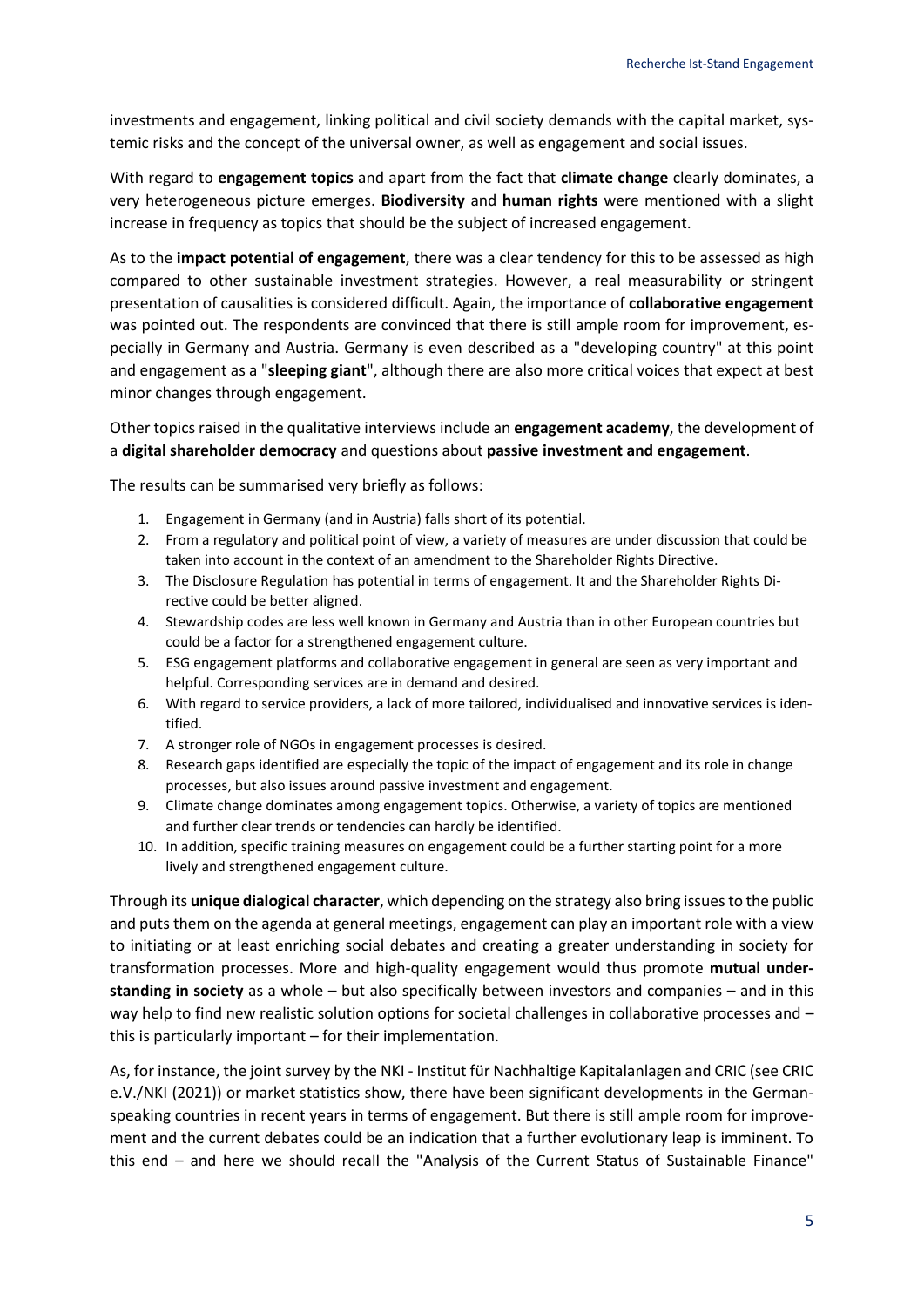investments and engagement, linking political and civil society demands with the capital market, systemic risks and the concept of the universal owner, as well as engagement and social issues.

With regard to **engagement topics** and apart from the fact that **climate change** clearly dominates, a very heterogeneous picture emerges. **Biodiversity** and **human rights** were mentioned with a slight increase in frequency as topics that should be the subject of increased engagement.

As to the **impact potential of engagement**, there was a clear tendency for this to be assessed as high compared to other sustainable investment strategies. However, a real measurability or stringent presentation of causalities is considered difficult. Again, the importance of **collaborative engagement** was pointed out. The respondents are convinced that there is still ample room for improvement, especially in Germany and Austria. Germany is even described as a "developing country" at this point and engagement as a "**sleeping giant**", although there are also more critical voices that expect at best minor changes through engagement.

Other topics raised in the qualitative interviews include an **engagement academy**, the development of a **digital shareholder democracy** and questions about **passive investment and engagement**.

The results can be summarised very briefly as follows:

1. Engagement in Germany (and in Austria) falls short of its potential.
2. From a regulatory and political point of view, a variety of measures are under discussion that could be taken into account in the context of an amendment to the Shareholder Rights Directive.
3. The Disclosure Regulation has potential in terms of engagement. It and the Shareholder Rights Directive could be better aligned.
4. Stewardship codes are less well known in Germany and Austria than in other European countries but could be a factor for a strengthened engagement culture.
5. ESG engagement platforms and collaborative engagement in general are seen as very important and helpful. Corresponding services are in demand and desired.
6. With regard to service providers, a lack of more tailored, individualised and innovative services is identified.
7. A stronger role of NGOs in engagement processes is desired.
8. Research gaps identified are especially the topic of the impact of engagement and its role in change processes, but also issues around passive investment and engagement.
9. Climate change dominates among engagement topics. Otherwise, a variety of topics are mentioned and further clear trends or tendencies can hardly be identified.
10. In addition, specific training measures on engagement could be a further starting point for a more lively and strengthened engagement culture.

Through its **unique dialogical character**, which depending on the strategy also bring issues to the public and puts them on the agenda at general meetings, engagement can play an important role with a view to initiating or at least enriching social debates and creating a greater understanding in society for transformation processes. More and high-quality engagement would thus promote **mutual understanding in society** as a whole – but also specifically between investors and companies – and in this way help to find new realistic solution options for societal challenges in collaborative processes and – this is particularly important – for their implementation.

As, for instance, the joint survey by the NKI - Institut für Nachhaltige Kapitalanlagen and CRIC (see CRIC e.V./NKI (2021)) or market statistics show, there have been significant developments in the German-speaking countries in recent years in terms of engagement. But there is still ample room for improvement and the current debates could be an indication that a further evolutionary leap is imminent. To this end – and here we should recall the "Analysis of the Current Status of Sustainable Finance"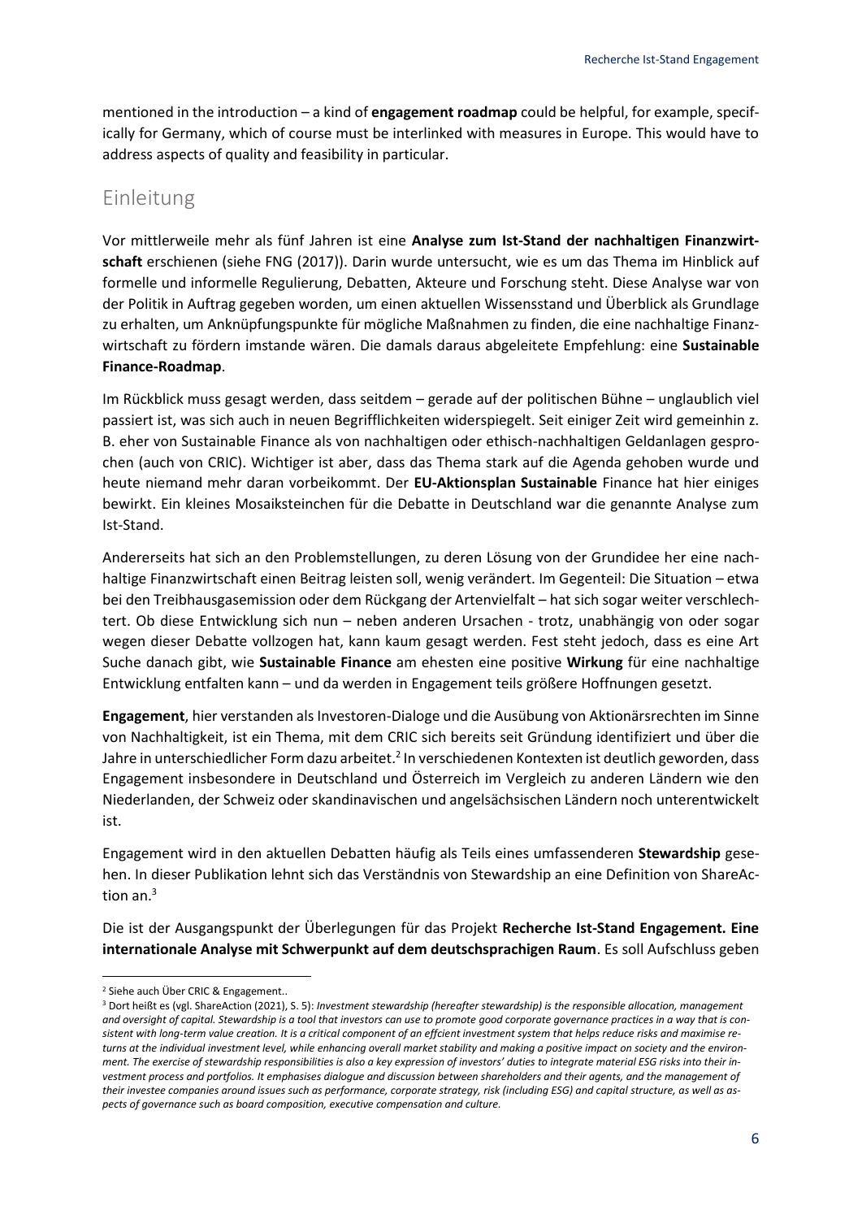mentioned in the introduction – a kind of **engagement roadmap** could be helpful, for example, specifically for Germany, which of course must be interlinked with measures in Europe. This would have to address aspects of quality and feasibility in particular.

## Einleitung

Vor mittlerweile mehr als fünf Jahren ist eine **Analyse zum Ist-Stand der nachhaltigen Finanzwirtschaft** erschienen (siehe FNG (2017)). Darin wurde untersucht, wie es um das Thema im Hinblick auf formelle und informelle Regulierung, Debatten, Akteure und Forschung steht. Diese Analyse war von der Politik in Auftrag gegeben worden, um einen aktuellen Wissensstand und Überblick als Grundlage zu erhalten, um Anknüpfungspunkte für mögliche Maßnahmen zu finden, die eine nachhaltige Finanzwirtschaft zu fördern imstande wären. Die damals daraus abgeleitete Empfehlung: eine **Sustainable Finance-Roadmap**.

Im Rückblick muss gesagt werden, dass seitdem – gerade auf der politischen Bühne – unglaublich viel passiert ist, was sich auch in neuen Begrifflichkeiten widerspiegelt. Seit einiger Zeit wird gemeinhin z. B. eher von Sustainable Finance als von nachhaltigen oder ethisch-nachhaltigen Geldanlagen gesprochen (auch von CRIC). Wichtiger ist aber, dass das Thema stark auf die Agenda gehoben wurde und heute niemand mehr daran vorbeikommt. Der **EU-Aktionsplan Sustainable** Finance hat hier einiges bewirkt. Ein kleines Mosaiksteinchen für die Debatte in Deutschland war die genannte Analyse zum Ist-Stand.

Andererseits hat sich an den Problemstellungen, zu deren Lösung von der Grundidee her eine nachhaltige Finanzwirtschaft einen Beitrag leisten soll, wenig verändert. Im Gegenteil: Die Situation – etwa bei den Treibhausgasemission oder dem Rückgang der Artenvielfalt – hat sich sogar weiter verschlechtert. Ob diese Entwicklung sich nun – neben anderen Ursachen - trotz, unabhängig von oder sogar wegen dieser Debatte vollzogen hat, kann kaum gesagt werden. Fest steht jedoch, dass es eine Art Suche danach gibt, wie **Sustainable Finance** am ehesten eine positive **Wirkung** für eine nachhaltige Entwicklung entfalten kann – und da werden in Engagement teils größere Hoffnungen gesetzt.

**Engagement**, hier verstanden als Investoren-Dialoge und die Ausübung von Aktionärsrechten im Sinne von Nachhaltigkeit, ist ein Thema, mit dem CRIC sich bereits seit Gründung identifiziert und über die Jahre in unterschiedlicher Form dazu arbeitet.[2] In verschiedenen Kontexten ist deutlich geworden, dass Engagement insbesondere in Deutschland und Österreich im Vergleich zu anderen Ländern wie den Niederlanden, der Schweiz oder skandinavischen und angelsächsischen Ländern noch unterentwickelt ist.

Engagement wird in den aktuellen Debatten häufig als Teils eines umfassenderen **Stewardship** gesehen. In dieser Publikation lehnt sich das Verständnis von Stewardship an eine Definition von ShareAction an.[3]

Die ist der Ausgangspunkt der Überlegungen für das Projekt **Recherche Ist-Stand Engagement. Eine internationale Analyse mit Schwerpunkt auf dem deutschsprachigen Raum**. Es soll Aufschluss geben

---

[2] Siehe auch Über CRIC & Engagement..

[3] Dort heißt es (vgl. ShareAction (2021), S. 5): *Investment stewardship (hereafter stewardship) is the responsible allocation, management and oversight of capital. Stewardship is a tool that investors can use to promote good corporate governance practices in a way that is consistent with long-term value creation. It is a critical component of an effcient investment system that helps reduce risks and maximise returns at the individual investment level, while enhancing overall market stability and making a positive impact on society and the environment. The exercise of stewardship responsibilities is also a key expression of investors' duties to integrate material ESG risks into their investment process and portfolios. It emphasises dialogue and discussion between shareholders and their agents, and the management of their investee companies around issues such as performance, corporate strategy, risk (including ESG) and capital structure, as well as aspects of governance such as board composition, executive compensation and culture.*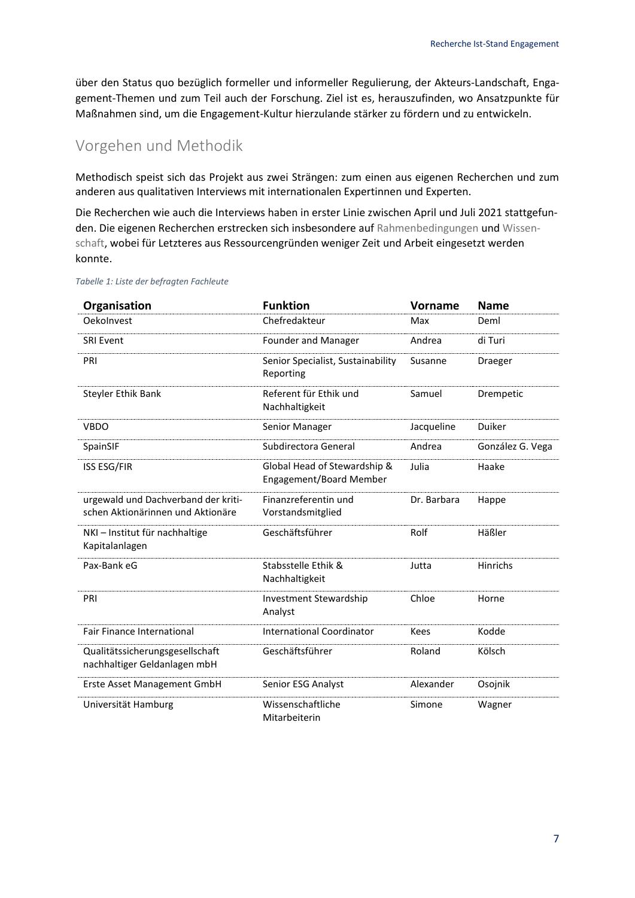über den Status quo bezüglich formeller und informeller Regulierung, der Akteurs-Landschaft, Engagement-Themen und zum Teil auch der Forschung. Ziel ist es, herauszufinden, wo Ansatzpunkte für Maßnahmen sind, um die Engagement-Kultur hierzulande stärker zu fördern und zu entwickeln.

## Vorgehen und Methodik

Methodisch speist sich das Projekt aus zwei Strängen: zum einen aus eigenen Recherchen und zum anderen aus qualitativen Interviews mit internationalen Expertinnen und Experten.

Die Recherchen wie auch die Interviews haben in erster Linie zwischen April und Juli 2021 stattgefunden. Die eigenen Recherchen erstrecken sich insbesondere auf Rahmenbedingungen und Wissenschaft, wobei für Letzteres aus Ressourcengründen weniger Zeit und Arbeit eingesetzt werden konnte.

*Tabelle 1: Liste der befragten Fachleute*

| Organisation | Funktion | Vorname | Name |
|---|---|---|---|
| OekoInvest | Chefredakteur | Max | Deml |
| SRI Event | Founder and Manager | Andrea | di Turi |
| PRI | Senior Specialist, Sustainability Reporting | Susanne | Draeger |
| Steyler Ethik Bank | Referent für Ethik und Nachhaltigkeit | Samuel | Drempetic |
| VBDO | Senior Manager | Jacqueline | Duiker |
| SpainSIF | Subdirectora General | Andrea | González G. Vega |
| ISS ESG/FIR | Global Head of Stewardship & Engagement/Board Member | Julia | Haake |
| urgewald und Dachverband der kritischen Aktionärinnen und Aktionäre | Finanzreferentin und Vorstandsmitglied | Dr. Barbara | Happe |
| NKI – Institut für nachhaltige Kapitalanlagen | Geschäftsführer | Rolf | Häßler |
| Pax-Bank eG | Stabsstelle Ethik & Nachhaltigkeit | Jutta | Hinrichs |
| PRI | Investment Stewardship Analyst | Chloe | Horne |
| Fair Finance International | International Coordinator | Kees | Kodde |
| Qualitätssicherungsgesellschaft nachhaltiger Geldanlagen mbH | Geschäftsführer | Roland | Kölsch |
| Erste Asset Management GmbH | Senior ESG Analyst | Alexander | Osojnik |
| Universität Hamburg | Wissenschaftliche Mitarbeiterin | Simone | Wagner |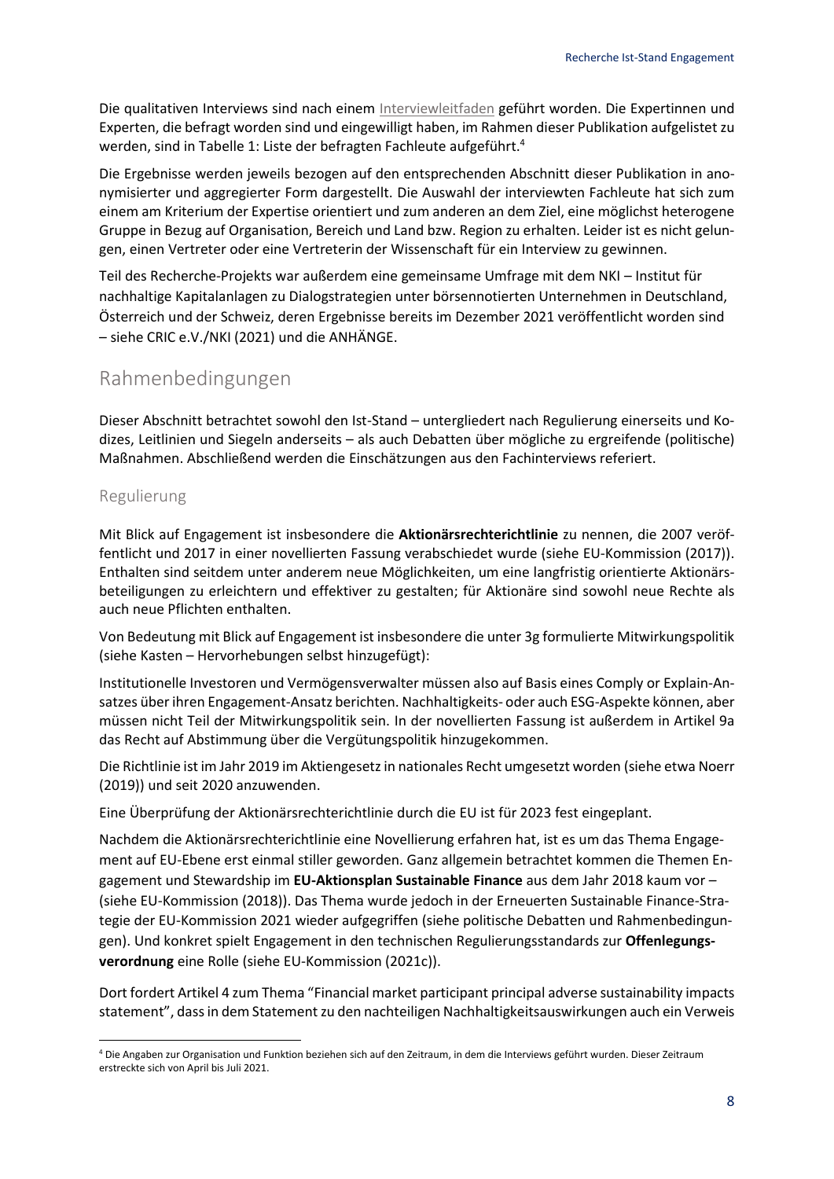Die qualitativen Interviews sind nach einem Interviewleitfaden geführt worden. Die Expertinnen und Experten, die befragt worden sind und eingewilligt haben, im Rahmen dieser Publikation aufgelistet zu werden, sind in Tabelle 1: Liste der befragten Fachleute aufgeführt.[4]

Die Ergebnisse werden jeweils bezogen auf den entsprechenden Abschnitt dieser Publikation in anonymisierter und aggregierter Form dargestellt. Die Auswahl der interviewten Fachleute hat sich zum einem am Kriterium der Expertise orientiert und zum anderen an dem Ziel, eine möglichst heterogene Gruppe in Bezug auf Organisation, Bereich und Land bzw. Region zu erhalten. Leider ist es nicht gelungen, einen Vertreter oder eine Vertreterin der Wissenschaft für ein Interview zu gewinnen.

Teil des Recherche-Projekts war außerdem eine gemeinsame Umfrage mit dem NKI – Institut für nachhaltige Kapitalanlagen zu Dialogstrategien unter börsennotierten Unternehmen in Deutschland, Österreich und der Schweiz, deren Ergebnisse bereits im Dezember 2021 veröffentlicht worden sind – siehe CRIC e.V./NKI (2021) und die ANHÄNGE.

## Rahmenbedingungen

Dieser Abschnitt betrachtet sowohl den Ist-Stand – untergliedert nach Regulierung einerseits und Kodizes, Leitlinien und Siegeln anderseits – als auch Debatten über mögliche zu ergreifende (politische) Maßnahmen. Abschließend werden die Einschätzungen aus den Fachinterviews referiert.

### Regulierung

Mit Blick auf Engagement ist insbesondere die **Aktionärsrechterichtlinie** zu nennen, die 2007 veröffentlicht und 2017 in einer novellierten Fassung verabschiedet wurde (siehe EU-Kommission (2017)). Enthalten sind seitdem unter anderem neue Möglichkeiten, um eine langfristig orientierte Aktionärsbeteiligungen zu erleichtern und effektiver zu gestalten; für Aktionäre sind sowohl neue Rechte als auch neue Pflichten enthalten.

Von Bedeutung mit Blick auf Engagement ist insbesondere die unter 3g formulierte Mitwirkungspolitik (siehe Kasten – Hervorhebungen selbst hinzugefügt):

Institutionelle Investoren und Vermögensverwalter müssen also auf Basis eines Comply or Explain-Ansatzes über ihren Engagement-Ansatz berichten. Nachhaltigkeits- oder auch ESG-Aspekte können, aber müssen nicht Teil der Mitwirkungspolitik sein. In der novellierten Fassung ist außerdem in Artikel 9a das Recht auf Abstimmung über die Vergütungspolitik hinzugekommen.

Die Richtlinie ist im Jahr 2019 im Aktiengesetz in nationales Recht umgesetzt worden (siehe etwa Noerr (2019)) und seit 2020 anzuwenden.

Eine Überprüfung der Aktionärsrechterichtlinie durch die EU ist für 2023 fest eingeplant.

Nachdem die Aktionärsrechterichtlinie eine Novellierung erfahren hat, ist es um das Thema Engagement auf EU-Ebene erst einmal stiller geworden. Ganz allgemein betrachtet kommen die Themen Engagement und Stewardship im **EU-Aktionsplan Sustainable Finance** aus dem Jahr 2018 kaum vor – (siehe EU-Kommission (2018)). Das Thema wurde jedoch in der Erneuerten Sustainable Finance-Strategie der EU-Kommission 2021 wieder aufgegriffen (siehe politische Debatten und Rahmenbedingungen). Und konkret spielt Engagement in den technischen Regulierungsstandards zur **Offenlegungsverordnung** eine Rolle (siehe EU-Kommission (2021c)).

Dort fordert Artikel 4 zum Thema "Financial market participant principal adverse sustainability impacts statement", dass in dem Statement zu den nachteiligen Nachhaltigkeitsauswirkungen auch ein Verweis

[4] Die Angaben zur Organisation und Funktion beziehen sich auf den Zeitraum, in dem die Interviews geführt wurden. Dieser Zeitraum erstreckte sich von April bis Juli 2021.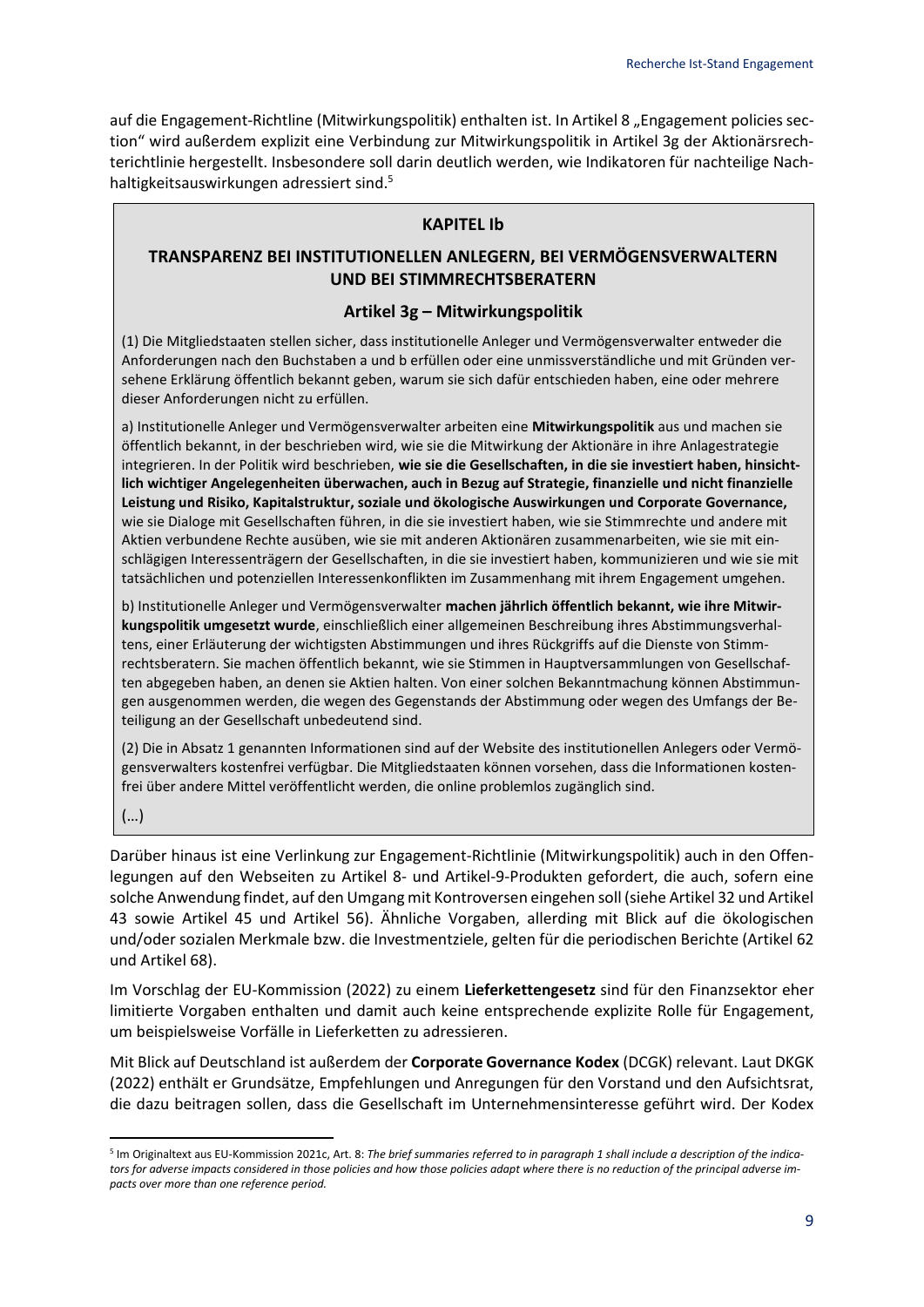auf die Engagement-Richtline (Mitwirkungspolitik) enthalten ist. In Artikel 8 „Engagement policies section" wird außerdem explizit eine Verbindung zur Mitwirkungspolitik in Artikel 3g der Aktionärsrechterichtlinie hergestellt. Insbesondere soll darin deutlich werden, wie Indikatoren für nachteilige Nachhaltigkeitsauswirkungen adressiert sind.[5]

> **KAPITEL Ib**
>
> **TRANSPARENZ BEI INSTITUTIONELLEN ANLEGERN, BEI VERMÖGENSVERWALTERN UND BEI STIMMRECHTSBERATERN**
>
> **Artikel 3g – Mitwirkungspolitik**
>
> (1) Die Mitgliedstaaten stellen sicher, dass institutionelle Anleger und Vermögensverwalter entweder die Anforderungen nach den Buchstaben a und b erfüllen oder eine unmissverständliche und mit Gründen versehene Erklärung öffentlich bekannt geben, warum sie sich dafür entschieden haben, eine oder mehrere dieser Anforderungen nicht zu erfüllen.
>
> a) Institutionelle Anleger und Vermögensverwalter arbeiten eine **Mitwirkungspolitik** aus und machen sie öffentlich bekannt, in der beschrieben wird, wie sie die Mitwirkung der Aktionäre in ihre Anlagestrategie integrieren. In der Politik wird beschrieben, **wie sie die Gesellschaften, in die sie investiert haben, hinsichtlich wichtiger Angelegenheiten überwachen, auch in Bezug auf Strategie, finanzielle und nicht finanzielle Leistung und Risiko, Kapitalstruktur, soziale und ökologische Auswirkungen und Corporate Governance,** wie sie Dialoge mit Gesellschaften führen, in die sie investiert haben, wie sie Stimmrechte und andere mit Aktien verbundene Rechte ausüben, wie sie mit anderen Aktionären zusammenarbeiten, wie sie mit einschlägigen Interessenträgern der Gesellschaften, in die sie investiert haben, kommunizieren und wie sie mit tatsächlichen und potenziellen Interessenkonflikten im Zusammenhang mit ihrem Engagement umgehen.
>
> b) Institutionelle Anleger und Vermögensverwalter **machen jährlich öffentlich bekannt, wie ihre Mitwirkungspolitik umgesetzt wurde**, einschließlich einer allgemeinen Beschreibung ihres Abstimmungsverhaltens, einer Erläuterung der wichtigsten Abstimmungen und ihres Rückgriffs auf die Dienste von Stimmrechtsberatern. Sie machen öffentlich bekannt, wie sie Stimmen in Hauptversammlungen von Gesellschaften abgegeben haben, an denen sie Aktien halten. Von einer solchen Bekanntmachung können Abstimmungen ausgenommen werden, die wegen des Gegenstands der Abstimmung oder wegen des Umfangs der Beteiligung an der Gesellschaft unbedeutend sind.
>
> (2) Die in Absatz 1 genannten Informationen sind auf der Website des institutionellen Anlegers oder Vermögensverwalters kostenfrei verfügbar. Die Mitgliedstaaten können vorsehen, dass die Informationen kostenfrei über andere Mittel veröffentlicht werden, die online problemlos zugänglich sind.
>
> (…)

Darüber hinaus ist eine Verlinkung zur Engagement-Richtlinie (Mitwirkungspolitik) auch in den Offenlegungen auf den Webseiten zu Artikel 8- und Artikel-9-Produkten gefordert, die auch, sofern eine solche Anwendung findet, auf den Umgang mit Kontroversen eingehen soll (siehe Artikel 32 und Artikel 43 sowie Artikel 45 und Artikel 56). Ähnliche Vorgaben, allerding mit Blick auf die ökologischen und/oder sozialen Merkmale bzw. die Investmentziele, gelten für die periodischen Berichte (Artikel 62 und Artikel 68).

Im Vorschlag der EU-Kommission (2022) zu einem **Lieferkettengesetz** sind für den Finanzsektor eher limitierte Vorgaben enthalten und damit auch keine entsprechende explizite Rolle für Engagement, um beispielsweise Vorfälle in Lieferketten zu adressieren.

Mit Blick auf Deutschland ist außerdem der **Corporate Governance Kodex** (DCGK) relevant. Laut DKGK (2022) enthält er Grundsätze, Empfehlungen und Anregungen für den Vorstand und den Aufsichtsrat, die dazu beitragen sollen, dass die Gesellschaft im Unternehmensinteresse geführt wird. Der Kodex

[5] Im Originaltext aus EU-Kommission 2021c, Art. 8: *The brief summaries referred to in paragraph 1 shall include a description of the indicators for adverse impacts considered in those policies and how those policies adapt where there is no reduction of the principal adverse impacts over more than one reference period.*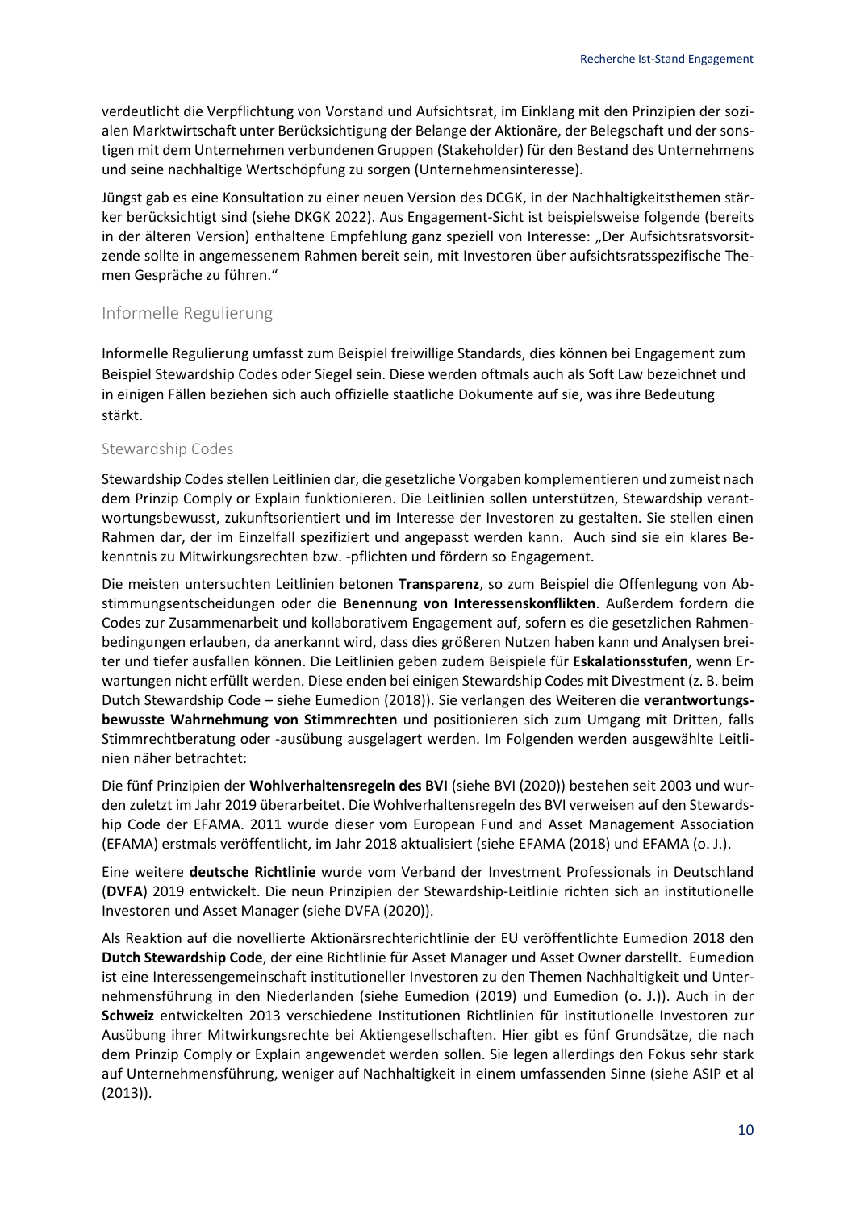verdeutlicht die Verpflichtung von Vorstand und Aufsichtsrat, im Einklang mit den Prinzipien der sozialen Marktwirtschaft unter Berücksichtigung der Belange der Aktionäre, der Belegschaft und der sonstigen mit dem Unternehmen verbundenen Gruppen (Stakeholder) für den Bestand des Unternehmens und seine nachhaltige Wertschöpfung zu sorgen (Unternehmensinteresse).

Jüngst gab es eine Konsultation zu einer neuen Version des DCGK, in der Nachhaltigkeitsthemen stärker berücksichtigt sind (siehe DKGK 2022). Aus Engagement-Sicht ist beispielsweise folgende (bereits in der älteren Version) enthaltene Empfehlung ganz speziell von Interesse: „Der Aufsichtsratsvorsitzende sollte in angemessenem Rahmen bereit sein, mit Investoren über aufsichtsratsspezifische Themen Gespräche zu führen."

## Informelle Regulierung

Informelle Regulierung umfasst zum Beispiel freiwillige Standards, dies können bei Engagement zum Beispiel Stewardship Codes oder Siegel sein. Diese werden oftmals auch als Soft Law bezeichnet und in einigen Fällen beziehen sich auch offizielle staatliche Dokumente auf sie, was ihre Bedeutung stärkt.

### Stewardship Codes

Stewardship Codes stellen Leitlinien dar, die gesetzliche Vorgaben komplementieren und zumeist nach dem Prinzip Comply or Explain funktionieren. Die Leitlinien sollen unterstützen, Stewardship verantwortungsbewusst, zukunftsorientiert und im Interesse der Investoren zu gestalten. Sie stellen einen Rahmen dar, der im Einzelfall spezifiziert und angepasst werden kann. Auch sind sie ein klares Bekenntnis zu Mitwirkungsrechten bzw. -pflichten und fördern so Engagement.

Die meisten untersuchten Leitlinien betonen **Transparenz**, so zum Beispiel die Offenlegung von Abstimmungsentscheidungen oder die **Benennung von Interessenskonflikten**. Außerdem fordern die Codes zur Zusammenarbeit und kollaborativem Engagement auf, sofern es die gesetzlichen Rahmenbedingungen erlauben, da anerkannt wird, dass dies größeren Nutzen haben kann und Analysen breiter und tiefer ausfallen können. Die Leitlinien geben zudem Beispiele für **Eskalationsstufen**, wenn Erwartungen nicht erfüllt werden. Diese enden bei einigen Stewardship Codes mit Divestment (z. B. beim Dutch Stewardship Code – siehe Eumedion (2018)). Sie verlangen des Weiteren die **verantwortungsbewusste Wahrnehmung von Stimmrechten** und positionieren sich zum Umgang mit Dritten, falls Stimmrechtberatung oder -ausübung ausgelagert werden. Im Folgenden werden ausgewählte Leitlinien näher betrachtet:

Die fünf Prinzipien der **Wohlverhaltensregeln des BVI** (siehe BVI (2020)) bestehen seit 2003 und wurden zuletzt im Jahr 2019 überarbeitet. Die Wohlverhaltensregeln des BVI verweisen auf den Stewardship Code der EFAMA. 2011 wurde dieser vom European Fund and Asset Management Association (EFAMA) erstmals veröffentlicht, im Jahr 2018 aktualisiert (siehe EFAMA (2018) und EFAMA (o. J.).

Eine weitere **deutsche Richtlinie** wurde vom Verband der Investment Professionals in Deutschland (**DVFA**) 2019 entwickelt. Die neun Prinzipien der Stewardship-Leitlinie richten sich an institutionelle Investoren und Asset Manager (siehe DVFA (2020)).

Als Reaktion auf die novellierte Aktionärsrechterichtlinie der EU veröffentlichte Eumedion 2018 den **Dutch Stewardship Code**, der eine Richtlinie für Asset Manager und Asset Owner darstellt. Eumedion ist eine Interessengemeinschaft institutioneller Investoren zu den Themen Nachhaltigkeit und Unternehmensführung in den Niederlanden (siehe Eumedion (2019) und Eumedion (o. J.)). Auch in der **Schweiz** entwickelten 2013 verschiedene Institutionen Richtlinien für institutionelle Investoren zur Ausübung ihrer Mitwirkungsrechte bei Aktiengesellschaften. Hier gibt es fünf Grundsätze, die nach dem Prinzip Comply or Explain angewendet werden sollen. Sie legen allerdings den Fokus sehr stark auf Unternehmensführung, weniger auf Nachhaltigkeit in einem umfassenden Sinne (siehe ASIP et al (2013)).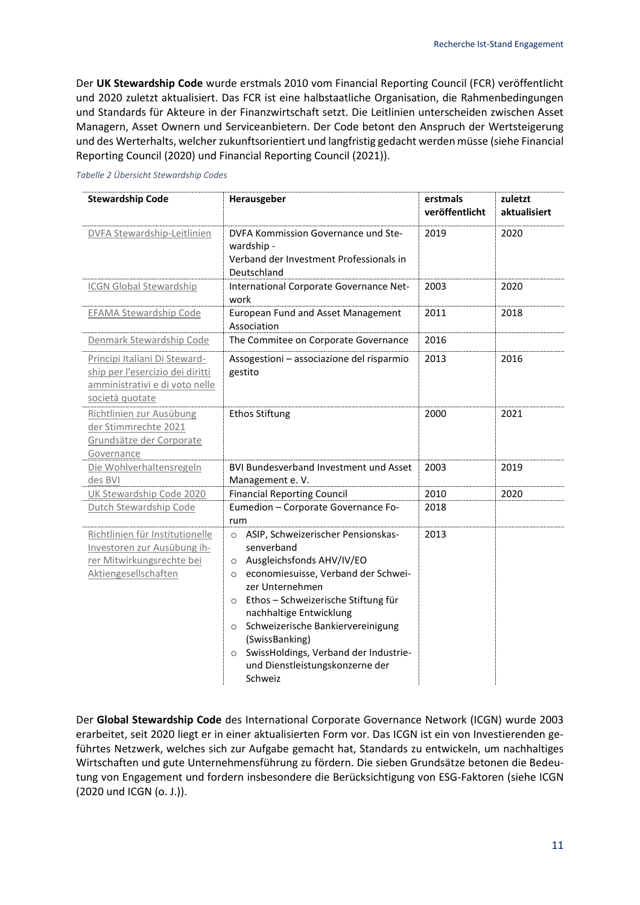Der **UK Stewardship Code** wurde erstmals 2010 vom Financial Reporting Council (FCR) veröffentlicht und 2020 zuletzt aktualisiert. Das FCR ist eine halbstaatliche Organisation, die Rahmenbedingungen und Standards für Akteure in der Finanzwirtschaft setzt. Die Leitlinien unterscheiden zwischen Asset Managern, Asset Ownern und Serviceanbietern. Der Code betont den Anspruch der Wertsteigerung und des Werterhalts, welcher zukunftsorientiert und langfristig gedacht werden müsse (siehe Financial Reporting Council (2020) und Financial Reporting Council (2021)).

*Tabelle 2 Übersicht Stewardship Codes*

| Stewardship Code | Herausgeber | erstmals veröffentlicht | zuletzt aktualisiert |
|---|---|---|---|
| DVFA Stewardship-Leitlinien | DVFA Kommission Governance und Stewardship - Verband der Investment Professionals in Deutschland | 2019 | 2020 |
| ICGN Global Stewardship | International Corporate Governance Network | 2003 | 2020 |
| EFAMA Stewardship Code | European Fund and Asset Management Association | 2011 | 2018 |
| Denmark Stewardship Code | The Commitee on Corporate Governance | 2016 | |
| Principi Italiani Di Stewardship per l'esercizio dei diritti amministrativi e di voto nelle società quotate | Assogestioni – associazione del risparmio gestito | 2013 | 2016 |
| Richtlinien zur Ausübung der Stimmrechte 2021 Grundsätze der Corporate Governance | Ethos Stiftung | 2000 | 2021 |
| Die Wohlverhaltensregeln des BVI | BVI Bundesverband Investment und Asset Management e. V. | 2003 | 2019 |
| UK Stewardship Code 2020 | Financial Reporting Council | 2010 | 2020 |
| Dutch Stewardship Code | Eumedion – Corporate Governance Forum | 2018 | |
| Richtlinien für Institutionelle Investoren zur Ausübung ihrer Mitwirkungsrechte bei Aktiengesellschaften | ○ ASIP, Schweizerischer Pensionskassenverband<br>○ Ausgleichsfonds AHV/IV/EO<br>○ economiesuisse, Verband der Schweizer Unternehmen<br>○ Ethos – Schweizerische Stiftung für nachhaltige Entwicklung<br>○ Schweizerische Bankiervereinigung (SwissBanking)<br>○ SwissHoldings, Verband der Industrie- und Dienstleistungskonzerne der Schweiz | 2013 | |

Der **Global Stewardship Code** des International Corporate Governance Network (ICGN) wurde 2003 erarbeitet, seit 2020 liegt er in einer aktualisierten Form vor. Das ICGN ist ein von Investierenden geführtes Netzwerk, welches sich zur Aufgabe gemacht hat, Standards zu entwickeln, um nachhaltiges Wirtschaften und gute Unternehmensführung zu fördern. Die sieben Grundsätze betonen die Bedeutung von Engagement und fordern insbesondere die Berücksichtigung von ESG-Faktoren (siehe ICGN (2020 und ICGN (o. J.)).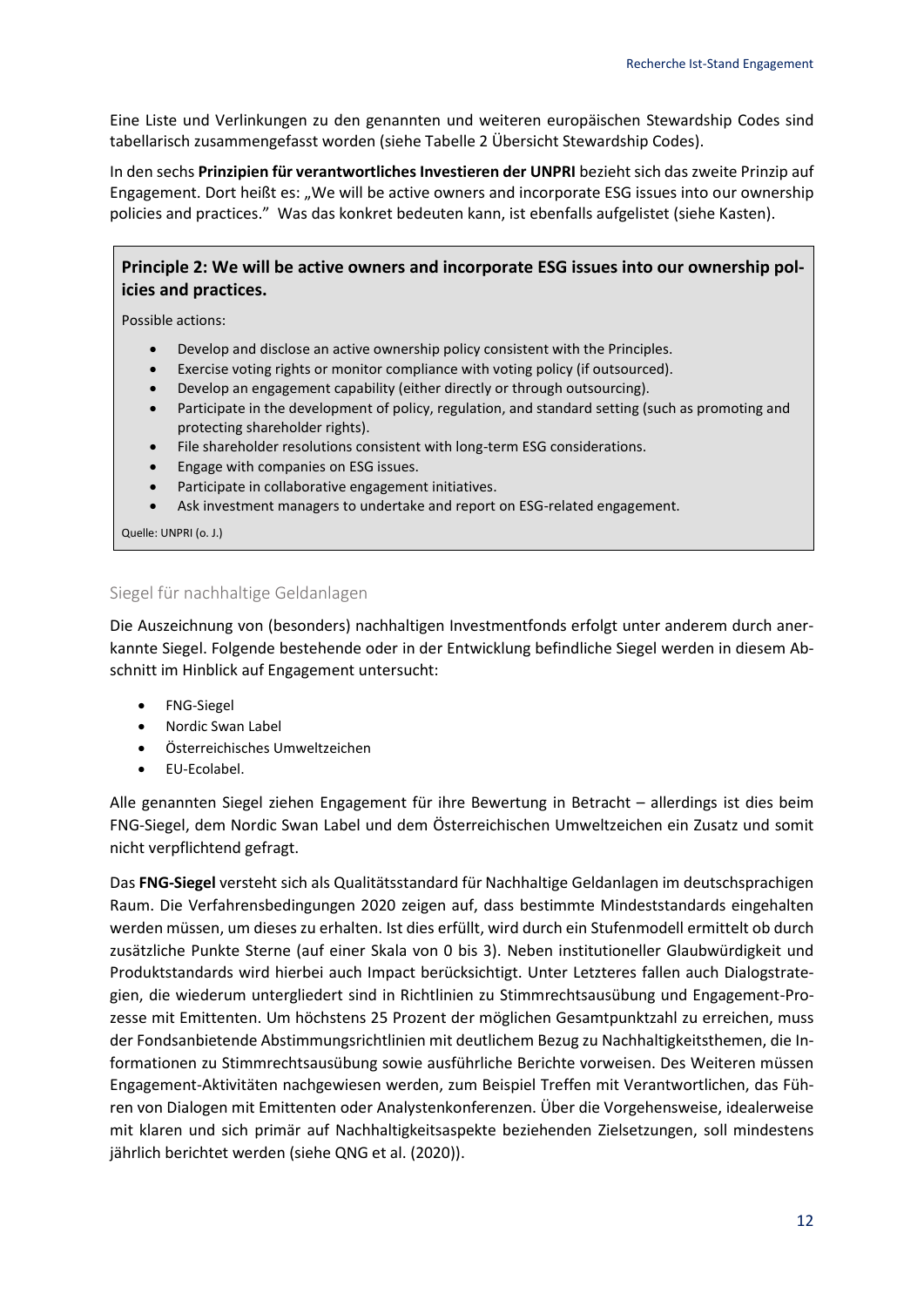Eine Liste und Verlinkungen zu den genannten und weiteren europäischen Stewardship Codes sind tabellarisch zusammengefasst worden (siehe Tabelle 2 Übersicht Stewardship Codes).

In den sechs **Prinzipien für verantwortliches Investieren der UNPRI** bezieht sich das zweite Prinzip auf Engagement. Dort heißt es: „We will be active owners and incorporate ESG issues into our ownership policies and practices." Was das konkret bedeuten kann, ist ebenfalls aufgelistet (siehe Kasten).

> **Principle 2: We will be active owners and incorporate ESG issues into our ownership policies and practices.**
>
> Possible actions:
>
> - Develop and disclose an active ownership policy consistent with the Principles.
> - Exercise voting rights or monitor compliance with voting policy (if outsourced).
> - Develop an engagement capability (either directly or through outsourcing).
> - Participate in the development of policy, regulation, and standard setting (such as promoting and protecting shareholder rights).
> - File shareholder resolutions consistent with long-term ESG considerations.
> - Engage with companies on ESG issues.
> - Participate in collaborative engagement initiatives.
> - Ask investment managers to undertake and report on ESG-related engagement.
>
> Quelle: UNPRI (o. J.)

### Siegel für nachhaltige Geldanlagen

Die Auszeichnung von (besonders) nachhaltigen Investmentfonds erfolgt unter anderem durch anerkannte Siegel. Folgende bestehende oder in der Entwicklung befindliche Siegel werden in diesem Abschnitt im Hinblick auf Engagement untersucht:

- FNG-Siegel
- Nordic Swan Label
- Österreichisches Umweltzeichen
- EU-Ecolabel.

Alle genannten Siegel ziehen Engagement für ihre Bewertung in Betracht – allerdings ist dies beim FNG-Siegel, dem Nordic Swan Label und dem Österreichischen Umweltzeichen ein Zusatz und somit nicht verpflichtend gefragt.

Das **FNG-Siegel** versteht sich als Qualitätsstandard für Nachhaltige Geldanlagen im deutschsprachigen Raum. Die Verfahrensbedingungen 2020 zeigen auf, dass bestimmte Mindeststandards eingehalten werden müssen, um dieses zu erhalten. Ist dies erfüllt, wird durch ein Stufenmodell ermittelt ob durch zusätzliche Punkte Sterne (auf einer Skala von 0 bis 3). Neben institutioneller Glaubwürdigkeit und Produktstandards wird hierbei auch Impact berücksichtigt. Unter Letzteres fallen auch Dialogstrategien, die wiederum untergliedert sind in Richtlinien zu Stimmrechtsausübung und Engagement-Prozesse mit Emittenten. Um höchstens 25 Prozent der möglichen Gesamtpunktzahl zu erreichen, muss der Fondsanbietende Abstimmungsrichtlinien mit deutlichem Bezug zu Nachhaltigkeitsthemen, die Informationen zu Stimmrechtsausübung sowie ausführliche Berichte vorweisen. Des Weiteren müssen Engagement-Aktivitäten nachgewiesen werden, zum Beispiel Treffen mit Verantwortlichen, das Führen von Dialogen mit Emittenten oder Analystenkonferenzen. Über die Vorgehensweise, idealerweise mit klaren und sich primär auf Nachhaltigkeitsaspekte beziehenden Zielsetzungen, soll mindestens jährlich berichtet werden (siehe QNG et al. (2020)).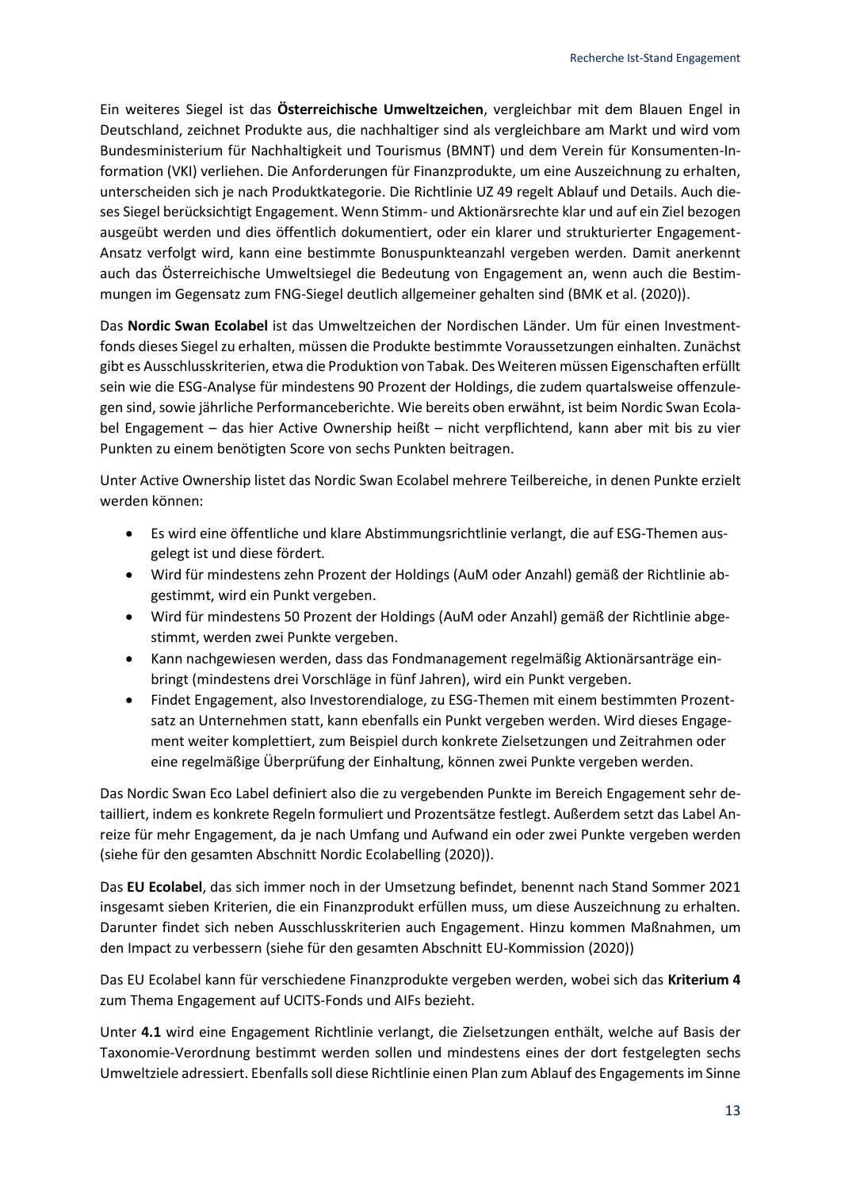Ein weiteres Siegel ist das **Österreichische Umweltzeichen**, vergleichbar mit dem Blauen Engel in Deutschland, zeichnet Produkte aus, die nachhaltiger sind als vergleichbare am Markt und wird vom Bundesministerium für Nachhaltigkeit und Tourismus (BMNT) und dem Verein für Konsumenten-Information (VKI) verliehen. Die Anforderungen für Finanzprodukte, um eine Auszeichnung zu erhalten, unterscheiden sich je nach Produktkategorie. Die Richtlinie UZ 49 regelt Ablauf und Details. Auch dieses Siegel berücksichtigt Engagement. Wenn Stimm- und Aktionärsrechte klar und auf ein Ziel bezogen ausgeübt werden und dies öffentlich dokumentiert, oder ein klarer und strukturierter Engagement-Ansatz verfolgt wird, kann eine bestimmte Bonuspunkteanzahl vergeben werden. Damit anerkennt auch das Österreichische Umweltsiegel die Bedeutung von Engagement an, wenn auch die Bestimmungen im Gegensatz zum FNG-Siegel deutlich allgemeiner gehalten sind (BMK et al. (2020)).

Das **Nordic Swan Ecolabel** ist das Umweltzeichen der Nordischen Länder. Um für einen Investmentfonds dieses Siegel zu erhalten, müssen die Produkte bestimmte Voraussetzungen einhalten. Zunächst gibt es Ausschlusskriterien, etwa die Produktion von Tabak. Des Weiteren müssen Eigenschaften erfüllt sein wie die ESG-Analyse für mindestens 90 Prozent der Holdings, die zudem quartalsweise offenzulegen sind, sowie jährliche Performanceberichte. Wie bereits oben erwähnt, ist beim Nordic Swan Ecolabel Engagement – das hier Active Ownership heißt – nicht verpflichtend, kann aber mit bis zu vier Punkten zu einem benötigten Score von sechs Punkten beitragen.

Unter Active Ownership listet das Nordic Swan Ecolabel mehrere Teilbereiche, in denen Punkte erzielt werden können:

- Es wird eine öffentliche und klare Abstimmungsrichtlinie verlangt, die auf ESG-Themen ausgelegt ist und diese fördert.
- Wird für mindestens zehn Prozent der Holdings (AuM oder Anzahl) gemäß der Richtlinie abgestimmt, wird ein Punkt vergeben.
- Wird für mindestens 50 Prozent der Holdings (AuM oder Anzahl) gemäß der Richtlinie abgestimmt, werden zwei Punkte vergeben.
- Kann nachgewiesen werden, dass das Fondmanagement regelmäßig Aktionärsanträge einbringt (mindestens drei Vorschläge in fünf Jahren), wird ein Punkt vergeben.
- Findet Engagement, also Investorendialoge, zu ESG-Themen mit einem bestimmten Prozentsatz an Unternehmen statt, kann ebenfalls ein Punkt vergeben werden. Wird dieses Engagement weiter komplettiert, zum Beispiel durch konkrete Zielsetzungen und Zeitrahmen oder eine regelmäßige Überprüfung der Einhaltung, können zwei Punkte vergeben werden.

Das Nordic Swan Eco Label definiert also die zu vergebenden Punkte im Bereich Engagement sehr detailliert, indem es konkrete Regeln formuliert und Prozentsätze festlegt. Außerdem setzt das Label Anreize für mehr Engagement, da je nach Umfang und Aufwand ein oder zwei Punkte vergeben werden (siehe für den gesamten Abschnitt Nordic Ecolabelling (2020)).

Das **EU Ecolabel**, das sich immer noch in der Umsetzung befindet, benennt nach Stand Sommer 2021 insgesamt sieben Kriterien, die ein Finanzprodukt erfüllen muss, um diese Auszeichnung zu erhalten. Darunter findet sich neben Ausschlusskriterien auch Engagement. Hinzu kommen Maßnahmen, um den Impact zu verbessern (siehe für den gesamten Abschnitt EU-Kommission (2020))

Das EU Ecolabel kann für verschiedene Finanzprodukte vergeben werden, wobei sich das **Kriterium 4** zum Thema Engagement auf UCITS-Fonds und AIFs bezieht.

Unter **4.1** wird eine Engagement Richtlinie verlangt, die Zielsetzungen enthält, welche auf Basis der Taxonomie-Verordnung bestimmt werden sollen und mindestens eines der dort festgelegten sechs Umweltziele adressiert. Ebenfalls soll diese Richtlinie einen Plan zum Ablauf des Engagements im Sinne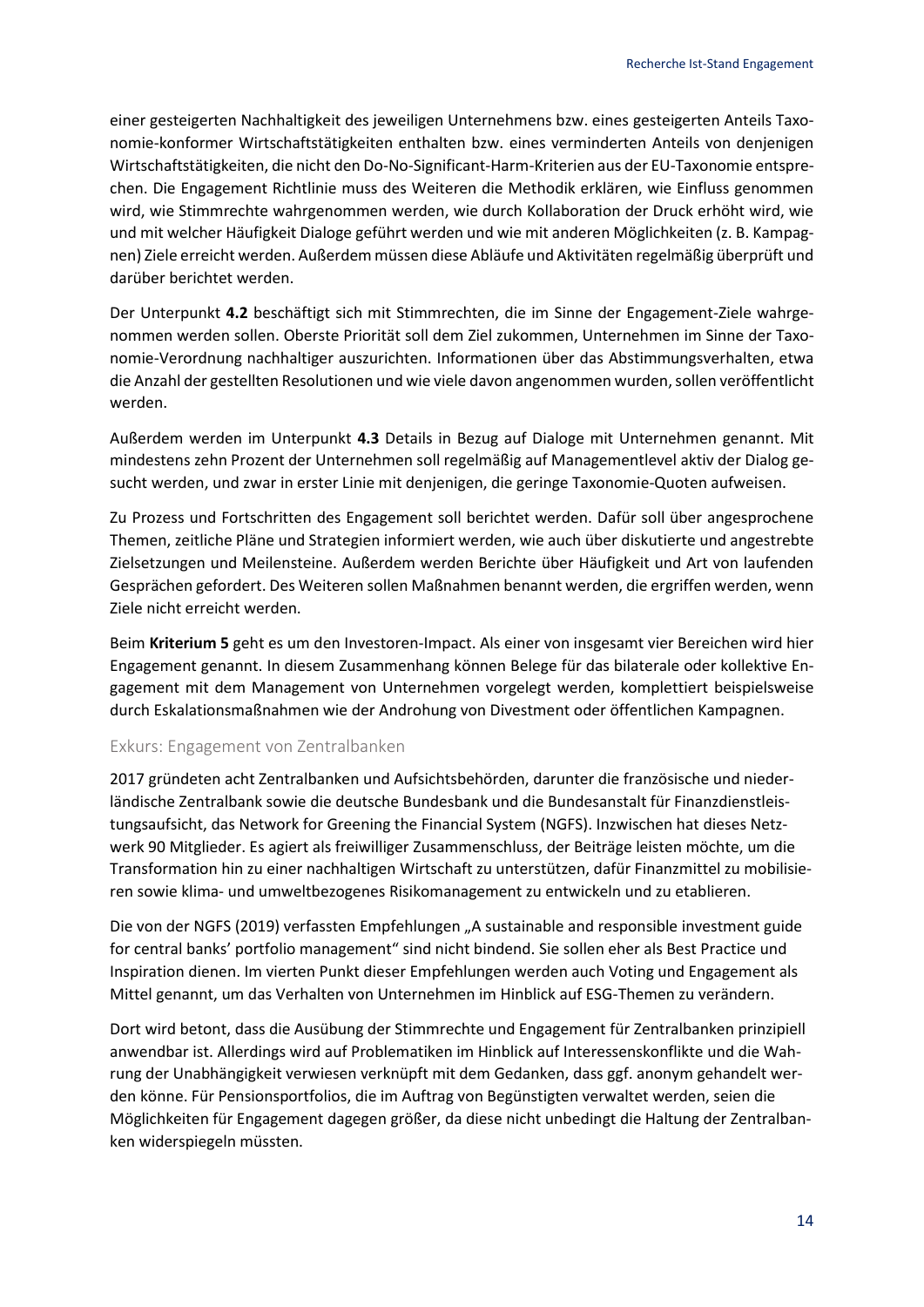einer gesteigerten Nachhaltigkeit des jeweiligen Unternehmens bzw. eines gesteigerten Anteils Taxonomie-konformer Wirtschaftstätigkeiten enthalten bzw. eines verminderten Anteils von denjenigen Wirtschaftstätigkeiten, die nicht den Do-No-Significant-Harm-Kriterien aus der EU-Taxonomie entsprechen. Die Engagement Richtlinie muss des Weiteren die Methodik erklären, wie Einfluss genommen wird, wie Stimmrechte wahrgenommen werden, wie durch Kollaboration der Druck erhöht wird, wie und mit welcher Häufigkeit Dialoge geführt werden und wie mit anderen Möglichkeiten (z. B. Kampagnen) Ziele erreicht werden. Außerdem müssen diese Abläufe und Aktivitäten regelmäßig überprüft und darüber berichtet werden.

Der Unterpunkt **4.2** beschäftigt sich mit Stimmrechten, die im Sinne der Engagement-Ziele wahrgenommen werden sollen. Oberste Priorität soll dem Ziel zukommen, Unternehmen im Sinne der Taxonomie-Verordnung nachhaltiger auszurichten. Informationen über das Abstimmungsverhalten, etwa die Anzahl der gestellten Resolutionen und wie viele davon angenommen wurden, sollen veröffentlicht werden.

Außerdem werden im Unterpunkt **4.3** Details in Bezug auf Dialoge mit Unternehmen genannt. Mit mindestens zehn Prozent der Unternehmen soll regelmäßig auf Managementlevel aktiv der Dialog gesucht werden, und zwar in erster Linie mit denjenigen, die geringe Taxonomie-Quoten aufweisen.

Zu Prozess und Fortschritten des Engagement soll berichtet werden. Dafür soll über angesprochene Themen, zeitliche Pläne und Strategien informiert werden, wie auch über diskutierte und angestrebte Zielsetzungen und Meilensteine. Außerdem werden Berichte über Häufigkeit und Art von laufenden Gesprächen gefordert. Des Weiteren sollen Maßnahmen benannt werden, die ergriffen werden, wenn Ziele nicht erreicht werden.

Beim **Kriterium 5** geht es um den Investoren-Impact. Als einer von insgesamt vier Bereichen wird hier Engagement genannt. In diesem Zusammenhang können Belege für das bilaterale oder kollektive Engagement mit dem Management von Unternehmen vorgelegt werden, komplettiert beispielsweise durch Eskalationsmaßnahmen wie der Androhung von Divestment oder öffentlichen Kampagnen.

### Exkurs: Engagement von Zentralbanken

2017 gründeten acht Zentralbanken und Aufsichtsbehörden, darunter die französische und niederländische Zentralbank sowie die deutsche Bundesbank und die Bundesanstalt für Finanzdienstleistungsaufsicht, das Network for Greening the Financial System (NGFS). Inzwischen hat dieses Netzwerk 90 Mitglieder. Es agiert als freiwilliger Zusammenschluss, der Beiträge leisten möchte, um die Transformation hin zu einer nachhaltigen Wirtschaft zu unterstützen, dafür Finanzmittel zu mobilisieren sowie klima- und umweltbezogenes Risikomanagement zu entwickeln und zu etablieren.

Die von der NGFS (2019) verfassten Empfehlungen „A sustainable and responsible investment guide for central banks' portfolio management" sind nicht bindend. Sie sollen eher als Best Practice und Inspiration dienen. Im vierten Punkt dieser Empfehlungen werden auch Voting und Engagement als Mittel genannt, um das Verhalten von Unternehmen im Hinblick auf ESG-Themen zu verändern.

Dort wird betont, dass die Ausübung der Stimmrechte und Engagement für Zentralbanken prinzipiell anwendbar ist. Allerdings wird auf Problematiken im Hinblick auf Interessenskonflikte und die Wahrung der Unabhängigkeit verwiesen verknüpft mit dem Gedanken, dass ggf. anonym gehandelt werden könne. Für Pensionsportfolios, die im Auftrag von Begünstigten verwaltet werden, seien die Möglichkeiten für Engagement dagegen größer, da diese nicht unbedingt die Haltung der Zentralbanken widerspiegeln müssten.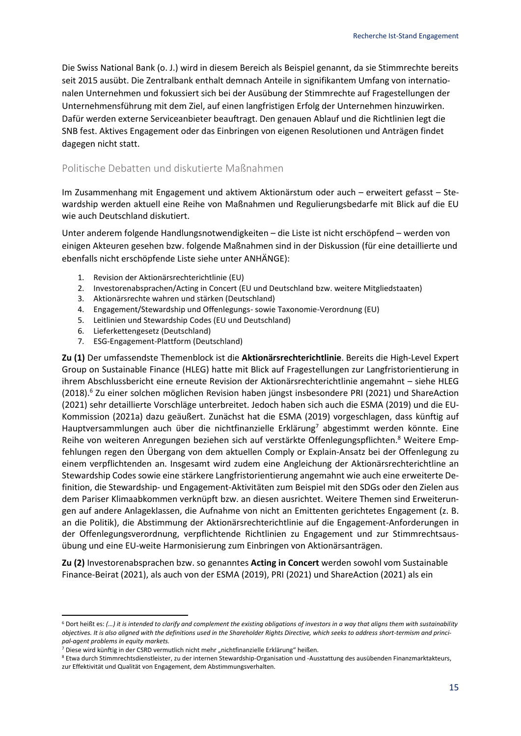Die Swiss National Bank (o. J.) wird in diesem Bereich als Beispiel genannt, da sie Stimmrechte bereits seit 2015 ausübt. Die Zentralbank enthalt demnach Anteile in signifikantem Umfang von internationalen Unternehmen und fokussiert sich bei der Ausübung der Stimmrechte auf Fragestellungen der Unternehmensführung mit dem Ziel, auf einen langfristigen Erfolg der Unternehmen hinzuwirken. Dafür werden externe Serviceanbieter beauftragt. Den genauen Ablauf und die Richtlinien legt die SNB fest. Aktives Engagement oder das Einbringen von eigenen Resolutionen und Anträgen findet dagegen nicht statt.

## Politische Debatten und diskutierte Maßnahmen

Im Zusammenhang mit Engagement und aktivem Aktionärstum oder auch – erweitert gefasst – Stewardship werden aktuell eine Reihe von Maßnahmen und Regulierungsbedarfe mit Blick auf die EU wie auch Deutschland diskutiert.

Unter anderem folgende Handlungsnotwendigkeiten – die Liste ist nicht erschöpfend – werden von einigen Akteuren gesehen bzw. folgende Maßnahmen sind in der Diskussion (für eine detaillierte und ebenfalls nicht erschöpfende Liste siehe unter ANHÄNGE):

1. Revision der Aktionärsrechterichtlinie (EU)
2. Investorenabsprachen/Acting in Concert (EU und Deutschland bzw. weitere Mitgliedstaaten)
3. Aktionärsrechte wahren und stärken (Deutschland)
4. Engagement/Stewardship und Offenlegungs- sowie Taxonomie-Verordnung (EU)
5. Leitlinien und Stewardship Codes (EU und Deutschland)
6. Lieferkettengesetz (Deutschland)
7. ESG-Engagement-Plattform (Deutschland)

**Zu (1)** Der umfassendste Themenblock ist die **Aktionärsrechterichtlinie**. Bereits die High-Level Expert Group on Sustainable Finance (HLEG) hatte mit Blick auf Fragestellungen zur Langfristorientierung in ihrem Abschlussbericht eine erneute Revision der Aktionärsrechterichtlinie angemahnt – siehe HLEG (2018).[6] Zu einer solchen möglichen Revision haben jüngst insbesondere PRI (2021) und ShareAction (2021) sehr detaillierte Vorschläge unterbreitet. Jedoch haben sich auch die ESMA (2019) und die EU-Kommission (2021a) dazu geäußert. Zunächst hat die ESMA (2019) vorgeschlagen, dass künftig auf Hauptversammlungen auch über die nichtfinanzielle Erklärung[7] abgestimmt werden könnte. Eine Reihe von weiteren Anregungen beziehen sich auf verstärkte Offenlegungspflichten.[8] Weitere Empfehlungen regen den Übergang von dem aktuellen Comply or Explain-Ansatz bei der Offenlegung zu einem verpflichtenden an. Insgesamt wird zudem eine Angleichung der Aktionärsrechterichtline an Stewardship Codes sowie eine stärkere Langfristorientierung angemahnt wie auch eine erweiterte Definition, die Stewardship- und Engagement-Aktivitäten zum Beispiel mit den SDGs oder den Zielen aus dem Pariser Klimaabkommen verknüpft bzw. an diesen ausrichtet. Weitere Themen sind Erweiterungen auf andere Anlageklassen, die Aufnahme von nicht an Emittenten gerichtetes Engagement (z. B. an die Politik), die Abstimmung der Aktionärsrechterichtlinie auf die Engagement-Anforderungen in der Offenlegungsverordnung, verpflichtende Richtlinien zu Engagement und zur Stimmrechtsausübung und eine EU-weite Harmonisierung zum Einbringen von Aktionärsanträgen.

**Zu (2)** Investorenabsprachen bzw. so genanntes **Acting in Concert** werden sowohl vom Sustainable Finance-Beirat (2021), als auch von der ESMA (2019), PRI (2021) und ShareAction (2021) als ein

---

[6] Dort heißt es: *(…) it is intended to clarify and complement the existing obligations of investors in a way that aligns them with sustainability objectives. It is also aligned with the definitions used in the Shareholder Rights Directive, which seeks to address short-termism and principal-agent problems in equity markets.*

[7] Diese wird künftig in der CSRD vermutlich nicht mehr „nichtfinanzielle Erklärung" heißen.

[8] Etwa durch Stimmrechtsdienstleister, zu der internen Stewardship-Organisation und -Ausstattung des ausübenden Finanzmarktakteurs, zur Effektivität und Qualität von Engagement, dem Abstimmungsverhalten.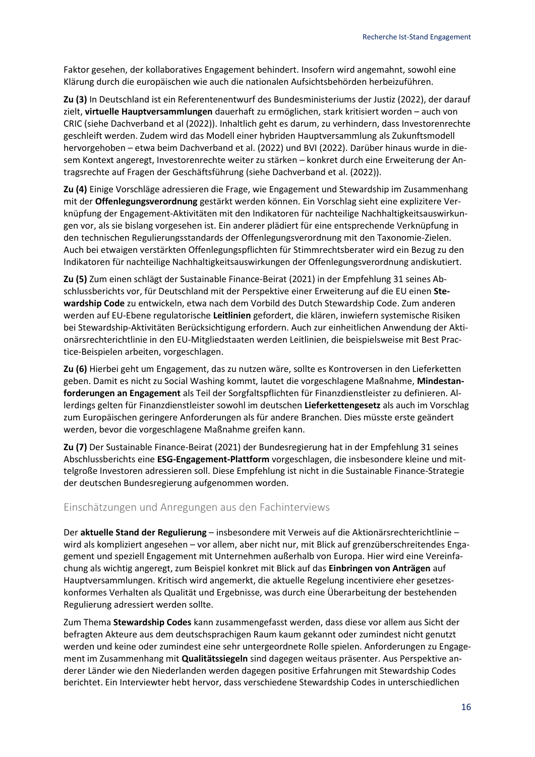Faktor gesehen, der kollaboratives Engagement behindert. Insofern wird angemahnt, sowohl eine Klärung durch die europäischen wie auch die nationalen Aufsichtsbehörden herbeizuführen.

**Zu (3)** In Deutschland ist ein Referentenentwurf des Bundesministeriums der Justiz (2022), der darauf zielt, **virtuelle Hauptversammlungen** dauerhaft zu ermöglichen, stark kritisiert worden – auch von CRIC (siehe Dachverband et al (2022)). Inhaltlich geht es darum, zu verhindern, dass Investorenrechte geschleift werden. Zudem wird das Modell einer hybriden Hauptversammlung als Zukunftsmodell hervorgehoben – etwa beim Dachverband et al. (2022) und BVI (2022). Darüber hinaus wurde in diesem Kontext angeregt, Investorenrechte weiter zu stärken – konkret durch eine Erweiterung der Antragsrechte auf Fragen der Geschäftsführung (siehe Dachverband et al. (2022)).

**Zu (4)** Einige Vorschläge adressieren die Frage, wie Engagement und Stewardship im Zusammenhang mit der **Offenlegungsverordnung** gestärkt werden können. Ein Vorschlag sieht eine explizitere Verknüpfung der Engagement-Aktivitäten mit den Indikatoren für nachteilige Nachhaltigkeitsauswirkungen vor, als sie bislang vorgesehen ist. Ein anderer plädiert für eine entsprechende Verknüpfung in den technischen Regulierungsstandards der Offenlegungsverordnung mit den Taxonomie-Zielen. Auch bei etwaigen verstärkten Offenlegungspflichten für Stimmrechtsberater wird ein Bezug zu den Indikatoren für nachteilige Nachhaltigkeitsauswirkungen der Offenlegungsverordnung andiskutiert.

**Zu (5)** Zum einen schlägt der Sustainable Finance-Beirat (2021) in der Empfehlung 31 seines Abschlussberichts vor, für Deutschland mit der Perspektive einer Erweiterung auf die EU einen **Stewardship Code** zu entwickeln, etwa nach dem Vorbild des Dutch Stewardship Code. Zum anderen werden auf EU-Ebene regulatorische **Leitlinien** gefordert, die klären, inwiefern systemische Risiken bei Stewardship-Aktivitäten Berücksichtigung erfordern. Auch zur einheitlichen Anwendung der Aktionärsrechterichtlinie in den EU-Mitgliedstaaten werden Leitlinien, die beispielsweise mit Best Practice-Beispielen arbeiten, vorgeschlagen.

**Zu (6)** Hierbei geht um Engagement, das zu nutzen wäre, sollte es Kontroversen in den Lieferketten geben. Damit es nicht zu Social Washing kommt, lautet die vorgeschlagene Maßnahme, **Mindestanforderungen an Engagement** als Teil der Sorgfaltspflichten für Finanzdienstleister zu definieren. Allerdings gelten für Finanzdienstleister sowohl im deutschen **Lieferkettengesetz** als auch im Vorschlag zum Europäischen geringere Anforderungen als für andere Branchen. Dies müsste erste geändert werden, bevor die vorgeschlagene Maßnahme greifen kann.

**Zu (7)** Der Sustainable Finance-Beirat (2021) der Bundesregierung hat in der Empfehlung 31 seines Abschlussberichts eine **ESG-Engagement-Plattform** vorgeschlagen, die insbesondere kleine und mittelgroße Investoren adressieren soll. Diese Empfehlung ist nicht in die Sustainable Finance-Strategie der deutschen Bundesregierung aufgenommen worden.

## Einschätzungen und Anregungen aus den Fachinterviews

Der **aktuelle Stand der Regulierung** – insbesondere mit Verweis auf die Aktionärsrechterichtlinie – wird als kompliziert angesehen – vor allem, aber nicht nur, mit Blick auf grenzüberschreitendes Engagement und speziell Engagement mit Unternehmen außerhalb von Europa. Hier wird eine Vereinfachung als wichtig angeregt, zum Beispiel konkret mit Blick auf das **Einbringen von Anträgen** auf Hauptversammlungen. Kritisch wird angemerkt, die aktuelle Regelung incentiviere eher gesetzeskonformes Verhalten als Qualität und Ergebnisse, was durch eine Überarbeitung der bestehenden Regulierung adressiert werden sollte.

Zum Thema **Stewardship Codes** kann zusammengefasst werden, dass diese vor allem aus Sicht der befragten Akteure aus dem deutschsprachigen Raum kaum gekannt oder zumindest nicht genutzt werden und keine oder zumindest eine sehr untergeordnete Rolle spielen. Anforderungen zu Engagement im Zusammenhang mit **Qualitätssiegeln** sind dagegen weitaus präsenter. Aus Perspektive anderer Länder wie den Niederlanden werden dagegen positive Erfahrungen mit Stewardship Codes berichtet. Ein Interviewter hebt hervor, dass verschiedene Stewardship Codes in unterschiedlichen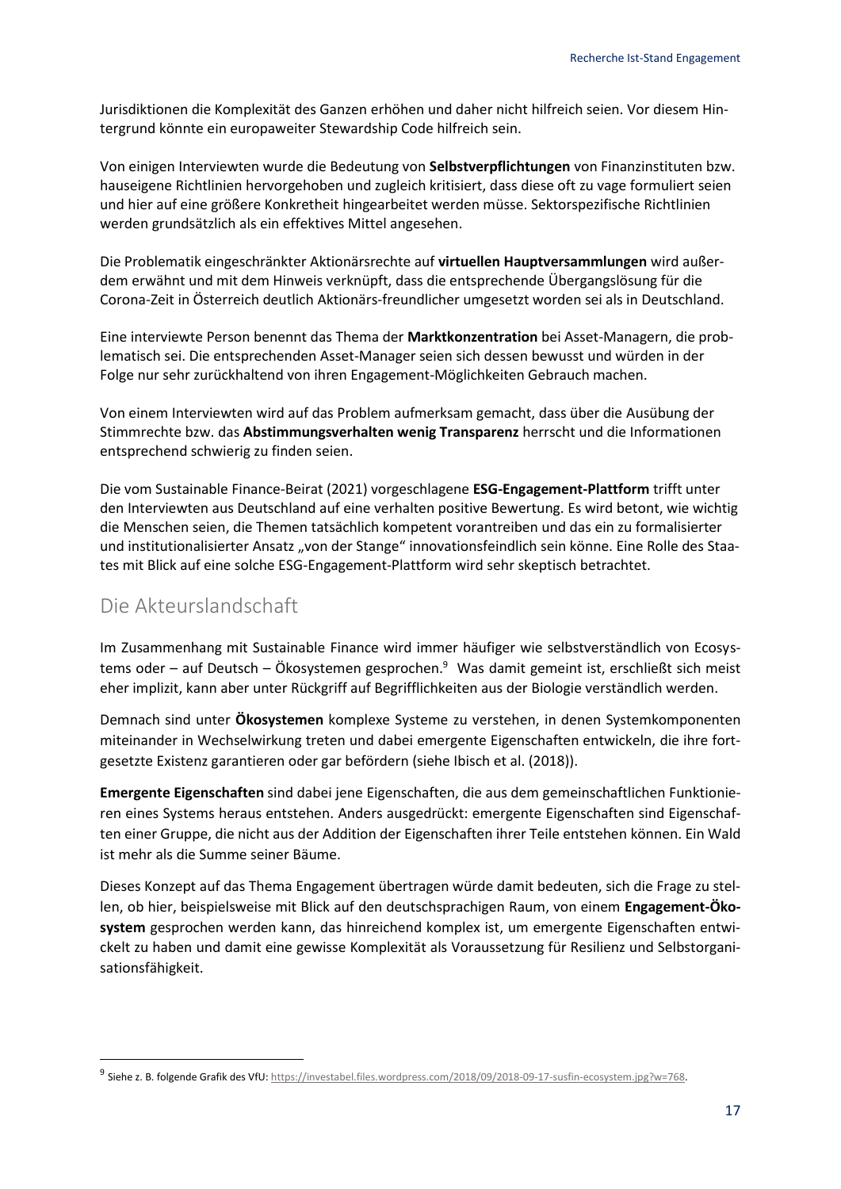Jurisdiktionen die Komplexität des Ganzen erhöhen und daher nicht hilfreich seien. Vor diesem Hintergrund könnte ein europaweiter Stewardship Code hilfreich sein.

Von einigen Interviewten wurde die Bedeutung von **Selbstverpflichtungen** von Finanzinstituten bzw. hauseigene Richtlinien hervorgehoben und zugleich kritisiert, dass diese oft zu vage formuliert seien und hier auf eine größere Konkretheit hingearbeitet werden müsse. Sektorspezifische Richtlinien werden grundsätzlich als ein effektives Mittel angesehen.

Die Problematik eingeschränkter Aktionärsrechte auf **virtuellen Hauptversammlungen** wird außerdem erwähnt und mit dem Hinweis verknüpft, dass die entsprechende Übergangslösung für die Corona-Zeit in Österreich deutlich Aktionärs-freundlicher umgesetzt worden sei als in Deutschland.

Eine interviewte Person benennt das Thema der **Marktkonzentration** bei Asset-Managern, die problematisch sei. Die entsprechenden Asset-Manager seien sich dessen bewusst und würden in der Folge nur sehr zurückhaltend von ihren Engagement-Möglichkeiten Gebrauch machen.

Von einem Interviewten wird auf das Problem aufmerksam gemacht, dass über die Ausübung der Stimmrechte bzw. das **Abstimmungsverhalten wenig Transparenz** herrscht und die Informationen entsprechend schwierig zu finden seien.

Die vom Sustainable Finance-Beirat (2021) vorgeschlagene **ESG-Engagement-Plattform** trifft unter den Interviewten aus Deutschland auf eine verhalten positive Bewertung. Es wird betont, wie wichtig die Menschen seien, die Themen tatsächlich kompetent vorantreiben und das ein zu formalisierter und institutionalisierter Ansatz „von der Stange" innovationsfeindlich sein könne. Eine Rolle des Staates mit Blick auf eine solche ESG-Engagement-Plattform wird sehr skeptisch betrachtet.

## Die Akteurslandschaft

Im Zusammenhang mit Sustainable Finance wird immer häufiger wie selbstverständlich von Ecosystems oder – auf Deutsch – Ökosystemen gesprochen.[9] Was damit gemeint ist, erschließt sich meist eher implizit, kann aber unter Rückgriff auf Begrifflichkeiten aus der Biologie verständlich werden.

Demnach sind unter **Ökosystemen** komplexe Systeme zu verstehen, in denen Systemkomponenten miteinander in Wechselwirkung treten und dabei emergente Eigenschaften entwickeln, die ihre fortgesetzte Existenz garantieren oder gar befördern (siehe Ibisch et al. (2018)).

**Emergente Eigenschaften** sind dabei jene Eigenschaften, die aus dem gemeinschaftlichen Funktionieren eines Systems heraus entstehen. Anders ausgedrückt: emergente Eigenschaften sind Eigenschaften einer Gruppe, die nicht aus der Addition der Eigenschaften ihrer Teile entstehen können. Ein Wald ist mehr als die Summe seiner Bäume.

Dieses Konzept auf das Thema Engagement übertragen würde damit bedeuten, sich die Frage zu stellen, ob hier, beispielsweise mit Blick auf den deutschsprachigen Raum, von einem **Engagement-Ökosystem** gesprochen werden kann, das hinreichend komplex ist, um emergente Eigenschaften entwickelt zu haben und damit eine gewisse Komplexität als Voraussetzung für Resilienz und Selbstorganisationsfähigkeit.

---

[9] Siehe z. B. folgende Grafik des VfU: https://investabel.files.wordpress.com/2018/09/2018-09-17-susfin-ecosystem.jpg?w=768.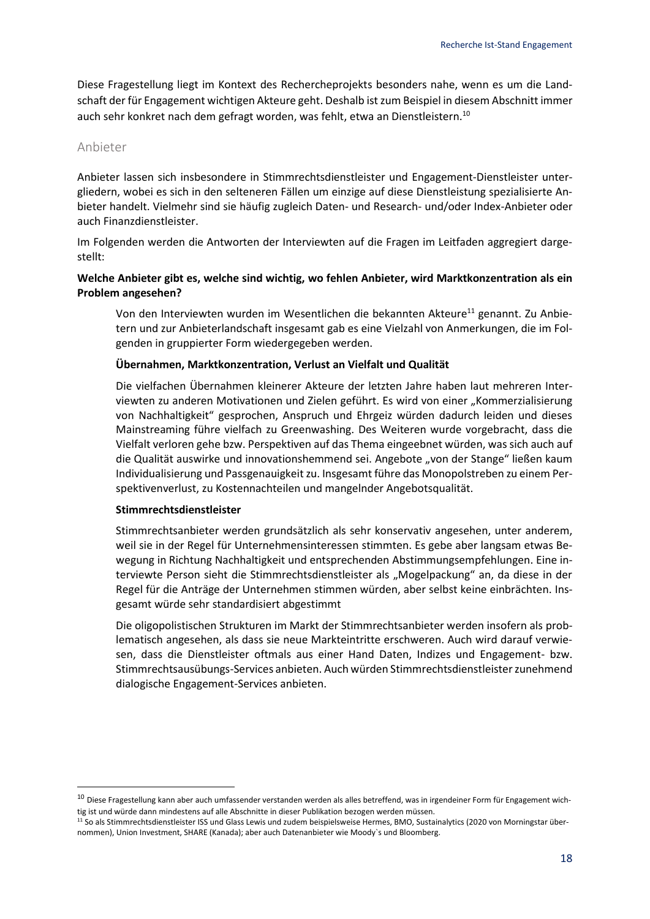Diese Fragestellung liegt im Kontext des Rechercheprojekts besonders nahe, wenn es um die Landschaft der für Engagement wichtigen Akteure geht. Deshalb ist zum Beispiel in diesem Abschnitt immer auch sehr konkret nach dem gefragt worden, was fehlt, etwa an Dienstleistern.[10]

### Anbieter

Anbieter lassen sich insbesondere in Stimmrechtsdienstleister und Engagement-Dienstleister untergliedern, wobei es sich in den selteneren Fällen um einzige auf diese Dienstleistung spezialisierte Anbieter handelt. Vielmehr sind sie häufig zugleich Daten- und Research- und/oder Index-Anbieter oder auch Finanzdienstleister.

Im Folgenden werden die Antworten der Interviewten auf die Fragen im Leitfaden aggregiert dargestellt:

**Welche Anbieter gibt es, welche sind wichtig, wo fehlen Anbieter, wird Marktkonzentration als ein Problem angesehen?**

> Von den Interviewten wurden im Wesentlichen die bekannten Akteure[11] genannt. Zu Anbietern und zur Anbieterlandschaft insgesamt gab es eine Vielzahl von Anmerkungen, die im Folgenden in gruppierter Form wiedergegeben werden.
>
> **Übernahmen, Marktkonzentration, Verlust an Vielfalt und Qualität**
>
> Die vielfachen Übernahmen kleinerer Akteure der letzten Jahre haben laut mehreren Interviewten zu anderen Motivationen und Zielen geführt. Es wird von einer „Kommerzialisierung von Nachhaltigkeit" gesprochen, Anspruch und Ehrgeiz würden dadurch leiden und dieses Mainstreaming führe vielfach zu Greenwashing. Des Weiteren wurde vorgebracht, dass die Vielfalt verloren gehe bzw. Perspektiven auf das Thema eingeebnet würden, was sich auch auf die Qualität auswirke und innovationshemmend sei. Angebote „von der Stange" ließen kaum Individualisierung und Passgenauigkeit zu. Insgesamt führe das Monopolstreben zu einem Perspektivenverlust, zu Kostennachteilen und mangelnder Angebotsqualität.
>
> **Stimmrechtsdienstleister**
>
> Stimmrechtsanbieter werden grundsätzlich als sehr konservativ angesehen, unter anderem, weil sie in der Regel für Unternehmensinteressen stimmten. Es gebe aber langsam etwas Bewegung in Richtung Nachhaltigkeit und entsprechenden Abstimmungsempfehlungen. Eine interviewte Person sieht die Stimmrechtsdienstleister als „Mogelpackung" an, da diese in der Regel für die Anträge der Unternehmen stimmen würden, aber selbst keine einbrächten. Insgesamt würde sehr standardisiert abgestimmt
>
> Die oligopolistischen Strukturen im Markt der Stimmrechtsanbieter werden insofern als problematisch angesehen, als dass sie neue Markteintritte erschweren. Auch wird darauf verwiesen, dass die Dienstleister oftmals aus einer Hand Daten, Indizes und Engagement- bzw. Stimmrechtsausübungs-Services anbieten. Auch würden Stimmrechtsdienstleister zunehmend dialogische Engagement-Services anbieten.

---

[10] Diese Fragestellung kann aber auch umfassender verstanden werden als alles betreffend, was in irgendeiner Form für Engagement wichtig ist und würde dann mindestens auf alle Abschnitte in dieser Publikation bezogen werden müssen.

[11] So als Stimmrechtsdienstleister ISS und Glass Lewis und zudem beispielsweise Hermes, BMO, Sustainalytics (2020 von Morningstar übernommen), Union Investment, SHARE (Kanada); aber auch Datenanbieter wie Moody`s und Bloomberg.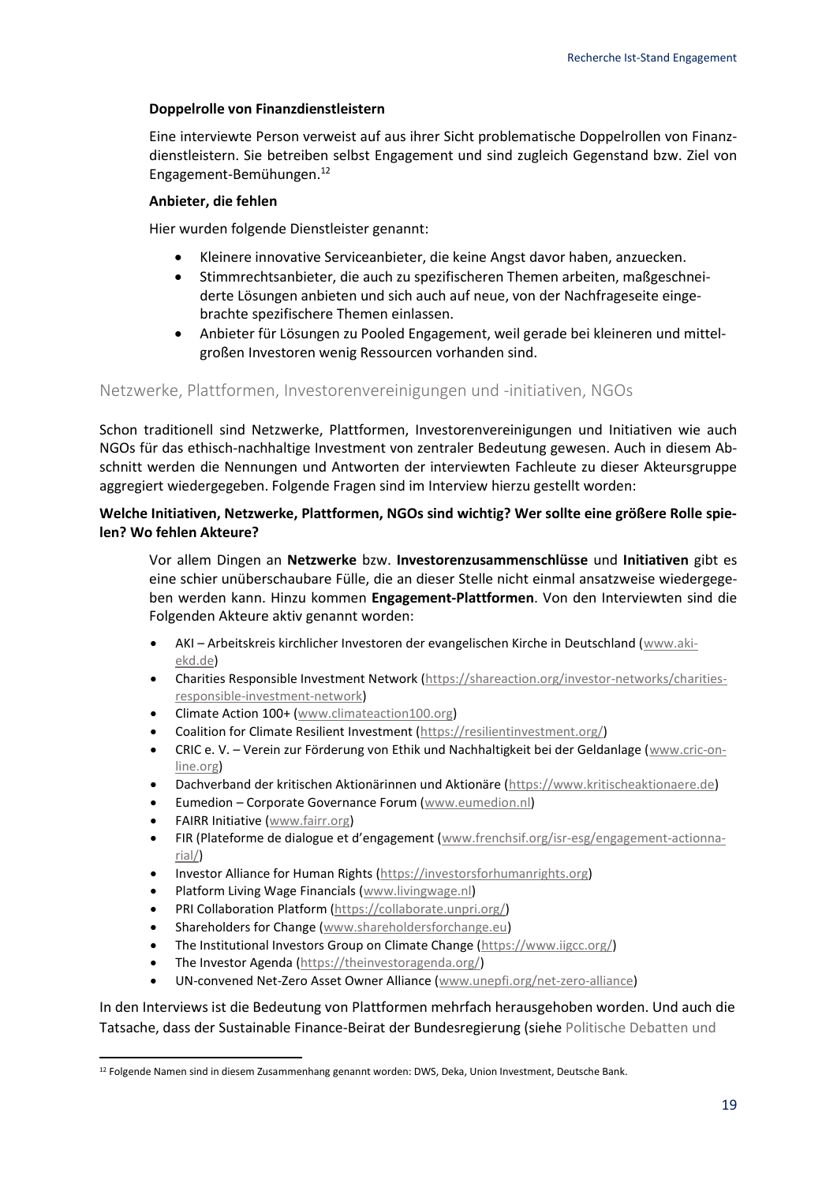**Doppelrolle von Finanzdienstleistern**

Eine interviewte Person verweist auf aus ihrer Sicht problematische Doppelrollen von Finanzdienstleistern. Sie betreiben selbst Engagement und sind zugleich Gegenstand bzw. Ziel von Engagement-Bemühungen.[12]

**Anbieter, die fehlen**

Hier wurden folgende Dienstleister genannt:

- Kleinere innovative Serviceanbieter, die keine Angst davor haben, anzuecken.
- Stimmrechtsanbieter, die auch zu spezifischeren Themen arbeiten, maßgeschneiderte Lösungen anbieten und sich auch auf neue, von der Nachfrageseite eingebrachte spezifischere Themen einlassen.
- Anbieter für Lösungen zu Pooled Engagement, weil gerade bei kleineren und mittelgroßen Investoren wenig Ressourcen vorhanden sind.

## Netzwerke, Plattformen, Investorenvereinigungen und -initiativen, NGOs

Schon traditionell sind Netzwerke, Plattformen, Investorenvereinigungen und Initiativen wie auch NGOs für das ethisch-nachhaltige Investment von zentraler Bedeutung gewesen. Auch in diesem Abschnitt werden die Nennungen und Antworten der interviewten Fachleute zu dieser Akteursgruppe aggregiert wiedergegeben. Folgende Fragen sind im Interview hierzu gestellt worden:

**Welche Initiativen, Netzwerke, Plattformen, NGOs sind wichtig? Wer sollte eine größere Rolle spielen? Wo fehlen Akteure?**

Vor allem Dingen an **Netzwerke** bzw. **Investorenzusammenschlüsse** und **Initiativen** gibt es eine schier unüberschaubare Fülle, die an dieser Stelle nicht einmal ansatzweise wiedergegeben werden kann. Hinzu kommen **Engagement-Plattformen**. Von den Interviewten sind die Folgenden Akteure aktiv genannt worden:

- AKI – Arbeitskreis kirchlicher Investoren der evangelischen Kirche in Deutschland (www.aki-ekd.de)
- Charities Responsible Investment Network (https://shareaction.org/investor-networks/charities-responsible-investment-network)
- Climate Action 100+ (www.climateaction100.org)
- Coalition for Climate Resilient Investment (https://resilientinvestment.org/)
- CRIC e. V. – Verein zur Förderung von Ethik und Nachhaltigkeit bei der Geldanlage (www.cric-online.org)
- Dachverband der kritischen Aktionärinnen und Aktionäre (https://www.kritischeaktionaere.de)
- Eumedion – Corporate Governance Forum (www.eumedion.nl)
- FAIRR Initiative (www.fairr.org)
- FIR (Plateforme de dialogue et d'engagement (www.frenchsif.org/isr-esg/engagement-actionnarial/)
- Investor Alliance for Human Rights (https://investorsforhumanrights.org)
- Platform Living Wage Financials (www.livingwage.nl)
- PRI Collaboration Platform (https://collaborate.unpri.org/)
- Shareholders for Change (www.shareholdersforchange.eu)
- The Institutional Investors Group on Climate Change (https://www.iigcc.org/)
- The Investor Agenda (https://theinvestoragenda.org/)
- UN-convened Net-Zero Asset Owner Alliance (www.unepfi.org/net-zero-alliance)

In den Interviews ist die Bedeutung von Plattformen mehrfach herausgehoben worden. Und auch die Tatsache, dass der Sustainable Finance-Beirat der Bundesregierung (siehe Politische Debatten und

[12] Folgende Namen sind in diesem Zusammenhang genannt worden: DWS, Deka, Union Investment, Deutsche Bank.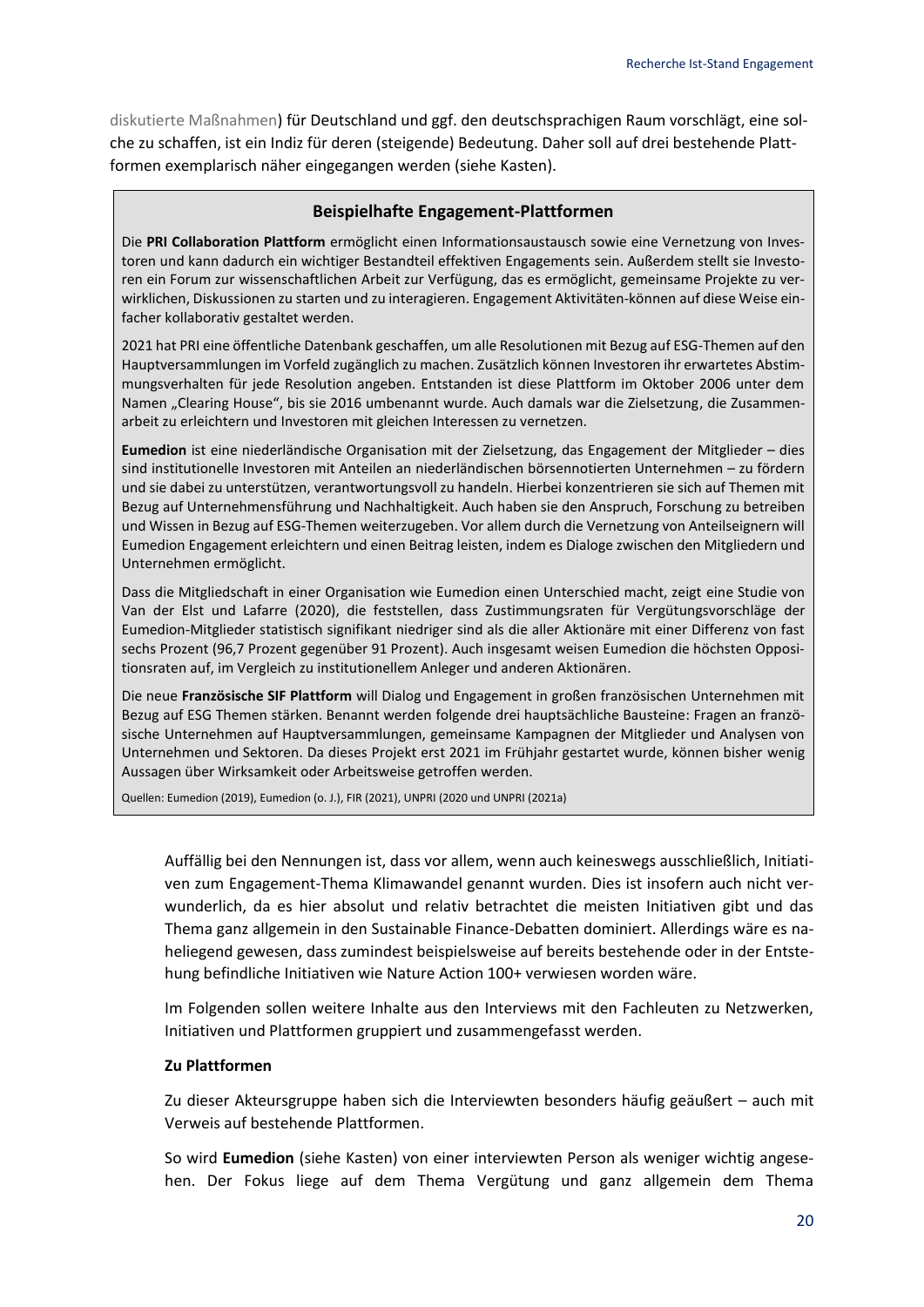diskutierte Maßnahmen) für Deutschland und ggf. den deutschsprachigen Raum vorschlägt, eine solche zu schaffen, ist ein Indiz für deren (steigende) Bedeutung. Daher soll auf drei bestehende Plattformen exemplarisch näher eingegangen werden (siehe Kasten).

### Beispielhafte Engagement-Plattformen

Die **PRI Collaboration Plattform** ermöglicht einen Informationsaustausch sowie eine Vernetzung von Investoren und kann dadurch ein wichtiger Bestandteil effektiven Engagements sein. Außerdem stellt sie Investoren ein Forum zur wissenschaftlichen Arbeit zur Verfügung, das es ermöglicht, gemeinsame Projekte zu verwirklichen, Diskussionen zu starten und zu interagieren. Engagement Aktivitäten-können auf diese Weise einfacher kollaborativ gestaltet werden.

2021 hat PRI eine öffentliche Datenbank geschaffen, um alle Resolutionen mit Bezug auf ESG-Themen auf den Hauptversammlungen im Vorfeld zugänglich zu machen. Zusätzlich können Investoren ihr erwartetes Abstimmungsverhalten für jede Resolution angeben. Entstanden ist diese Plattform im Oktober 2006 unter dem Namen „Clearing House", bis sie 2016 umbenannt wurde. Auch damals war die Zielsetzung, die Zusammenarbeit zu erleichtern und Investoren mit gleichen Interessen zu vernetzen.

**Eumedion** ist eine niederländische Organisation mit der Zielsetzung, das Engagement der Mitglieder – dies sind institutionelle Investoren mit Anteilen an niederländischen börsennotierten Unternehmen – zu fördern und sie dabei zu unterstützen, verantwortungsvoll zu handeln. Hierbei konzentrieren sie sich auf Themen mit Bezug auf Unternehmensführung und Nachhaltigkeit. Auch haben sie den Anspruch, Forschung zu betreiben und Wissen in Bezug auf ESG-Themen weiterzugeben. Vor allem durch die Vernetzung von Anteilseignern will Eumedion Engagement erleichtern und einen Beitrag leisten, indem es Dialoge zwischen den Mitgliedern und Unternehmen ermöglicht.

Dass die Mitgliedschaft in einer Organisation wie Eumedion einen Unterschied macht, zeigt eine Studie von Van der Elst und Lafarre (2020), die feststellen, dass Zustimmungsraten für Vergütungsvorschläge der Eumedion-Mitglieder statistisch signifikant niedriger sind als die aller Aktionäre mit einer Differenz von fast sechs Prozent (96,7 Prozent gegenüber 91 Prozent). Auch insgesamt weisen Eumedion die höchsten Oppositionsraten auf, im Vergleich zu institutionellem Anleger und anderen Aktionären.

Die neue **Französische SIF Plattform** will Dialog und Engagement in großen französischen Unternehmen mit Bezug auf ESG Themen stärken. Benannt werden folgende drei hauptsächliche Bausteine: Fragen an französische Unternehmen auf Hauptversammlungen, gemeinsame Kampagnen der Mitglieder und Analysen von Unternehmen und Sektoren. Da dieses Projekt erst 2021 im Frühjahr gestartet wurde, können bisher wenig Aussagen über Wirksamkeit oder Arbeitsweise getroffen werden.

Quellen: Eumedion (2019), Eumedion (o. J.), FIR (2021), UNPRI (2020 und UNPRI (2021a)

Auffällig bei den Nennungen ist, dass vor allem, wenn auch keineswegs ausschließlich, Initiativen zum Engagement-Thema Klimawandel genannt wurden. Dies ist insofern auch nicht verwunderlich, da es hier absolut und relativ betrachtet die meisten Initiativen gibt und das Thema ganz allgemein in den Sustainable Finance-Debatten dominiert. Allerdings wäre es naheliegend gewesen, dass zumindest beispielsweise auf bereits bestehende oder in der Entstehung befindliche Initiativen wie Nature Action 100+ verwiesen worden wäre.

Im Folgenden sollen weitere Inhalte aus den Interviews mit den Fachleuten zu Netzwerken, Initiativen und Plattformen gruppiert und zusammengefasst werden.

**Zu Plattformen**

Zu dieser Akteursgruppe haben sich die Interviewten besonders häufig geäußert – auch mit Verweis auf bestehende Plattformen.

So wird **Eumedion** (siehe Kasten) von einer interviewten Person als weniger wichtig angesehen. Der Fokus liege auf dem Thema Vergütung und ganz allgemein dem Thema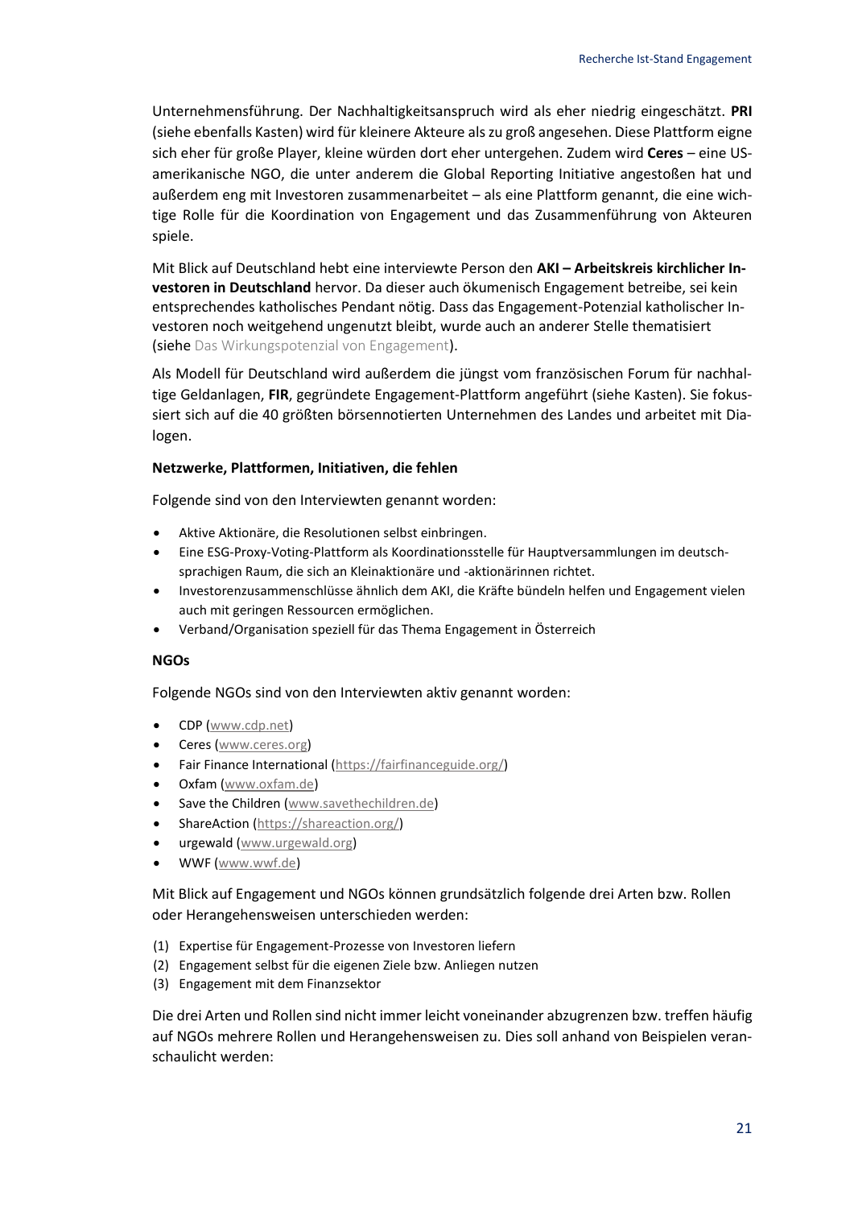Unternehmensführung. Der Nachhaltigkeitsanspruch wird als eher niedrig eingeschätzt. **PRI** (siehe ebenfalls Kasten) wird für kleinere Akteure als zu groß angesehen. Diese Plattform eigne sich eher für große Player, kleine würden dort eher untergehen. Zudem wird **Ceres** – eine US-amerikanische NGO, die unter anderem die Global Reporting Initiative angestoßen hat und außerdem eng mit Investoren zusammenarbeitet – als eine Plattform genannt, die eine wichtige Rolle für die Koordination von Engagement und das Zusammenführung von Akteuren spiele.

Mit Blick auf Deutschland hebt eine interviewte Person den **AKI – Arbeitskreis kirchlicher Investoren in Deutschland** hervor. Da dieser auch ökumenisch Engagement betreibe, sei kein entsprechendes katholisches Pendant nötig. Dass das Engagement-Potenzial katholischer Investoren noch weitgehend ungenutzt bleibt, wurde auch an anderer Stelle thematisiert (siehe Das Wirkungspotenzial von Engagement).

Als Modell für Deutschland wird außerdem die jüngst vom französischen Forum für nachhaltige Geldanlagen, **FIR**, gegründete Engagement-Plattform angeführt (siehe Kasten). Sie fokussiert sich auf die 40 größten börsennotierten Unternehmen des Landes und arbeitet mit Dialogen.

**Netzwerke, Plattformen, Initiativen, die fehlen**

Folgende sind von den Interviewten genannt worden:

- Aktive Aktionäre, die Resolutionen selbst einbringen.
- Eine ESG-Proxy-Voting-Plattform als Koordinationsstelle für Hauptversammlungen im deutschsprachigen Raum, die sich an Kleinaktionäre und -aktionärinnen richtet.
- Investorenzusammenschlüsse ähnlich dem AKI, die Kräfte bündeln helfen und Engagement vielen auch mit geringen Ressourcen ermöglichen.
- Verband/Organisation speziell für das Thema Engagement in Österreich

**NGOs**

Folgende NGOs sind von den Interviewten aktiv genannt worden:

- CDP (www.cdp.net)
- Ceres (www.ceres.org)
- Fair Finance International (https://fairfinanceguide.org/)
- Oxfam (www.oxfam.de)
- Save the Children (www.savethechildren.de)
- ShareAction (https://shareaction.org/)
- urgewald (www.urgewald.org)
- WWF (www.wwf.de)

Mit Blick auf Engagement und NGOs können grundsätzlich folgende drei Arten bzw. Rollen oder Herangehensweisen unterschieden werden:

(1) Expertise für Engagement-Prozesse von Investoren liefern
(2) Engagement selbst für die eigenen Ziele bzw. Anliegen nutzen
(3) Engagement mit dem Finanzsektor

Die drei Arten und Rollen sind nicht immer leicht voneinander abzugrenzen bzw. treffen häufig auf NGOs mehrere Rollen und Herangehensweisen zu. Dies soll anhand von Beispielen veranschaulicht werden: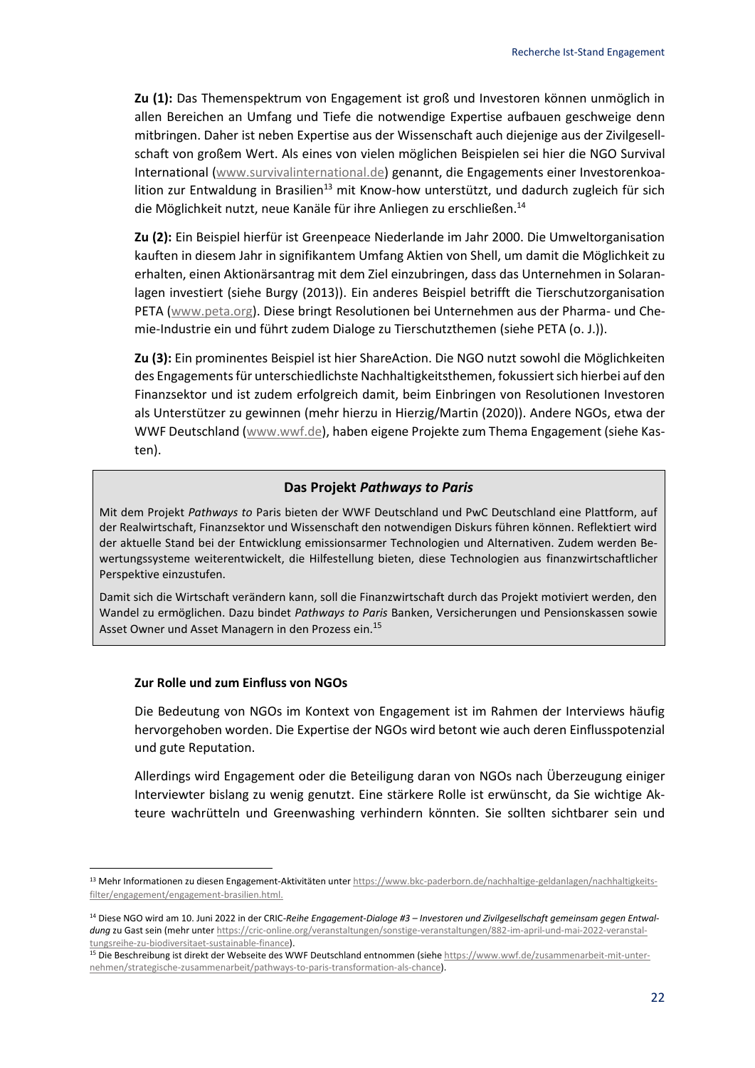**Zu (1):** Das Themenspektrum von Engagement ist groß und Investoren können unmöglich in allen Bereichen an Umfang und Tiefe die notwendige Expertise aufbauen geschweige denn mitbringen. Daher ist neben Expertise aus der Wissenschaft auch diejenige aus der Zivilgesellschaft von großem Wert. Als eines von vielen möglichen Beispielen sei hier die NGO Survival International (www.survivalinternational.de) genannt, die Engagements einer Investorenkoalition zur Entwaldung in Brasilien[13] mit Know-how unterstützt, und dadurch zugleich für sich die Möglichkeit nutzt, neue Kanäle für ihre Anliegen zu erschließen.[14]

**Zu (2):** Ein Beispiel hierfür ist Greenpeace Niederlande im Jahr 2000. Die Umweltorganisation kauften in diesem Jahr in signifikantem Umfang Aktien von Shell, um damit die Möglichkeit zu erhalten, einen Aktionärsantrag mit dem Ziel einzubringen, dass das Unternehmen in Solaranlagen investiert (siehe Burgy (2013)). Ein anderes Beispiel betrifft die Tierschutzorganisation PETA (www.peta.org). Diese bringt Resolutionen bei Unternehmen aus der Pharma- und Chemie-Industrie ein und führt zudem Dialoge zu Tierschutzthemen (siehe PETA (o. J.)).

**Zu (3):** Ein prominentes Beispiel ist hier ShareAction. Die NGO nutzt sowohl die Möglichkeiten des Engagements für unterschiedlichste Nachhaltigkeitsthemen, fokussiert sich hierbei auf den Finanzsektor und ist zudem erfolgreich damit, beim Einbringen von Resolutionen Investoren als Unterstützer zu gewinnen (mehr hierzu in Hierzig/Martin (2020)). Andere NGOs, etwa der WWF Deutschland (www.wwf.de), haben eigene Projekte zum Thema Engagement (siehe Kasten).

> **Das Projekt *Pathways to Paris***
>
> Mit dem Projekt *Pathways to* Paris bieten der WWF Deutschland und PwC Deutschland eine Plattform, auf der Realwirtschaft, Finanzsektor und Wissenschaft den notwendigen Diskurs führen können. Reflektiert wird der aktuelle Stand bei der Entwicklung emissionsarmer Technologien und Alternativen. Zudem werden Bewertungssysteme weiterentwickelt, die Hilfestellung bieten, diese Technologien aus finanzwirtschaftlicher Perspektive einzustufen.
>
> Damit sich die Wirtschaft verändern kann, soll die Finanzwirtschaft durch das Projekt motiviert werden, den Wandel zu ermöglichen. Dazu bindet *Pathways to Paris* Banken, Versicherungen und Pensionskassen sowie Asset Owner und Asset Managern in den Prozess ein.[15]

#### Zur Rolle und zum Einfluss von NGOs

Die Bedeutung von NGOs im Kontext von Engagement ist im Rahmen der Interviews häufig hervorgehoben worden. Die Expertise der NGOs wird betont wie auch deren Einflusspotenzial und gute Reputation.

Allerdings wird Engagement oder die Beteiligung daran von NGOs nach Überzeugung einiger Interviewter bislang zu wenig genutzt. Eine stärkere Rolle ist erwünscht, da Sie wichtige Akteure wachrütteln und Greenwashing verhindern könnten. Sie sollten sichtbarer sein und

---

[13] Mehr Informationen zu diesen Engagement-Aktivitäten unter https://www.bkc-paderborn.de/nachhaltige-geldanlagen/nachhaltigkeits-filter/engagement/engagement-brasilien.html.

[14] Diese NGO wird am 10. Juni 2022 in der CRIC-*Reihe Engagement-Dialoge #3 – Investoren und Zivilgesellschaft gemeinsam gegen Entwaldung* zu Gast sein (mehr unter https://cric-online.org/veranstaltungen/sonstige-veranstaltungen/882-im-april-und-mai-2022-veranstaltungsreihe-zu-biodiversitaet-sustainable-finance).

[15] Die Beschreibung ist direkt der Webseite des WWF Deutschland entnommen (siehe https://www.wwf.de/zusammenarbeit-mit-unternehmen/strategische-zusammenarbeit/pathways-to-paris-transformation-als-chance).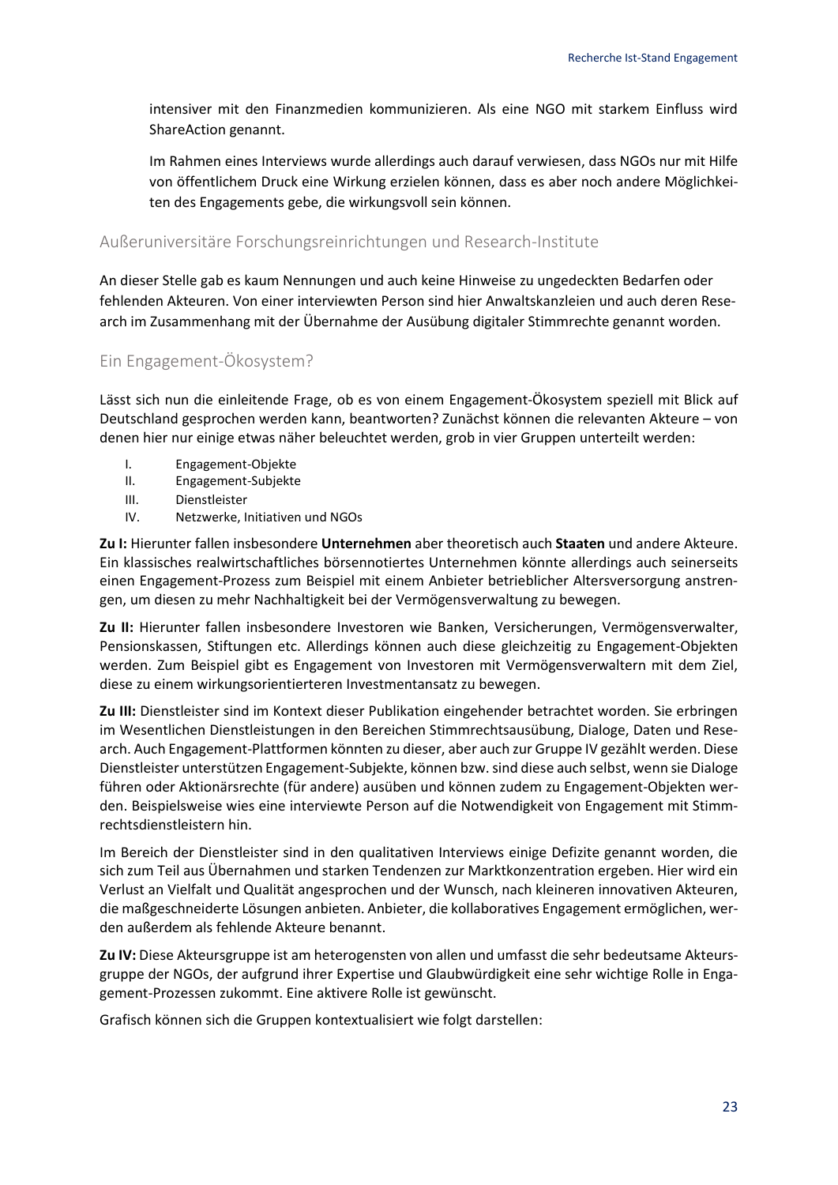intensiver mit den Finanzmedien kommunizieren. Als eine NGO mit starkem Einfluss wird ShareAction genannt.

Im Rahmen eines Interviews wurde allerdings auch darauf verwiesen, dass NGOs nur mit Hilfe von öffentlichem Druck eine Wirkung erzielen können, dass es aber noch andere Möglichkeiten des Engagements gebe, die wirkungsvoll sein können.

### Außeruniversitäre Forschungsreinrichtungen und Research-Institute

An dieser Stelle gab es kaum Nennungen und auch keine Hinweise zu ungedeckten Bedarfen oder fehlenden Akteuren. Von einer interviewten Person sind hier Anwaltskanzleien und auch deren Research im Zusammenhang mit der Übernahme der Ausübung digitaler Stimmrechte genannt worden.

### Ein Engagement-Ökosystem?

Lässt sich nun die einleitende Frage, ob es von einem Engagement-Ökosystem speziell mit Blick auf Deutschland gesprochen werden kann, beantworten? Zunächst können die relevanten Akteure – von denen hier nur einige etwas näher beleuchtet werden, grob in vier Gruppen unterteilt werden:

I. Engagement-Objekte
II. Engagement-Subjekte
III. Dienstleister
IV. Netzwerke, Initiativen und NGOs

**Zu I:** Hierunter fallen insbesondere **Unternehmen** aber theoretisch auch **Staaten** und andere Akteure. Ein klassisches realwirtschaftliches börsennotiertes Unternehmen könnte allerdings auch seinerseits einen Engagement-Prozess zum Beispiel mit einem Anbieter betrieblicher Altersversorgung anstrengen, um diesen zu mehr Nachhaltigkeit bei der Vermögensverwaltung zu bewegen.

**Zu II:** Hierunter fallen insbesondere Investoren wie Banken, Versicherungen, Vermögensverwalter, Pensionskassen, Stiftungen etc. Allerdings können auch diese gleichzeitig zu Engagement-Objekten werden. Zum Beispiel gibt es Engagement von Investoren mit Vermögensverwaltern mit dem Ziel, diese zu einem wirkungsorientierteren Investmentansatz zu bewegen.

**Zu III:** Dienstleister sind im Kontext dieser Publikation eingehender betrachtet worden. Sie erbringen im Wesentlichen Dienstleistungen in den Bereichen Stimmrechtsausübung, Dialoge, Daten und Research. Auch Engagement-Plattformen könnten zu dieser, aber auch zur Gruppe IV gezählt werden. Diese Dienstleister unterstützen Engagement-Subjekte, können bzw. sind diese auch selbst, wenn sie Dialoge führen oder Aktionärsrechte (für andere) ausüben und können zudem zu Engagement-Objekten werden. Beispielsweise wies eine interviewte Person auf die Notwendigkeit von Engagement mit Stimmrechtsdienstleistern hin.

Im Bereich der Dienstleister sind in den qualitativen Interviews einige Defizite genannt worden, die sich zum Teil aus Übernahmen und starken Tendenzen zur Marktkonzentration ergeben. Hier wird ein Verlust an Vielfalt und Qualität angesprochen und der Wunsch, nach kleineren innovativen Akteuren, die maßgeschneiderte Lösungen anbieten. Anbieter, die kollaboratives Engagement ermöglichen, werden außerdem als fehlende Akteure benannt.

**Zu IV:** Diese Akteursgruppe ist am heterogensten von allen und umfasst die sehr bedeutsame Akteursgruppe der NGOs, der aufgrund ihrer Expertise und Glaubwürdigkeit eine sehr wichtige Rolle in Engagement-Prozessen zukommt. Eine aktivere Rolle ist gewünscht.

Grafisch können sich die Gruppen kontextualisiert wie folgt darstellen: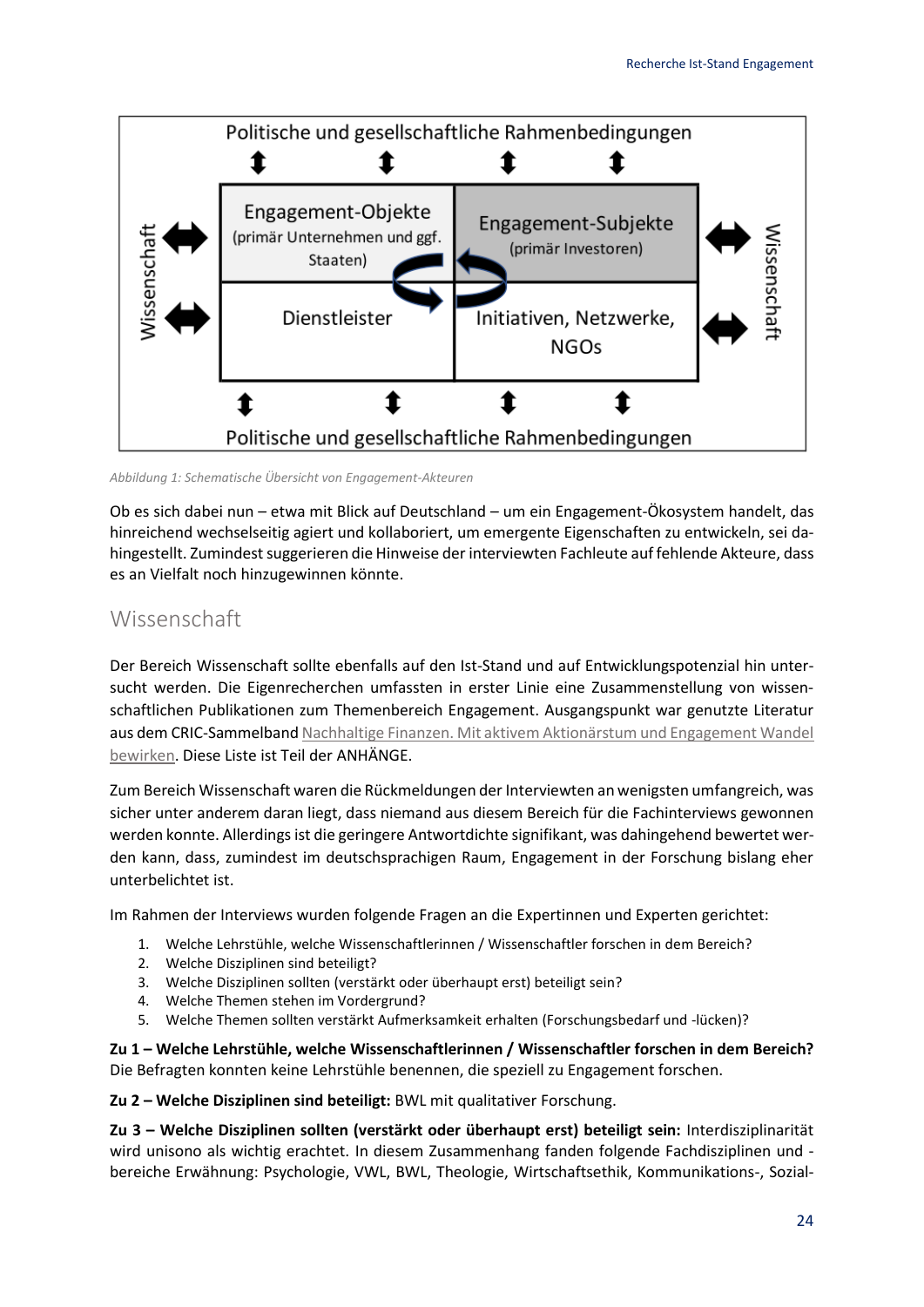Politische und gesellschaftliche Rahmenbedingungen

| Engagement-Objekte (primär Unternehmen und ggf. Staaten) | Engagement-Subjekte (primär Investoren) |
|---|---|
| Dienstleister | Initiativen, Netzwerke, NGOs |

Wissenschaft

Politische und gesellschaftliche Rahmenbedingungen

*Abbildung 1: Schematische Übersicht von Engagement-Akteuren*

Ob es sich dabei nun – etwa mit Blick auf Deutschland – um ein Engagement-Ökosystem handelt, das hinreichend wechselseitig agiert und kollaboriert, um emergente Eigenschaften zu entwickeln, sei dahingestellt. Zumindest suggerieren die Hinweise der interviewten Fachleute auf fehlende Akteure, dass es an Vielfalt noch hinzugewinnen könnte.

## Wissenschaft

Der Bereich Wissenschaft sollte ebenfalls auf den Ist-Stand und auf Entwicklungspotenzial hin untersucht werden. Die Eigenrecherchen umfassten in erster Linie eine Zusammenstellung von wissenschaftlichen Publikationen zum Themenbereich Engagement. Ausgangspunkt war genutzte Literatur aus dem CRIC-Sammelband Nachhaltige Finanzen. Mit aktivem Aktionärstum und Engagement Wandel bewirken. Diese Liste ist Teil der ANHÄNGE.

Zum Bereich Wissenschaft waren die Rückmeldungen der Interviewten an wenigsten umfangreich, was sicher unter anderem daran liegt, dass niemand aus diesem Bereich für die Fachinterviews gewonnen werden konnte. Allerdings ist die geringere Antwortdichte signifikant, was dahingehend bewertet werden kann, dass, zumindest im deutschsprachigen Raum, Engagement in der Forschung bislang eher unterbelichtet ist.

Im Rahmen der Interviews wurden folgende Fragen an die Expertinnen und Experten gerichtet:

1. Welche Lehrstühle, welche Wissenschaftlerinnen / Wissenschaftler forschen in dem Bereich?
2. Welche Disziplinen sind beteiligt?
3. Welche Disziplinen sollten (verstärkt oder überhaupt erst) beteiligt sein?
4. Welche Themen stehen im Vordergrund?
5. Welche Themen sollten verstärkt Aufmerksamkeit erhalten (Forschungsbedarf und -lücken)?

**Zu 1 – Welche Lehrstühle, welche Wissenschaftlerinnen / Wissenschaftler forschen in dem Bereich?** Die Befragten konnten keine Lehrstühle benennen, die speziell zu Engagement forschen.

**Zu 2 – Welche Disziplinen sind beteiligt:** BWL mit qualitativer Forschung.

**Zu 3 – Welche Disziplinen sollten (verstärkt oder überhaupt erst) beteiligt sein:** Interdisziplinarität wird unisono als wichtig erachtet. In diesem Zusammenhang fanden folgende Fachdisziplinen und -bereiche Erwähnung: Psychologie, VWL, BWL, Theologie, Wirtschaftsethik, Kommunikations-, Sozial-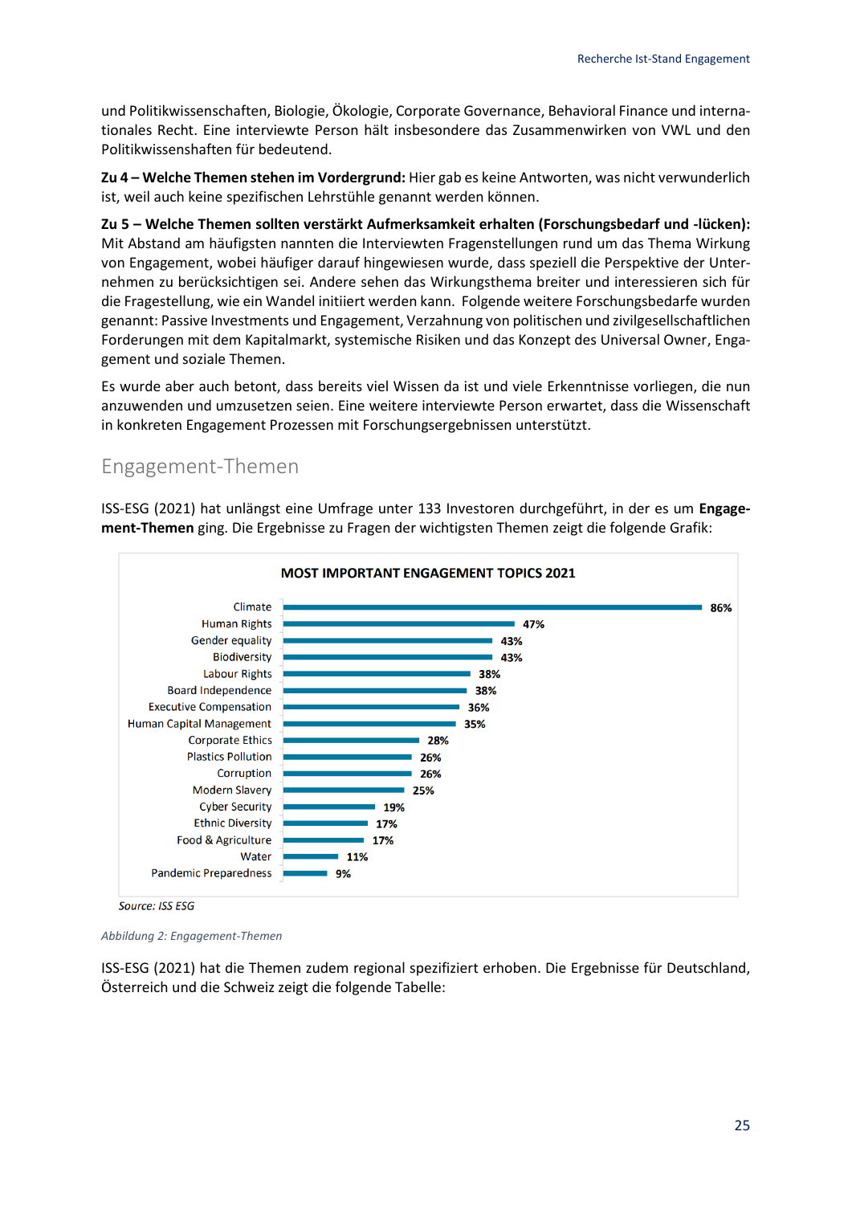und Politikwissenschaften, Biologie, Ökologie, Corporate Governance, Behavioral Finance und internationales Recht. Eine interviewte Person hält insbesondere das Zusammenwirken von VWL und den Politikwissenshaften für bedeutend.

**Zu 4 – Welche Themen stehen im Vordergrund:** Hier gab es keine Antworten, was nicht verwunderlich ist, weil auch keine spezifischen Lehrstühle genannt werden können.

**Zu 5 – Welche Themen sollten verstärkt Aufmerksamkeit erhalten (Forschungsbedarf und -lücken):** Mit Abstand am häufigsten nannten die Interviewten Fragenstellungen rund um das Thema Wirkung von Engagement, wobei häufiger darauf hingewiesen wurde, dass speziell die Perspektive der Unternehmen zu berücksichtigen sei. Andere sehen das Wirkungsthema breiter und interessieren sich für die Fragestellung, wie ein Wandel initiiert werden kann. Folgende weitere Forschungsbedarfe wurden genannt: Passive Investments und Engagement, Verzahnung von politischen und zivilgesellschaftlichen Forderungen mit dem Kapitalmarkt, systemische Risiken und das Konzept des Universal Owner, Engagement und soziale Themen.

Es wurde aber auch betont, dass bereits viel Wissen da ist und viele Erkenntnisse vorliegen, die nun anzuwenden und umzusetzen seien. Eine weitere interviewte Person erwartet, dass die Wissenschaft in konkreten Engagement Prozessen mit Forschungsergebnissen unterstützt.

## Engagement-Themen

ISS-ESG (2021) hat unlängst eine Umfrage unter 133 Investoren durchgeführt, in der es um **Engagement-Themen** ging. Die Ergebnisse zu Fragen der wichtigsten Themen zeigt die folgende Grafik:

**MOST IMPORTANT ENGAGEMENT TOPICS 2021**

| Topic | Share |
|---|---|
| Climate | 86% |
| Human Rights | 47% |
| Gender equality | 43% |
| Biodiversity | 43% |
| Labour Rights | 38% |
| Board Independence | 38% |
| Executive Compensation | 36% |
| Human Capital Management | 35% |
| Corporate Ethics | 28% |
| Plastics Pollution | 26% |
| Corruption | 26% |
| Modern Slavery | 25% |
| Cyber Security | 19% |
| Ethnic Diversity | 17% |
| Food & Agriculture | 17% |
| Water | 11% |
| Pandemic Preparedness | 9% |

*Source: ISS ESG*

*Abbildung 2: Engagement-Themen*

ISS-ESG (2021) hat die Themen zudem regional spezifiziert erhoben. Die Ergebnisse für Deutschland, Österreich und die Schweiz zeigt die folgende Tabelle: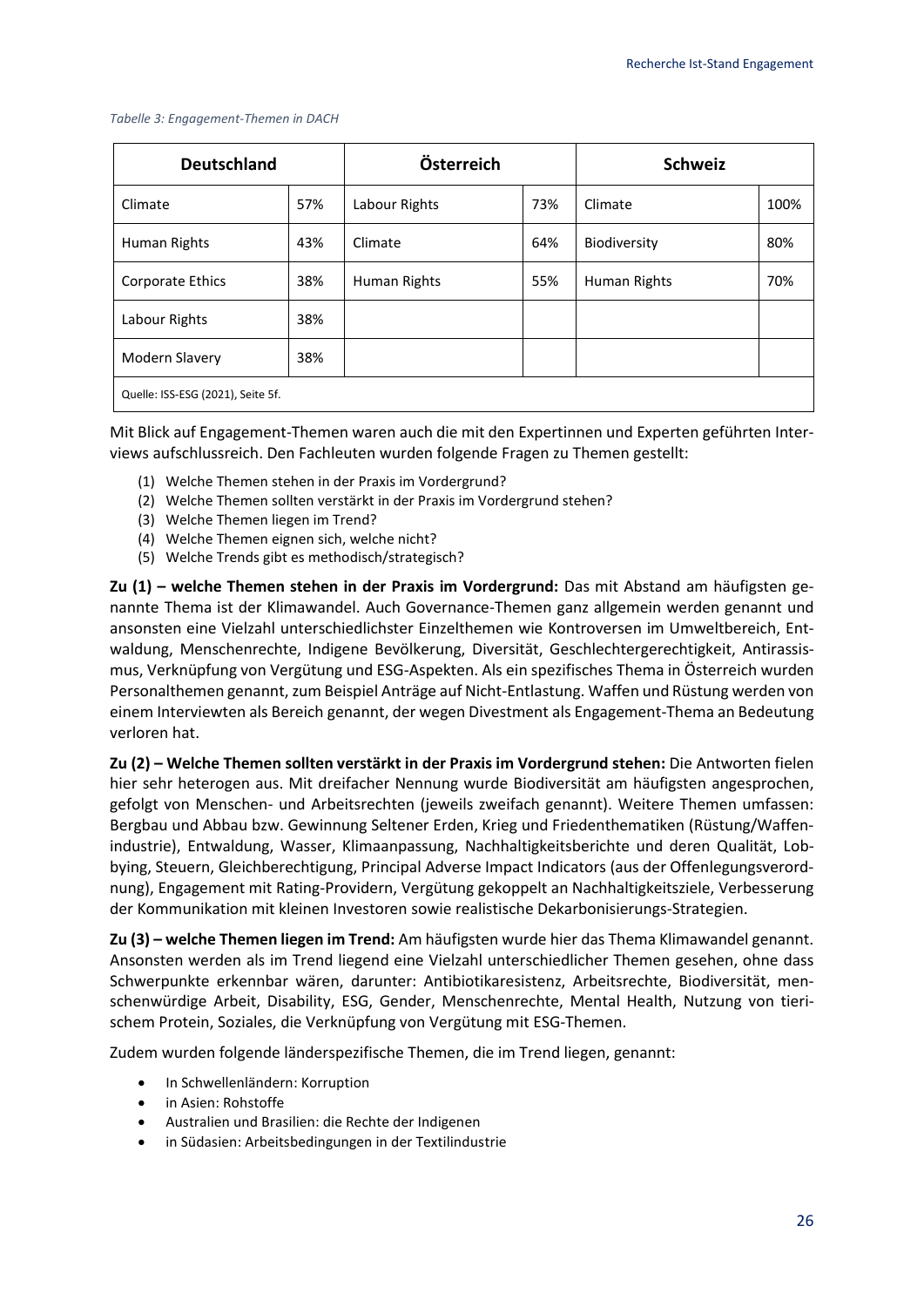*Tabelle 3: Engagement-Themen in DACH*

| Deutschland | | Österreich | | Schweiz | |
|---|---|---|---|---|---|
| Climate | 57% | Labour Rights | 73% | Climate | 100% |
| Human Rights | 43% | Climate | 64% | Biodiversity | 80% |
| Corporate Ethics | 38% | Human Rights | 55% | Human Rights | 70% |
| Labour Rights | 38% | | | | |
| Modern Slavery | 38% | | | | |
| Quelle: ISS-ESG (2021), Seite 5f. | | | | | |

Mit Blick auf Engagement-Themen waren auch die mit den Expertinnen und Experten geführten Interviews aufschlussreich. Den Fachleuten wurden folgende Fragen zu Themen gestellt:

(1) Welche Themen stehen in der Praxis im Vordergrund?
(2) Welche Themen sollten verstärkt in der Praxis im Vordergrund stehen?
(3) Welche Themen liegen im Trend?
(4) Welche Themen eignen sich, welche nicht?
(5) Welche Trends gibt es methodisch/strategisch?

**Zu (1) – welche Themen stehen in der Praxis im Vordergrund:** Das mit Abstand am häufigsten genannte Thema ist der Klimawandel. Auch Governance-Themen ganz allgemein werden genannt und ansonsten eine Vielzahl unterschiedlichster Einzelthemen wie Kontroversen im Umweltbereich, Entwaldung, Menschenrechte, Indigene Bevölkerung, Diversität, Geschlechtergerechtigkeit, Antirassismus, Verknüpfung von Vergütung und ESG-Aspekten. Als ein spezifisches Thema in Österreich wurden Personalthemen genannt, zum Beispiel Anträge auf Nicht-Entlastung. Waffen und Rüstung werden von einem Interviewten als Bereich genannt, der wegen Divestment als Engagement-Thema an Bedeutung verloren hat.

**Zu (2) – Welche Themen sollten verstärkt in der Praxis im Vordergrund stehen:** Die Antworten fielen hier sehr heterogen aus. Mit dreifacher Nennung wurde Biodiversität am häufigsten angesprochen, gefolgt von Menschen- und Arbeitsrechten (jeweils zweifach genannt). Weitere Themen umfassen: Bergbau und Abbau bzw. Gewinnung Seltener Erden, Krieg und Friedenthematiken (Rüstung/Waffenindustrie), Entwaldung, Wasser, Klimaanpassung, Nachhaltigkeitsberichte und deren Qualität, Lobbying, Steuern, Gleichberechtigung, Principal Adverse Impact Indicators (aus der Offenlegungsverordnung), Engagement mit Rating-Providern, Vergütung gekoppelt an Nachhaltigkeitsziele, Verbesserung der Kommunikation mit kleinen Investoren sowie realistische Dekarbonisierungs-Strategien.

**Zu (3) – welche Themen liegen im Trend:** Am häufigsten wurde hier das Thema Klimawandel genannt. Ansonsten werden als im Trend liegend eine Vielzahl unterschiedlicher Themen gesehen, ohne dass Schwerpunkte erkennbar wären, darunter: Antibiotikaresistenz, Arbeitsrechte, Biodiversität, menschenwürdige Arbeit, Disability, ESG, Gender, Menschenrechte, Mental Health, Nutzung von tierischem Protein, Soziales, die Verknüpfung von Vergütung mit ESG-Themen.

Zudem wurden folgende länderspezifische Themen, die im Trend liegen, genannt:

- In Schwellenländern: Korruption
- in Asien: Rohstoffe
- Australien und Brasilien: die Rechte der Indigenen
- in Südasien: Arbeitsbedingungen in der Textilindustrie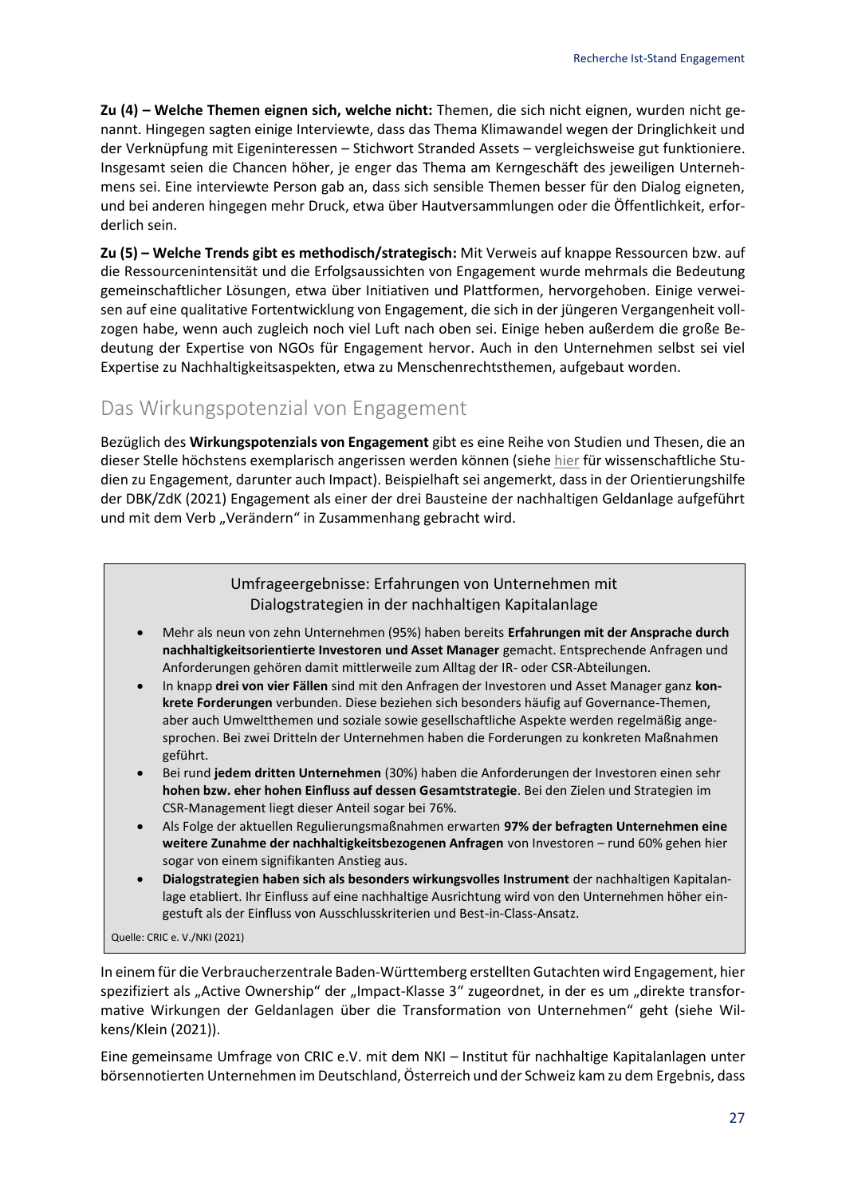**Zu (4) – Welche Themen eignen sich, welche nicht:** Themen, die sich nicht eignen, wurden nicht genannt. Hingegen sagten einige Interviewte, dass das Thema Klimawandel wegen der Dringlichkeit und der Verknüpfung mit Eigeninteressen – Stichwort Stranded Assets – vergleichsweise gut funktioniere. Insgesamt seien die Chancen höher, je enger das Thema am Kerngeschäft des jeweiligen Unternehmens sei. Eine interviewte Person gab an, dass sich sensible Themen besser für den Dialog eigneten, und bei anderen hingegen mehr Druck, etwa über Hautversammlungen oder die Öffentlichkeit, erforderlich sein.

**Zu (5) – Welche Trends gibt es methodisch/strategisch:** Mit Verweis auf knappe Ressourcen bzw. auf die Ressourcenintensität und die Erfolgsaussichten von Engagement wurde mehrmals die Bedeutung gemeinschaftlicher Lösungen, etwa über Initiativen und Plattformen, hervorgehoben. Einige verweisen auf eine qualitative Fortentwicklung von Engagement, die sich in der jüngeren Vergangenheit vollzogen habe, wenn auch zugleich noch viel Luft nach oben sei. Einige heben außerdem die große Bedeutung der Expertise von NGOs für Engagement hervor. Auch in den Unternehmen selbst sei viel Expertise zu Nachhaltigkeitsaspekten, etwa zu Menschenrechtsthemen, aufgebaut worden.

## Das Wirkungspotenzial von Engagement

Bezüglich des **Wirkungspotenzials von Engagement** gibt es eine Reihe von Studien und Thesen, die an dieser Stelle höchstens exemplarisch angerissen werden können (siehe hier für wissenschaftliche Studien zu Engagement, darunter auch Impact). Beispielhaft sei angemerkt, dass in der Orientierungshilfe der DBK/ZdK (2021) Engagement als einer der drei Bausteine der nachhaltigen Geldanlage aufgeführt und mit dem Verb „Verändern" in Zusammenhang gebracht wird.

> Umfrageergebnisse: Erfahrungen von Unternehmen mit Dialogstrategien in der nachhaltigen Kapitalanlage
>
> - Mehr als neun von zehn Unternehmen (95%) haben bereits **Erfahrungen mit der Ansprache durch nachhaltigkeitsorientierte Investoren und Asset Manager** gemacht. Entsprechende Anfragen und Anforderungen gehören damit mittlerweile zum Alltag der IR- oder CSR-Abteilungen.
> - In knapp **drei von vier Fällen** sind mit den Anfragen der Investoren und Asset Manager ganz **konkrete Forderungen** verbunden. Diese beziehen sich besonders häufig auf Governance-Themen, aber auch Umweltthemen und soziale sowie gesellschaftliche Aspekte werden regelmäßig angesprochen. Bei zwei Dritteln der Unternehmen haben die Forderungen zu konkreten Maßnahmen geführt.
> - Bei rund **jedem dritten Unternehmen** (30%) haben die Anforderungen der Investoren einen sehr **hohen bzw. eher hohen Einfluss auf dessen Gesamtstrategie**. Bei den Zielen und Strategien im CSR-Management liegt dieser Anteil sogar bei 76%.
> - Als Folge der aktuellen Regulierungsmaßnahmen erwarten **97% der befragten Unternehmen eine weitere Zunahme der nachhaltigkeitsbezogenen Anfragen** von Investoren – rund 60% gehen hier sogar von einem signifikanten Anstieg aus.
> - **Dialogstrategien haben sich als besonders wirkungsvolles Instrument** der nachhaltigen Kapitalanlage etabliert. Ihr Einfluss auf eine nachhaltige Ausrichtung wird von den Unternehmen höher eingestuft als der Einfluss von Ausschlusskriterien und Best-in-Class-Ansatz.
>
> Quelle: CRIC e. V./NKI (2021)

In einem für die Verbraucherzentrale Baden-Württemberg erstellten Gutachten wird Engagement, hier spezifiziert als „Active Ownership" der „Impact-Klasse 3" zugeordnet, in der es um „direkte transformative Wirkungen der Geldanlagen über die Transformation von Unternehmen" geht (siehe Wilkens/Klein (2021)).

Eine gemeinsame Umfrage von CRIC e.V. mit dem NKI – Institut für nachhaltige Kapitalanlagen unter börsennotierten Unternehmen im Deutschland, Österreich und der Schweiz kam zu dem Ergebnis, dass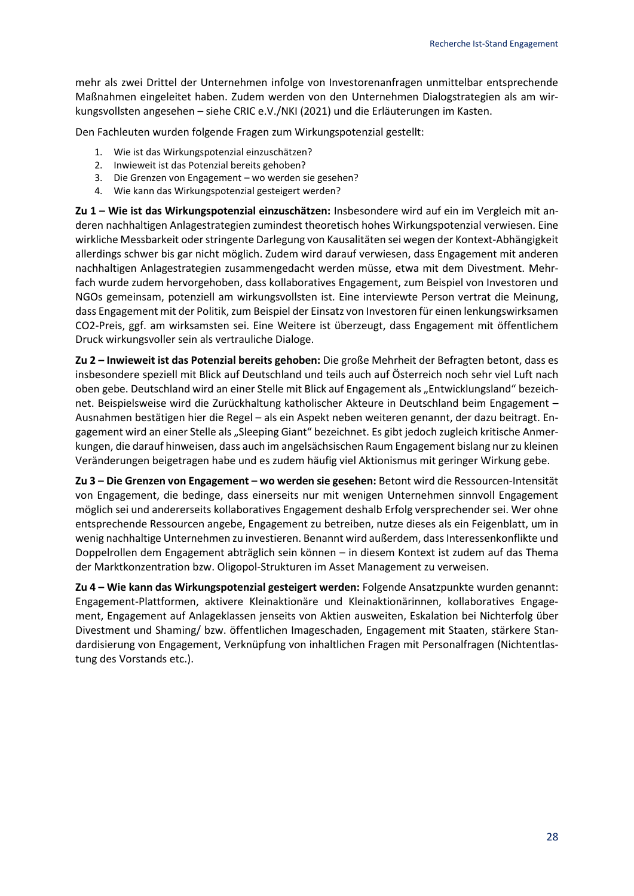mehr als zwei Drittel der Unternehmen infolge von Investorenanfragen unmittelbar entsprechende Maßnahmen eingeleitet haben. Zudem werden von den Unternehmen Dialogstrategien als am wirkungsvollsten angesehen – siehe CRIC e.V./NKI (2021) und die Erläuterungen im Kasten.

Den Fachleuten wurden folgende Fragen zum Wirkungspotenzial gestellt:

1. Wie ist das Wirkungspotenzial einzuschätzen?
2. Inwieweit ist das Potenzial bereits gehoben?
3. Die Grenzen von Engagement – wo werden sie gesehen?
4. Wie kann das Wirkungspotenzial gesteigert werden?

**Zu 1 – Wie ist das Wirkungspotenzial einzuschätzen:** Insbesondere wird auf ein im Vergleich mit anderen nachhaltigen Anlagestrategien zumindest theoretisch hohes Wirkungspotenzial verwiesen. Eine wirkliche Messbarkeit oder stringente Darlegung von Kausalitäten sei wegen der Kontext-Abhängigkeit allerdings schwer bis gar nicht möglich. Zudem wird darauf verwiesen, dass Engagement mit anderen nachhaltigen Anlagestrategien zusammengedacht werden müsse, etwa mit dem Divestment. Mehrfach wurde zudem hervorgehoben, dass kollaboratives Engagement, zum Beispiel von Investoren und NGOs gemeinsam, potenziell am wirkungsvollsten ist. Eine interviewte Person vertrat die Meinung, dass Engagement mit der Politik, zum Beispiel der Einsatz von Investoren für einen lenkungswirksamen $CO_2$-Preis, ggf. am wirksamsten sei. Eine Weitere ist überzeugt, dass Engagement mit öffentlichem Druck wirkungsvoller sein als vertrauliche Dialoge.

**Zu 2 – Inwieweit ist das Potenzial bereits gehoben:** Die große Mehrheit der Befragten betont, dass es insbesondere speziell mit Blick auf Deutschland und teils auch auf Österreich noch sehr viel Luft nach oben gebe. Deutschland wird an einer Stelle mit Blick auf Engagement als „Entwicklungsland" bezeichnet. Beispielsweise wird die Zurückhaltung katholischer Akteure in Deutschland beim Engagement – Ausnahmen bestätigen hier die Regel – als ein Aspekt neben weiteren genannt, der dazu beitragt. Engagement wird an einer Stelle als „Sleeping Giant" bezeichnet. Es gibt jedoch zugleich kritische Anmerkungen, die darauf hinweisen, dass auch im angelsächsischen Raum Engagement bislang nur zu kleinen Veränderungen beigetragen habe und es zudem häufig viel Aktionismus mit geringer Wirkung gebe.

**Zu 3 – Die Grenzen von Engagement – wo werden sie gesehen:** Betont wird die Ressourcen-Intensität von Engagement, die bedinge, dass einerseits nur mit wenigen Unternehmen sinnvoll Engagement möglich sei und andererseits kollaboratives Engagement deshalb Erfolg versprechender sei. Wer ohne entsprechende Ressourcen angebe, Engagement zu betreiben, nutze dieses als ein Feigenblatt, um in wenig nachhaltige Unternehmen zu investieren. Benannt wird außerdem, dass Interessenkonflikte und Doppelrollen dem Engagement abträglich sein können – in diesem Kontext ist zudem auf das Thema der Marktkonzentration bzw. Oligopol-Strukturen im Asset Management zu verweisen.

**Zu 4 – Wie kann das Wirkungspotenzial gesteigert werden:** Folgende Ansatzpunkte wurden genannt: Engagement-Plattformen, aktivere Kleinaktionäre und Kleinaktionärinnen, kollaboratives Engagement, Engagement auf Anlageklassen jenseits von Aktien ausweiten, Eskalation bei Nichterfolg über Divestment und Shaming/ bzw. öffentlichen Imageschaden, Engagement mit Staaten, stärkere Standardisierung von Engagement, Verknüpfung von inhaltlichen Fragen mit Personalfragen (Nichtentlastung des Vorstands etc.).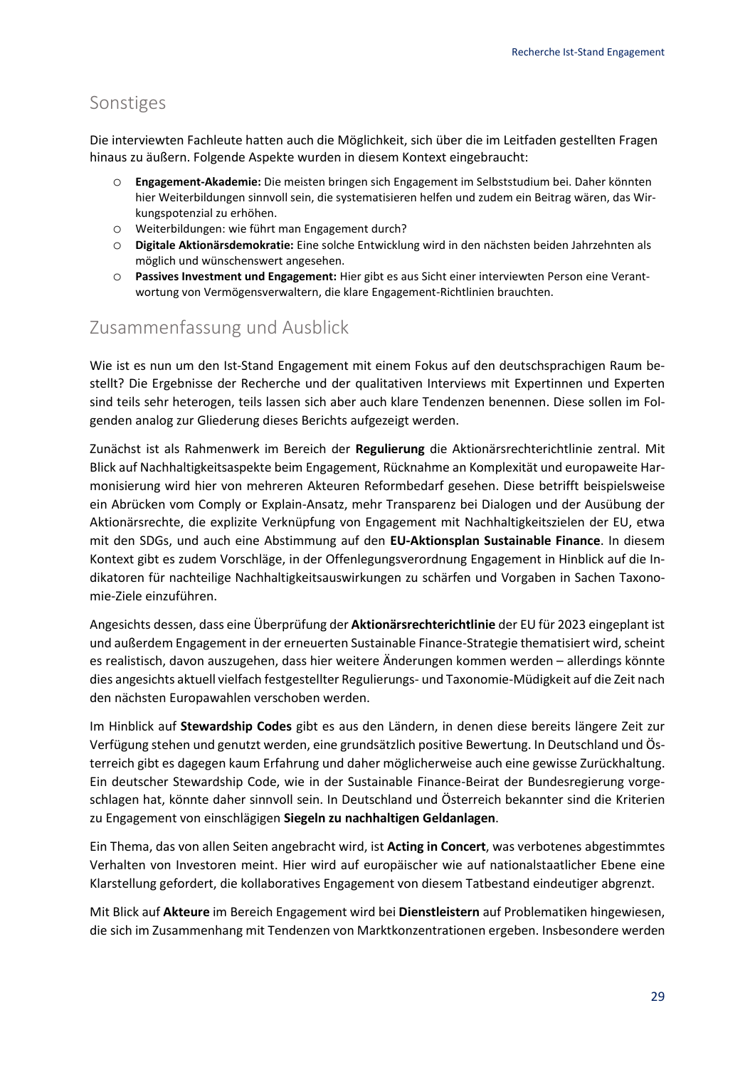## Sonstiges

Die interviewten Fachleute hatten auch die Möglichkeit, sich über die im Leitfaden gestellten Fragen hinaus zu äußern. Folgende Aspekte wurden in diesem Kontext eingebracht:

- **Engagement-Akademie:** Die meisten bringen sich Engagement im Selbststudium bei. Daher könnten hier Weiterbildungen sinnvoll sein, die systematisieren helfen und zudem ein Beitrag wären, das Wirkungspotenzial zu erhöhen.
- Weiterbildungen: wie führt man Engagement durch?
- **Digitale Aktionärsdemokratie:** Eine solche Entwicklung wird in den nächsten beiden Jahrzehnten als möglich und wünschenswert angesehen.
- **Passives Investment und Engagement:** Hier gibt es aus Sicht einer interviewten Person eine Verantwortung von Vermögensverwaltern, die klare Engagement-Richtlinien brauchten.

## Zusammenfassung und Ausblick

Wie ist es nun um den Ist-Stand Engagement mit einem Fokus auf den deutschsprachigen Raum bestellt? Die Ergebnisse der Recherche und der qualitativen Interviews mit Expertinnen und Experten sind teils sehr heterogen, teils lassen sich aber auch klare Tendenzen benennen. Diese sollen im Folgenden analog zur Gliederung dieses Berichts aufgezeigt werden.

Zunächst ist als Rahmenwerk im Bereich der **Regulierung** die Aktionärsrechterichtlinie zentral. Mit Blick auf Nachhaltigkeitsaspekte beim Engagement, Rücknahme an Komplexität und europaweite Harmonisierung wird hier von mehreren Akteuren Reformbedarf gesehen. Diese betrifft beispielsweise ein Abrücken vom Comply or Explain-Ansatz, mehr Transparenz bei Dialogen und der Ausübung der Aktionärsrechte, die explizite Verknüpfung von Engagement mit Nachhaltigkeitszielen der EU, etwa mit den SDGs, und auch eine Abstimmung auf den **EU-Aktionsplan Sustainable Finance**. In diesem Kontext gibt es zudem Vorschläge, in der Offenlegungsverordnung Engagement in Hinblick auf die Indikatoren für nachteilige Nachhaltigkeitsauswirkungen zu schärfen und Vorgaben in Sachen Taxonomie-Ziele einzuführen.

Angesichts dessen, dass eine Überprüfung der **Aktionärsrechterichtlinie** der EU für 2023 eingeplant ist und außerdem Engagement in der erneuerten Sustainable Finance-Strategie thematisiert wird, scheint es realistisch, davon auszugehen, dass hier weitere Änderungen kommen werden – allerdings könnte dies angesichts aktuell vielfach festgestellter Regulierungs- und Taxonomie-Müdigkeit auf die Zeit nach den nächsten Europawahlen verschoben werden.

Im Hinblick auf **Stewardship Codes** gibt es aus den Ländern, in denen diese bereits längere Zeit zur Verfügung stehen und genutzt werden, eine grundsätzlich positive Bewertung. In Deutschland und Österreich gibt es dagegen kaum Erfahrung und daher möglicherweise auch eine gewisse Zurückhaltung. Ein deutscher Stewardship Code, wie in der Sustainable Finance-Beirat der Bundesregierung vorgeschlagen hat, könnte daher sinnvoll sein. In Deutschland und Österreich bekannter sind die Kriterien zu Engagement von einschlägigen **Siegeln zu nachhaltigen Geldanlagen**.

Ein Thema, das von allen Seiten angebracht wird, ist **Acting in Concert**, was verbotenes abgestimmtes Verhalten von Investoren meint. Hier wird auf europäischer wie auf nationalstaatlicher Ebene eine Klarstellung gefordert, die kollaboratives Engagement von diesem Tatbestand eindeutiger abgrenzt.

Mit Blick auf **Akteure** im Bereich Engagement wird bei **Dienstleistern** auf Problematiken hingewiesen, die sich im Zusammenhang mit Tendenzen von Marktkonzentrationen ergeben. Insbesondere werden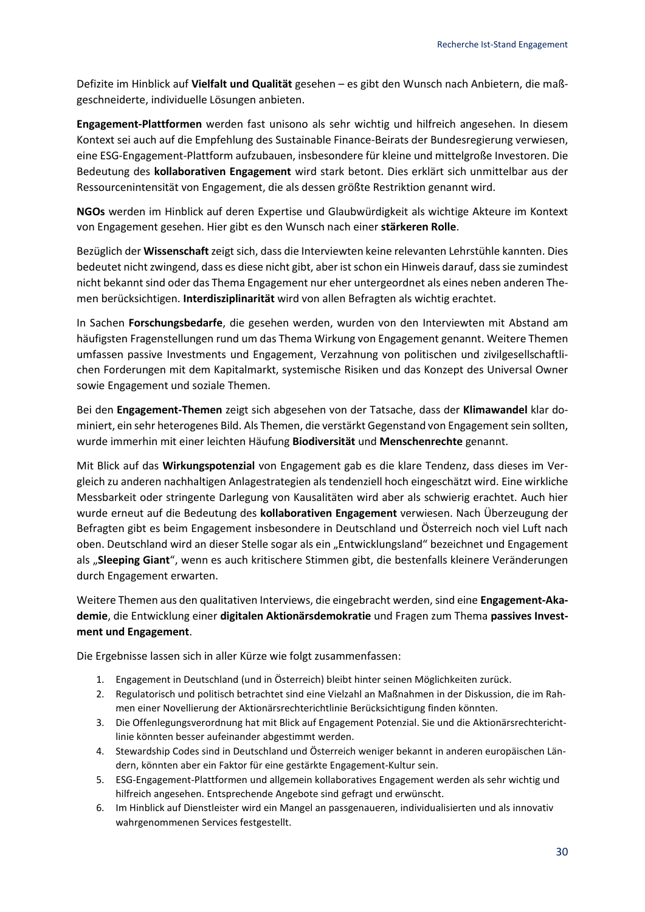Defizite im Hinblick auf **Vielfalt und Qualität** gesehen – es gibt den Wunsch nach Anbietern, die maßgeschneiderte, individuelle Lösungen anbieten.

**Engagement-Plattformen** werden fast unisono als sehr wichtig und hilfreich angesehen. In diesem Kontext sei auch auf die Empfehlung des Sustainable Finance-Beirats der Bundesregierung verwiesen, eine ESG-Engagement-Plattform aufzubauen, insbesondere für kleine und mittelgroße Investoren. Die Bedeutung des **kollaborativen Engagement** wird stark betont. Dies erklärt sich unmittelbar aus der Ressourcenintensität von Engagement, die als dessen größte Restriktion genannt wird.

**NGOs** werden im Hinblick auf deren Expertise und Glaubwürdigkeit als wichtige Akteure im Kontext von Engagement gesehen. Hier gibt es den Wunsch nach einer **stärkeren Rolle**.

Bezüglich der **Wissenschaft** zeigt sich, dass die Interviewten keine relevanten Lehrstühle kannten. Dies bedeutet nicht zwingend, dass es diese nicht gibt, aber ist schon ein Hinweis darauf, dass sie zumindest nicht bekannt sind oder das Thema Engagement nur eher untergeordnet als eines neben anderen Themen berücksichtigen. **Interdisziplinarität** wird von allen Befragten als wichtig erachtet.

In Sachen **Forschungsbedarfe**, die gesehen werden, wurden von den Interviewten mit Abstand am häufigsten Fragenstellungen rund um das Thema Wirkung von Engagement genannt. Weitere Themen umfassen passive Investments und Engagement, Verzahnung von politischen und zivilgesellschaftlichen Forderungen mit dem Kapitalmarkt, systemische Risiken und das Konzept des Universal Owner sowie Engagement und soziale Themen.

Bei den **Engagement-Themen** zeigt sich abgesehen von der Tatsache, dass der **Klimawandel** klar dominiert, ein sehr heterogenes Bild. Als Themen, die verstärkt Gegenstand von Engagement sein sollten, wurde immerhin mit einer leichten Häufung **Biodiversität** und **Menschenrechte** genannt.

Mit Blick auf das **Wirkungspotenzial** von Engagement gab es die klare Tendenz, dass dieses im Vergleich zu anderen nachhaltigen Anlagestrategien als tendenziell hoch eingeschätzt wird. Eine wirkliche Messbarkeit oder stringente Darlegung von Kausalitäten wird aber als schwierig erachtet. Auch hier wurde erneut auf die Bedeutung des **kollaborativen Engagement** verwiesen. Nach Überzeugung der Befragten gibt es beim Engagement insbesondere in Deutschland und Österreich noch viel Luft nach oben. Deutschland wird an dieser Stelle sogar als ein „Entwicklungsland" bezeichnet und Engagement als „**Sleeping Giant**", wenn es auch kritischere Stimmen gibt, die bestenfalls kleinere Veränderungen durch Engagement erwarten.

Weitere Themen aus den qualitativen Interviews, die eingebracht werden, sind eine **Engagement-Akademie**, die Entwicklung einer **digitalen Aktionärsdemokratie** und Fragen zum Thema **passives Investment und Engagement**.

Die Ergebnisse lassen sich in aller Kürze wie folgt zusammenfassen:

1. Engagement in Deutschland (und in Österreich) bleibt hinter seinen Möglichkeiten zurück.
2. Regulatorisch und politisch betrachtet sind eine Vielzahl an Maßnahmen in der Diskussion, die im Rahmen einer Novellierung der Aktionärsrechterichtlinie Berücksichtigung finden könnten.
3. Die Offenlegungsverordnung hat mit Blick auf Engagement Potenzial. Sie und die Aktionärsrechterichtlinie könnten besser aufeinander abgestimmt werden.
4. Stewardship Codes sind in Deutschland und Österreich weniger bekannt in anderen europäischen Ländern, könnten aber ein Faktor für eine gestärkte Engagement-Kultur sein.
5. ESG-Engagement-Plattformen und allgemein kollaboratives Engagement werden als sehr wichtig und hilfreich angesehen. Entsprechende Angebote sind gefragt und erwünscht.
6. Im Hinblick auf Dienstleister wird ein Mangel an passgenaueren, individualisierten und als innovativ wahrgenommenen Services festgestellt.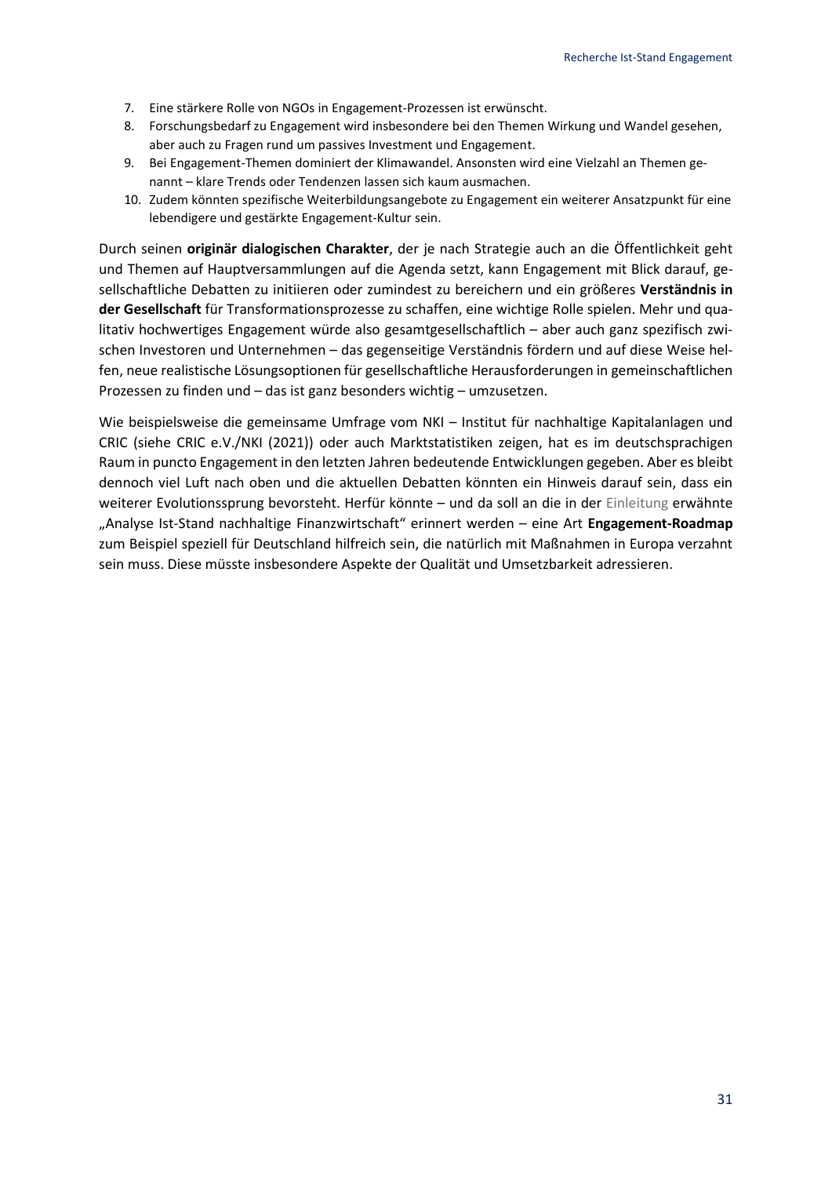7. Eine stärkere Rolle von NGOs in Engagement-Prozessen ist erwünscht.
8. Forschungsbedarf zu Engagement wird insbesondere bei den Themen Wirkung und Wandel gesehen, aber auch zu Fragen rund um passives Investment und Engagement.
9. Bei Engagement-Themen dominiert der Klimawandel. Ansonsten wird eine Vielzahl an Themen genannt – klare Trends oder Tendenzen lassen sich kaum ausmachen.
10. Zudem könnten spezifische Weiterbildungsangebote zu Engagement ein weiterer Ansatzpunkt für eine lebendigere und gestärkte Engagement-Kultur sein.

Durch seinen **originär dialogischen Charakter**, der je nach Strategie auch an die Öffentlichkeit geht und Themen auf Hauptversammlungen auf die Agenda setzt, kann Engagement mit Blick darauf, gesellschaftliche Debatten zu initiieren oder zumindest zu bereichern und ein größeres **Verständnis in der Gesellschaft** für Transformationsprozesse zu schaffen, eine wichtige Rolle spielen. Mehr und qualitativ hochwertiges Engagement würde also gesamtgesellschaftlich – aber auch ganz spezifisch zwischen Investoren und Unternehmen – das gegenseitige Verständnis fördern und auf diese Weise helfen, neue realistische Lösungsoptionen für gesellschaftliche Herausforderungen in gemeinschaftlichen Prozessen zu finden und – das ist ganz besonders wichtig – umzusetzen.

Wie beispielsweise die gemeinsame Umfrage vom NKI – Institut für nachhaltige Kapitalanlagen und CRIC (siehe CRIC e.V./NKI (2021)) oder auch Marktstatistiken zeigen, hat es im deutschsprachigen Raum in puncto Engagement in den letzten Jahren bedeutende Entwicklungen gegeben. Aber es bleibt dennoch viel Luft nach oben und die aktuellen Debatten könnten ein Hinweis darauf sein, dass ein weiterer Evolutionssprung bevorsteht. Herfür könnte – und da soll an die in der Einleitung erwähnte „Analyse Ist-Stand nachhaltige Finanzwirtschaft" erinnert werden – eine Art **Engagement-Roadmap** zum Beispiel speziell für Deutschland hilfreich sein, die natürlich mit Maßnahmen in Europa verzahnt sein muss. Diese müsste insbesondere Aspekte der Qualität und Umsetzbarkeit adressieren.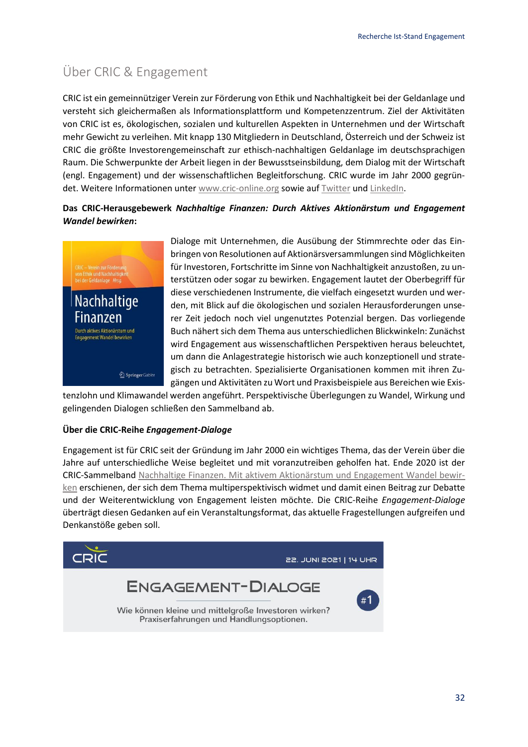## Über CRIC & Engagement

CRIC ist ein gemeinnütziger Verein zur Förderung von Ethik und Nachhaltigkeit bei der Geldanlage und versteht sich gleichermaßen als Informationsplattform und Kompetenzzentrum. Ziel der Aktivitäten von CRIC ist es, ökologischen, sozialen und kulturellen Aspekten in Unternehmen und der Wirtschaft mehr Gewicht zu verleihen. Mit knapp 130 Mitgliedern in Deutschland, Österreich und der Schweiz ist CRIC die größte Investorengemeinschaft zur ethisch-nachhaltigen Geldanlage im deutschsprachigen Raum. Die Schwerpunkte der Arbeit liegen in der Bewusstseinsbildung, dem Dialog mit der Wirtschaft (engl. Engagement) und der wissenschaftlichen Begleitforschung. CRIC wurde im Jahr 2000 gegründet. Weitere Informationen unter www.cric-online.org sowie auf Twitter und LinkedIn.

**Das CRIC-Herausgebewerk *Nachhaltige Finanzen: Durch Aktives Aktionärstum und Engagement Wandel bewirken*:**

Dialoge mit Unternehmen, die Ausübung der Stimmrechte oder das Einbringen von Resolutionen auf Aktionärsversammlungen sind Möglichkeiten für Investoren, Fortschritte im Sinne von Nachhaltigkeit anzustoßen, zu unterstützen oder sogar zu bewirken. Engagement lautet der Oberbegriff für diese verschiedenen Instrumente, die vielfach eingesetzt wurden und werden, mit Blick auf die ökologischen und sozialen Herausforderungen unserer Zeit jedoch noch viel ungenutztes Potenzial bergen. Das vorliegende Buch nähert sich dem Thema aus unterschiedlichen Blickwinkeln: Zunächst wird Engagement aus wissenschaftlichen Perspektiven heraus beleuchtet, um dann die Anlagestrategie historisch wie auch konzeptionell und strategisch zu betrachten. Spezialisierte Organisationen kommen mit ihren Zugängen und Aktivitäten zu Wort und Praxisbeispiele aus Bereichen wie Existenzlohn und Klimawandel werden angeführt. Perspektivische Überlegungen zu Wandel, Wirkung und gelingenden Dialogen schließen den Sammelband ab.

**Über die CRIC-Reihe *Engagement-Dialoge***

Engagement ist für CRIC seit der Gründung im Jahr 2000 ein wichtiges Thema, das der Verein über die Jahre auf unterschiedliche Weise begleitet und mit voranzutreiben geholfen hat. Ende 2020 ist der CRIC-Sammelband Nachhaltige Finanzen. Mit aktivem Aktionärstum und Engagement Wandel bewirken erschienen, der sich dem Thema multiperspektivisch widmet und damit einen Beitrag zur Debatte und der Weiterentwicklung von Engagement leisten möchte. Die CRIC-Reihe *Engagement-Dialoge* überträgt diesen Gedanken auf ein Veranstaltungsformat, das aktuelle Fragestellungen aufgreifen und Denkanstöße geben soll.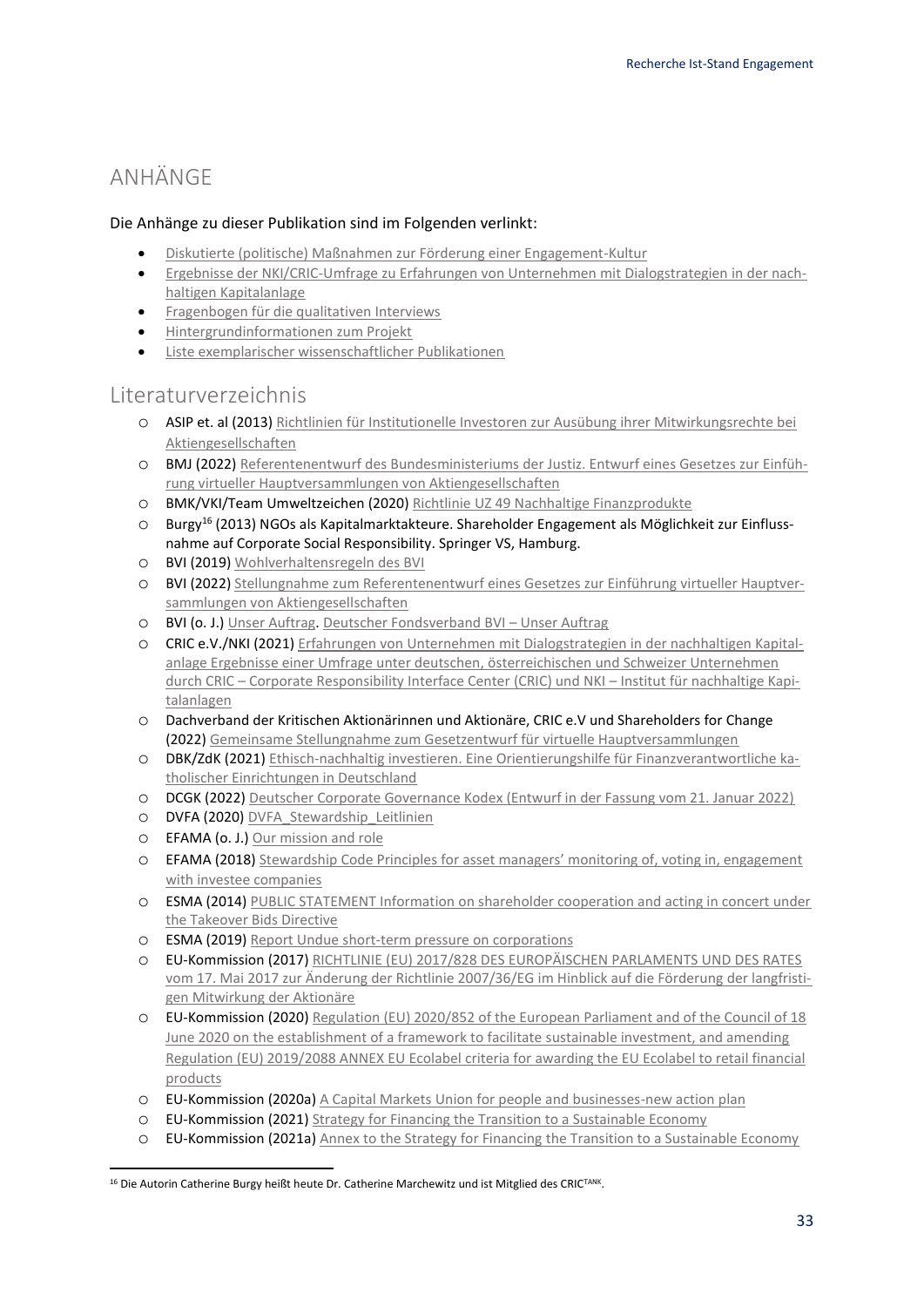# ANHÄNGE

Die Anhänge zu dieser Publikation sind im Folgenden verlinkt:

- Diskutierte (politische) Maßnahmen zur Förderung einer Engagement-Kultur
- Ergebnisse der NKI/CRIC-Umfrage zu Erfahrungen von Unternehmen mit Dialogstrategien in der nachhaltigen Kapitalanlage
- Fragebogen für die qualitativen Interviews
- Hintergrundinformationen zum Projekt
- Liste exemplarischer wissenschaftlicher Publikationen

## Literaturverzeichnis

- ASIP et. al (2013) Richtlinien für Institutionelle Investoren zur Ausübung ihrer Mitwirkungsrechte bei Aktiengesellschaften
- BMJ (2022) Referentenentwurf des Bundesministeriums der Justiz. Entwurf eines Gesetzes zur Einführung virtueller Hauptversammlungen von Aktiengesellschaften
- BMK/VKI/Team Umweltzeichen (2020) Richtlinie UZ 49 Nachhaltige Finanzprodukte
- Burgy[16] (2013) NGOs als Kapitalmarktakteure. Shareholder Engagement als Möglichkeit zur Einflussnahme auf Corporate Social Responsibility. Springer VS, Hamburg.
- BVI (2019) Wohlverhaltensregeln des BVI
- BVI (2022) Stellungnahme zum Referentenentwurf eines Gesetzes zur Einführung virtueller Hauptversammlungen von Aktiengesellschaften
- BVI (o. J.) Unser Auftrag. Deutscher Fondsverband BVI – Unser Auftrag
- CRIC e.V./NKI (2021) Erfahrungen von Unternehmen mit Dialogstrategien in der nachhaltigen Kapitalanlage Ergebnisse einer Umfrage unter deutschen, österreichischen und Schweizer Unternehmen durch CRIC – Corporate Responsibility Interface Center (CRIC) und NKI – Institut für nachhaltige Kapitalanlagen
- Dachverband der Kritischen Aktionärinnen und Aktionäre, CRIC e.V und Shareholders for Change (2022) Gemeinsame Stellungnahme zum Gesetzentwurf für virtuelle Hauptversammlungen
- DBK/ZdK (2021) Ethisch-nachhaltig investieren. Eine Orientierungshilfe für Finanzverantwortliche katholischer Einrichtungen in Deutschland
- DCGK (2022) Deutscher Corporate Governance Kodex (Entwurf in der Fassung vom 21. Januar 2022)
- DVFA (2020) DVFA_Stewardship_Leitlinien
- EFAMA (o. J.) Our mission and role
- EFAMA (2018) Stewardship Code Principles for asset managers' monitoring of, voting in, engagement with investee companies
- ESMA (2014) PUBLIC STATEMENT Information on shareholder cooperation and acting in concert under the Takeover Bids Directive
- ESMA (2019) Report Undue short-term pressure on corporations
- EU-Kommission (2017) RICHTLINIE (EU) 2017/828 DES EUROPÄISCHEN PARLAMENTS UND DES RATES vom 17. Mai 2017 zur Änderung der Richtlinie 2007/36/EG im Hinblick auf die Förderung der langfristigen Mitwirkung der Aktionäre
- EU-Kommission (2020) Regulation (EU) 2020/852 of the European Parliament and of the Council of 18 June 2020 on the establishment of a framework to facilitate sustainable investment, and amending Regulation (EU) 2019/2088 ANNEX EU Ecolabel criteria for awarding the EU Ecolabel to retail financial products
- EU-Kommission (2020a) A Capital Markets Union for people and businesses-new action plan
- EU-Kommission (2021) Strategy for Financing the Transition to a Sustainable Economy
- EU-Kommission (2021a) Annex to the Strategy for Financing the Transition to a Sustainable Economy

[16] Die Autorin Catherine Burgy heißt heute Dr. Catherine Marchewitz und ist Mitglied des CRIC^TANK.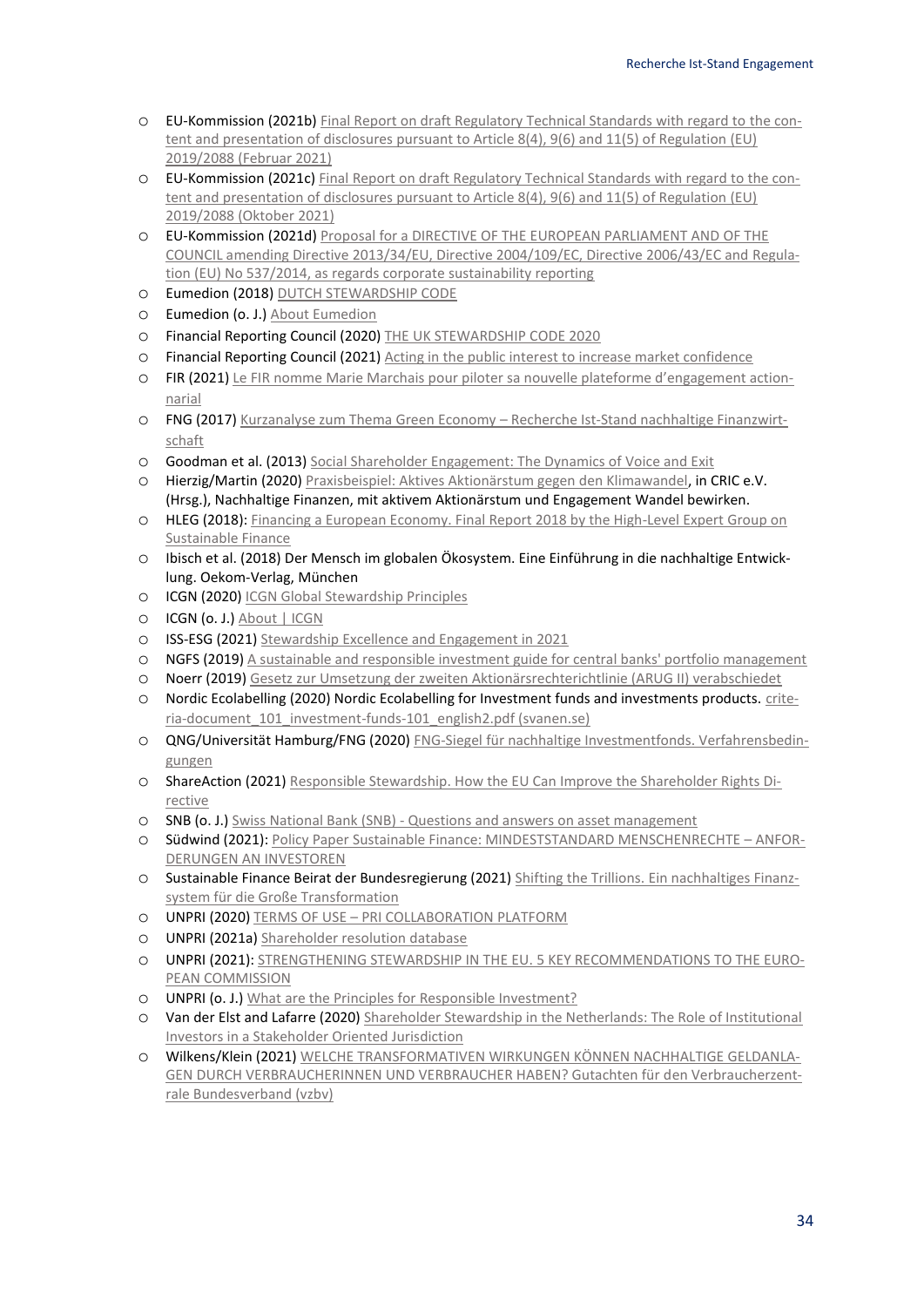- EU-Kommission (2021b) Final Report on draft Regulatory Technical Standards with regard to the content and presentation of disclosures pursuant to Article 8(4), 9(6) and 11(5) of Regulation (EU) 2019/2088 (Februar 2021)
- EU-Kommission (2021c) Final Report on draft Regulatory Technical Standards with regard to the content and presentation of disclosures pursuant to Article 8(4), 9(6) and 11(5) of Regulation (EU) 2019/2088 (Oktober 2021)
- EU-Kommission (2021d) Proposal for a DIRECTIVE OF THE EUROPEAN PARLIAMENT AND OF THE COUNCIL amending Directive 2013/34/EU, Directive 2004/109/EC, Directive 2006/43/EC and Regulation (EU) No 537/2014, as regards corporate sustainability reporting
- Eumedion (2018) DUTCH STEWARDSHIP CODE
- Eumedion (o. J.) About Eumedion
- Financial Reporting Council (2020) THE UK STEWARDSHIP CODE 2020
- Financial Reporting Council (2021) Acting in the public interest to increase market confidence
- FIR (2021) Le FIR nomme Marie Marchais pour piloter sa nouvelle plateforme d'engagement actionnarial
- FNG (2017) Kurzanalyse zum Thema Green Economy – Recherche Ist-Stand nachhaltige Finanzwirtschaft
- Goodman et al. (2013) Social Shareholder Engagement: The Dynamics of Voice and Exit
- Hierzig/Martin (2020) Praxisbeispiel: Aktives Aktionärstum gegen den Klimawandel, in CRIC e.V. (Hrsg.), Nachhaltige Finanzen, mit aktivem Aktionärstum und Engagement Wandel bewirken.
- HLEG (2018): Financing a European Economy. Final Report 2018 by the High-Level Expert Group on Sustainable Finance
- Ibisch et al. (2018) Der Mensch im globalen Ökosystem. Eine Einführung in die nachhaltige Entwicklung. Oekom-Verlag, München
- ICGN (2020) ICGN Global Stewardship Principles
- ICGN (o. J.) About | ICGN
- ISS-ESG (2021) Stewardship Excellence and Engagement in 2021
- NGFS (2019) A sustainable and responsible investment guide for central banks' portfolio management
- Noerr (2019) Gesetz zur Umsetzung der zweiten Aktionärsrechterichtlinie (ARUG II) verabschiedet
- Nordic Ecolabelling (2020) Nordic Ecolabelling for Investment funds and investments products. criteria-document_101_investment-funds-101_english2.pdf (svanen.se)
- QNG/Universität Hamburg/FNG (2020) FNG-Siegel für nachhaltige Investmentfonds. Verfahrensbedingungen
- ShareAction (2021) Responsible Stewardship. How the EU Can Improve the Shareholder Rights Directive
- SNB (o. J.) Swiss National Bank (SNB) - Questions and answers on asset management
- Südwind (2021): Policy Paper Sustainable Finance: MINDESTSTANDARD MENSCHENRECHTE – ANFORDERUNGEN AN INVESTOREN
- Sustainable Finance Beirat der Bundesregierung (2021) Shifting the Trillions. Ein nachhaltiges Finanzsystem für die Große Transformation
- UNPRI (2020) TERMS OF USE – PRI COLLABORATION PLATFORM
- UNPRI (2021a) Shareholder resolution database
- UNPRI (2021): STRENGTHENING STEWARDSHIP IN THE EU. 5 KEY RECOMMENDATIONS TO THE EUROPEAN COMMISSION
- UNPRI (o. J.) What are the Principles for Responsible Investment?
- Van der Elst and Lafarre (2020) Shareholder Stewardship in the Netherlands: The Role of Institutional Investors in a Stakeholder Oriented Jurisdiction
- Wilkens/Klein (2021) WELCHE TRANSFORMATIVEN WIRKUNGEN KÖNNEN NACHHALTIGE GELDANLAGEN DURCH VERBRAUCHERINNEN UND VERBRAUCHER HABEN? Gutachten für den Verbraucherzentrale Bundesverband (vzbv)